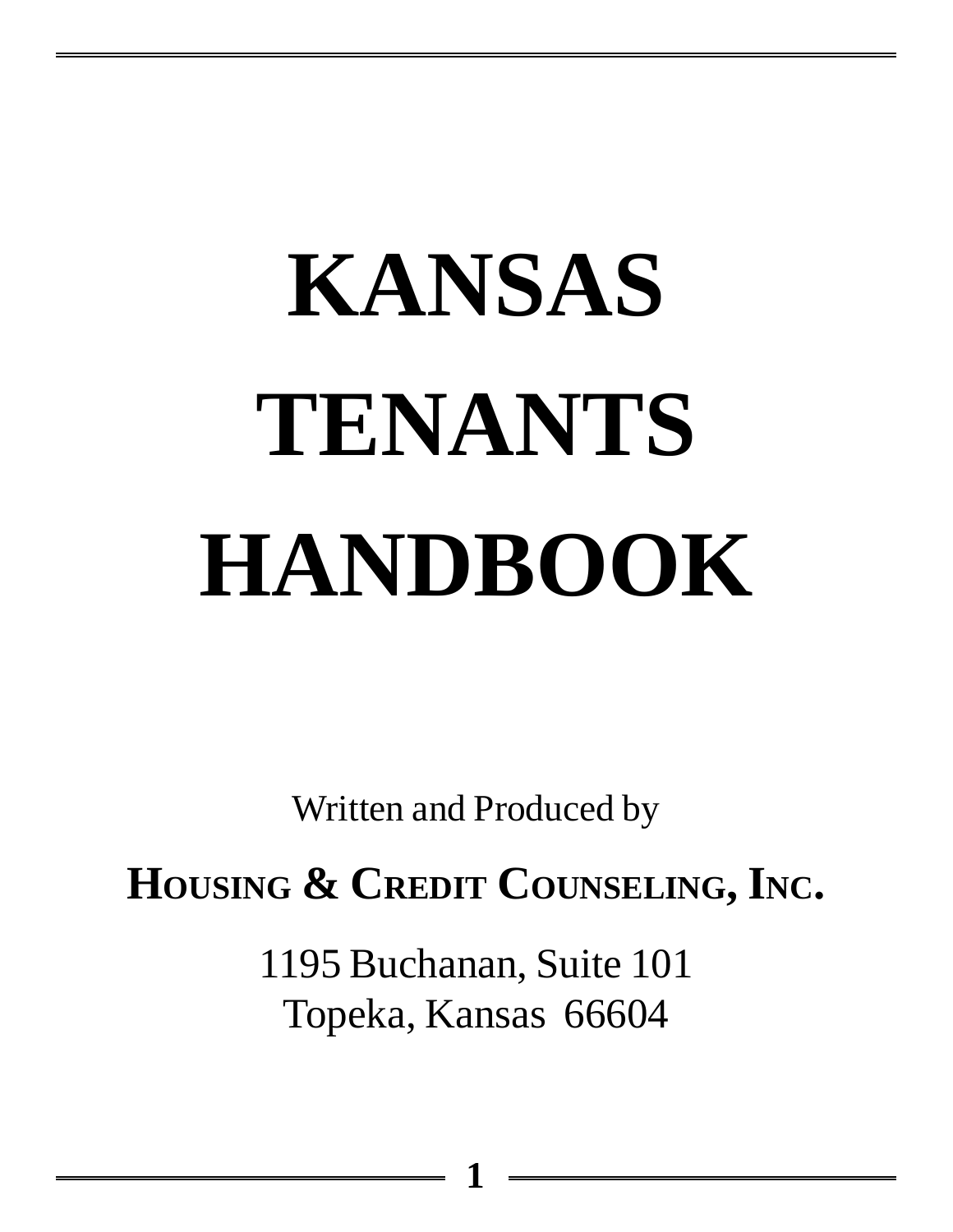# KANSAS TENANTS HANDBOOK

Written and Produced by

**HOUSING & CREDIT COUNSELING, INC.**

1195 Buchanan, Suite 101
Topeka, Kansas 66604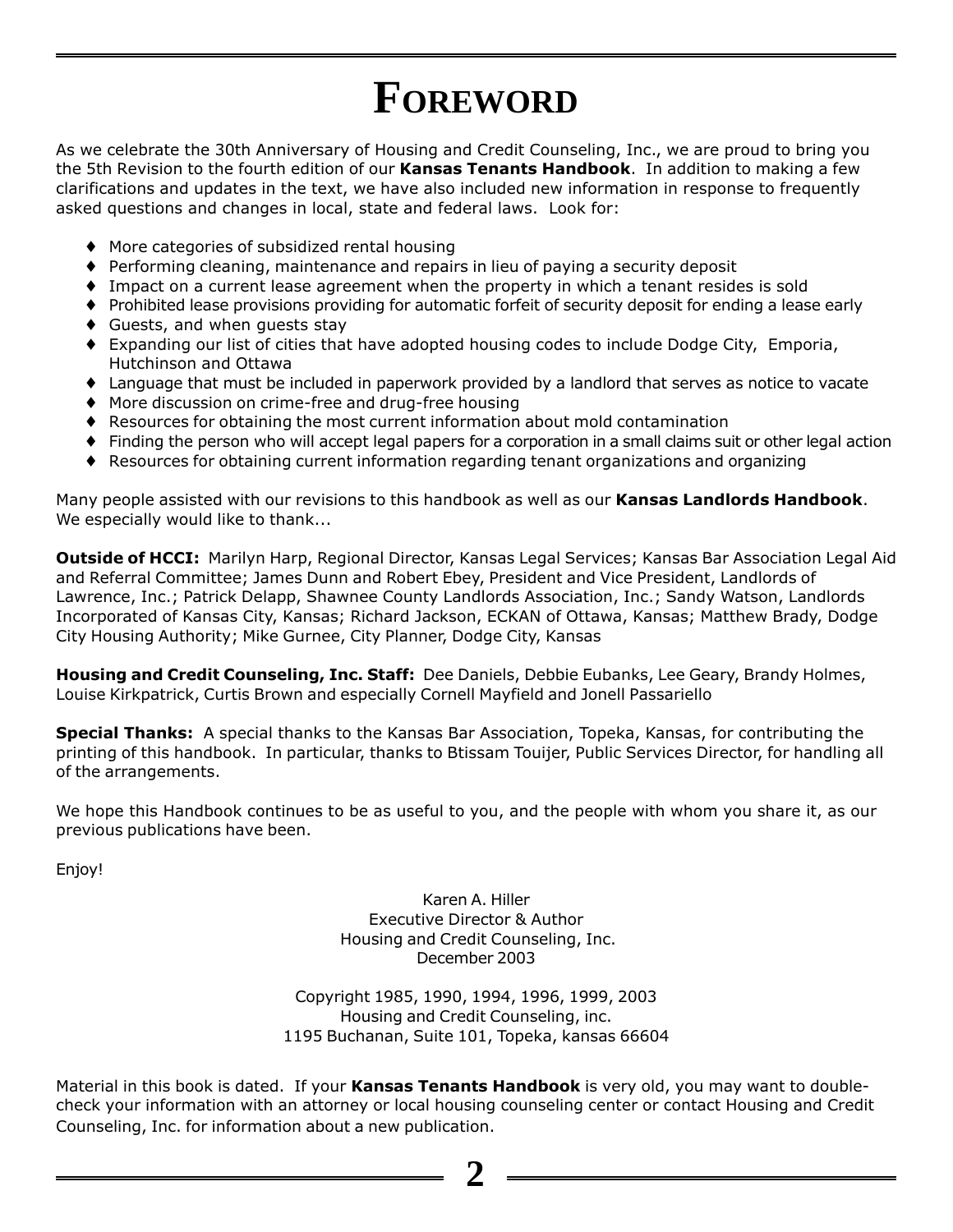# FOREWORD

As we celebrate the 30th Anniversary of Housing and Credit Counseling, Inc., we are proud to bring you the 5th Revision to the fourth edition of our **Kansas Tenants Handbook**. In addition to making a few clarifications and updates in the text, we have also included new information in response to frequently asked questions and changes in local, state and federal laws. Look for:

- More categories of subsidized rental housing
- Performing cleaning, maintenance and repairs in lieu of paying a security deposit
- Impact on a current lease agreement when the property in which a tenant resides is sold
- Prohibited lease provisions providing for automatic forfeit of security deposit for ending a lease early
- Guests, and when guests stay
- Expanding our list of cities that have adopted housing codes to include Dodge City, Emporia, Hutchinson and Ottawa
- Language that must be included in paperwork provided by a landlord that serves as notice to vacate
- More discussion on crime-free and drug-free housing
- Resources for obtaining the most current information about mold contamination
- Finding the person who will accept legal papers for a corporation in a small claims suit or other legal action
- Resources for obtaining current information regarding tenant organizations and organizing

Many people assisted with our revisions to this handbook as well as our **Kansas Landlords Handbook**. We especially would like to thank...

**Outside of HCCI:** Marilyn Harp, Regional Director, Kansas Legal Services; Kansas Bar Association Legal Aid and Referral Committee; James Dunn and Robert Ebey, President and Vice President, Landlords of Lawrence, Inc.; Patrick Delapp, Shawnee County Landlords Association, Inc.; Sandy Watson, Landlords Incorporated of Kansas City, Kansas; Richard Jackson, ECKAN of Ottawa, Kansas; Matthew Brady, Dodge City Housing Authority; Mike Gurnee, City Planner, Dodge City, Kansas

**Housing and Credit Counseling, Inc. Staff:** Dee Daniels, Debbie Eubanks, Lee Geary, Brandy Holmes, Louise Kirkpatrick, Curtis Brown and especially Cornell Mayfield and Jonell Passariello

**Special Thanks:** A special thanks to the Kansas Bar Association, Topeka, Kansas, for contributing the printing of this handbook. In particular, thanks to Btissam Touijer, Public Services Director, for handling all of the arrangements.

We hope this Handbook continues to be as useful to you, and the people with whom you share it, as our previous publications have been.

Enjoy!

Karen A. Hiller
Executive Director & Author
Housing and Credit Counseling, Inc.
December 2003

Copyright 1985, 1990, 1994, 1996, 1999, 2003
Housing and Credit Counseling, inc.
1195 Buchanan, Suite 101, Topeka, kansas 66604

Material in this book is dated. If your **Kansas Tenants Handbook** is very old, you may want to double-check your information with an attorney or local housing counseling center or contact Housing and Credit Counseling, Inc. for information about a new publication.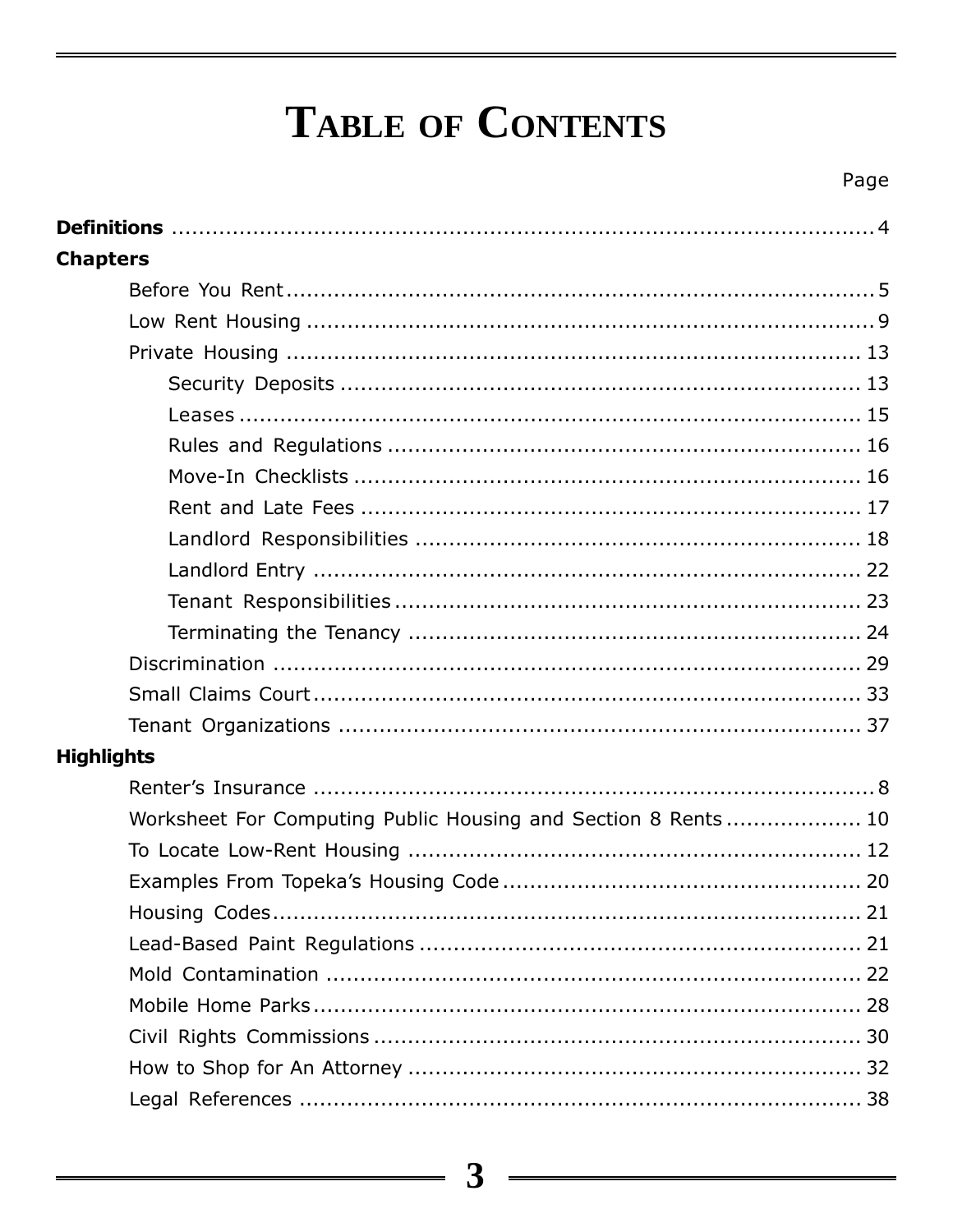# Table of Contents

| | Page |
|---|---|
| **Definitions** | 4 |
| **Chapters** | |
| Before You Rent | 5 |
| Low Rent Housing | 9 |
| Private Housing | 13 |
| Security Deposits | 13 |
| Leases | 15 |
| Rules and Regulations | 16 |
| Move-In Checklists | 16 |
| Rent and Late Fees | 17 |
| Landlord Responsibilities | 18 |
| Landlord Entry | 22 |
| Tenant Responsibilities | 23 |
| Terminating the Tenancy | 24 |
| Discrimination | 29 |
| Small Claims Court | 33 |
| Tenant Organizations | 37 |
| **Highlights** | |
| Renter's Insurance | 8 |
| Worksheet For Computing Public Housing and Section 8 Rents | 10 |
| To Locate Low-Rent Housing | 12 |
| Examples From Topeka's Housing Code | 20 |
| Housing Codes | 21 |
| Lead-Based Paint Regulations | 21 |
| Mold Contamination | 22 |
| Mobile Home Parks | 28 |
| Civil Rights Commissions | 30 |
| How to Shop for An Attorney | 32 |
| Legal References | 38 |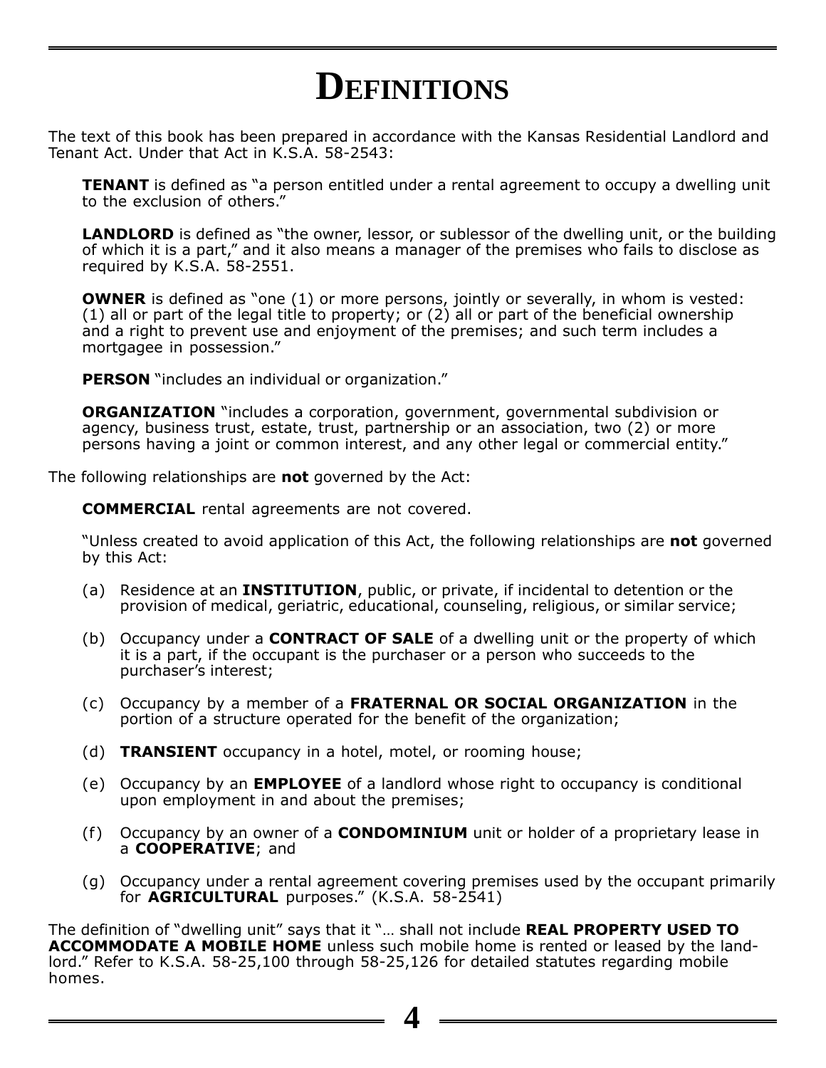# Definitions

The text of this book has been prepared in accordance with the Kansas Residential Landlord and Tenant Act. Under that Act in K.S.A. 58-2543:

**TENANT** is defined as "a person entitled under a rental agreement to occupy a dwelling unit to the exclusion of others."

**LANDLORD** is defined as "the owner, lessor, or sublessor of the dwelling unit, or the building of which it is a part," and it also means a manager of the premises who fails to disclose as required by K.S.A. 58-2551.

**OWNER** is defined as "one (1) or more persons, jointly or severally, in whom is vested: (1) all or part of the legal title to property; or (2) all or part of the beneficial ownership and a right to prevent use and enjoyment of the premises; and such term includes a mortgagee in possession."

**PERSON** "includes an individual or organization."

**ORGANIZATION** "includes a corporation, government, governmental subdivision or agency, business trust, estate, trust, partnership or an association, two (2) or more persons having a joint or common interest, and any other legal or commercial entity."

The following relationships are **not** governed by the Act:

**COMMERCIAL** rental agreements are not covered.

"Unless created to avoid application of this Act, the following relationships are **not** governed by this Act:

(a) Residence at an **INSTITUTION**, public, or private, if incidental to detention or the provision of medical, geriatric, educational, counseling, religious, or similar service;

(b) Occupancy under a **CONTRACT OF SALE** of a dwelling unit or the property of which it is a part, if the occupant is the purchaser or a person who succeeds to the purchaser's interest;

(c) Occupancy by a member of a **FRATERNAL OR SOCIAL ORGANIZATION** in the portion of a structure operated for the benefit of the organization;

(d) **TRANSIENT** occupancy in a hotel, motel, or rooming house;

(e) Occupancy by an **EMPLOYEE** of a landlord whose right to occupancy is conditional upon employment in and about the premises;

(f) Occupancy by an owner of a **CONDOMINIUM** unit or holder of a proprietary lease in a **COOPERATIVE**; and

(g) Occupancy under a rental agreement covering premises used by the occupant primarily for **AGRICULTURAL** purposes." (K.S.A. 58-2541)

The definition of "dwelling unit" says that it "… shall not include **REAL PROPERTY USED TO ACCOMMODATE A MOBILE HOME** unless such mobile home is rented or leased by the landlord." Refer to K.S.A. 58-25,100 through 58-25,126 for detailed statutes regarding mobile homes.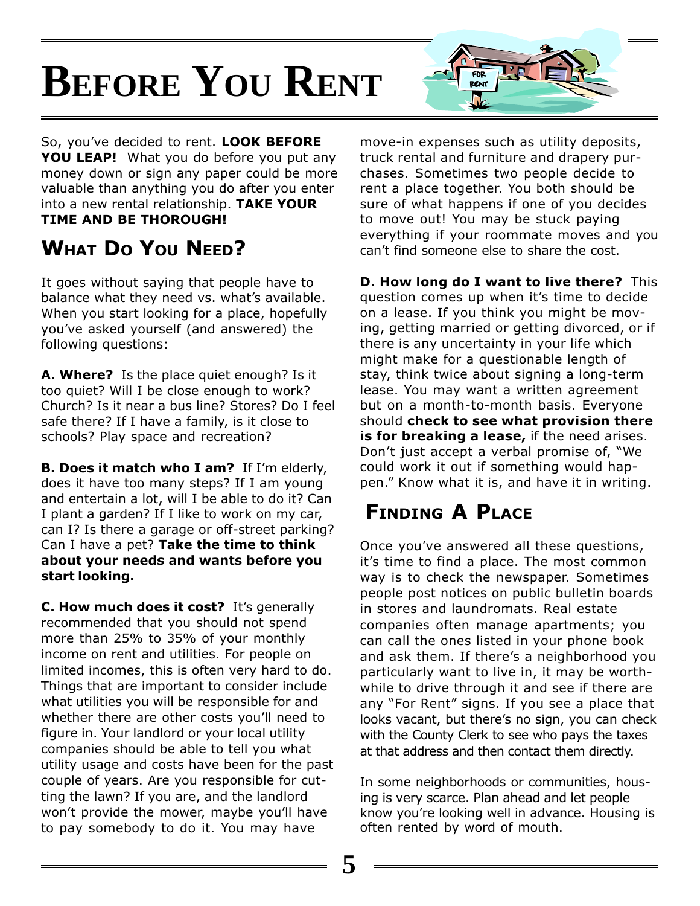# Before You Rent

So, you've decided to rent. **LOOK BEFORE YOU LEAP!** What you do before you put any money down or sign any paper could be more valuable than anything you do after you enter into a new rental relationship. **TAKE YOUR TIME AND BE THOROUGH!**

## What Do You Need?

It goes without saying that people have to balance what they need vs. what's available. When you start looking for a place, hopefully you've asked yourself (and answered) the following questions:

**A. Where?** Is the place quiet enough? Is it too quiet? Will I be close enough to work? Church? Is it near a bus line? Stores? Do I feel safe there? If I have a family, is it close to schools? Play space and recreation?

**B. Does it match who I am?** If I'm elderly, does it have too many steps? If I am young and entertain a lot, will I be able to do it? Can I plant a garden? If I like to work on my car, can I? Is there a garage or off-street parking? Can I have a pet? **Take the time to think about your needs and wants before you start looking.**

**C. How much does it cost?** It's generally recommended that you should not spend more than 25% to 35% of your monthly income on rent and utilities. For people on limited incomes, this is often very hard to do. Things that are important to consider include what utilities you will be responsible for and whether there are other costs you'll need to figure in. Your landlord or your local utility companies should be able to tell you what utility usage and costs have been for the past couple of years. Are you responsible for cutting the lawn? If you are, and the landlord won't provide the mower, maybe you'll have to pay somebody to do it. You may have move-in expenses such as utility deposits, truck rental and furniture and drapery purchases. Sometimes two people decide to rent a place together. You both should be sure of what happens if one of you decides to move out! You may be stuck paying everything if your roommate moves and you can't find someone else to share the cost.

**D. How long do I want to live there?** This question comes up when it's time to decide on a lease. If you think you might be moving, getting married or getting divorced, or if there is any uncertainty in your life which might make for a questionable length of stay, think twice about signing a long-term lease. You may want a written agreement but on a month-to-month basis. Everyone should **check to see what provision there is for breaking a lease,** if the need arises. Don't just accept a verbal promise of, "We could work it out if something would happen." Know what it is, and have it in writing.

## Finding A Place

Once you've answered all these questions, it's time to find a place. The most common way is to check the newspaper. Sometimes people post notices on public bulletin boards in stores and laundromats. Real estate companies often manage apartments; you can call the ones listed in your phone book and ask them. If there's a neighborhood you particularly want to live in, it may be worthwhile to drive through it and see if there are any "For Rent" signs. If you see a place that looks vacant, but there's no sign, you can check with the County Clerk to see who pays the taxes at that address and then contact them directly.

In some neighborhoods or communities, housing is very scarce. Plan ahead and let people know you're looking well in advance. Housing is often rented by word of mouth.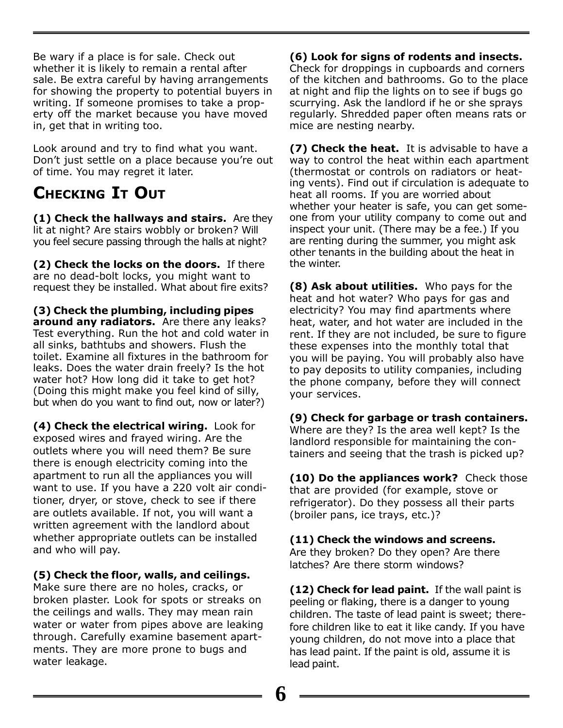Be wary if a place is for sale. Check out whether it is likely to remain a rental after sale. Be extra careful by having arrangements for showing the property to potential buyers in writing. If someone promises to take a property off the market because you have moved in, get that in writing too.

Look around and try to find what you want. Don't just settle on a place because you're out of time. You may regret it later.

## Checking It Out

**(1) Check the hallways and stairs.** Are they lit at night? Are stairs wobbly or broken? Will you feel secure passing through the halls at night?

**(2) Check the locks on the doors.** If there are no dead-bolt locks, you might want to request they be installed. What about fire exits?

**(3) Check the plumbing, including pipes around any radiators.** Are there any leaks? Test everything. Run the hot and cold water in all sinks, bathtubs and showers. Flush the toilet. Examine all fixtures in the bathroom for leaks. Does the water drain freely? Is the hot water hot? How long did it take to get hot? (Doing this might make you feel kind of silly, but when do you want to find out, now or later?)

**(4) Check the electrical wiring.** Look for exposed wires and frayed wiring. Are the outlets where you will need them? Be sure there is enough electricity coming into the apartment to run all the appliances you will want to use. If you have a 220 volt air conditioner, dryer, or stove, check to see if there are outlets available. If not, you will want a written agreement with the landlord about whether appropriate outlets can be installed and who will pay.

**(5) Check the floor, walls, and ceilings.** Make sure there are no holes, cracks, or broken plaster. Look for spots or streaks on the ceilings and walls. They may mean rain water or water from pipes above are leaking through. Carefully examine basement apartments. They are more prone to bugs and water leakage.

**(6) Look for signs of rodents and insects.** Check for droppings in cupboards and corners of the kitchen and bathrooms. Go to the place at night and flip the lights on to see if bugs go scurrying. Ask the landlord if he or she sprays regularly. Shredded paper often means rats or mice are nesting nearby.

**(7) Check the heat.** It is advisable to have a way to control the heat within each apartment (thermostat or controls on radiators or heating vents). Find out if circulation is adequate to heat all rooms. If you are worried about whether your heater is safe, you can get someone from your utility company to come out and inspect your unit. (There may be a fee.) If you are renting during the summer, you might ask other tenants in the building about the heat in the winter.

**(8) Ask about utilities.** Who pays for the heat and hot water? Who pays for gas and electricity? You may find apartments where heat, water, and hot water are included in the rent. If they are not included, be sure to figure these expenses into the monthly total that you will be paying. You will probably also have to pay deposits to utility companies, including the phone company, before they will connect your services.

**(9) Check for garbage or trash containers.** Where are they? Is the area well kept? Is the landlord responsible for maintaining the containers and seeing that the trash is picked up?

**(10) Do the appliances work?** Check those that are provided (for example, stove or refrigerator). Do they possess all their parts (broiler pans, ice trays, etc.)?

**(11) Check the windows and screens.** Are they broken? Do they open? Are there latches? Are there storm windows?

**(12) Check for lead paint.** If the wall paint is peeling or flaking, there is a danger to young children. The taste of lead paint is sweet; therefore children like to eat it like candy. If you have young children, do not move into a place that has lead paint. If the paint is old, assume it is lead paint.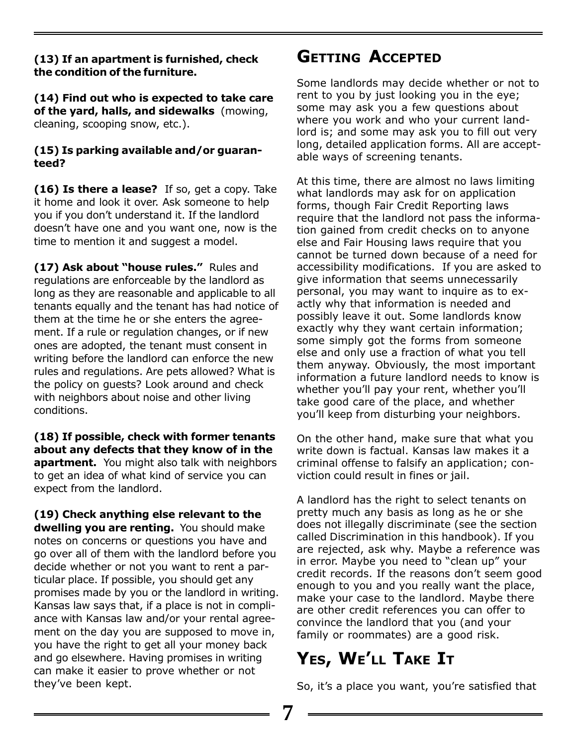**(13) If an apartment is furnished, check the condition of the furniture.**

**(14) Find out who is expected to take care of the yard, halls, and sidewalks** (mowing, cleaning, scooping snow, etc.).

**(15) Is parking available and/or guaranteed?**

**(16) Is there a lease?** If so, get a copy. Take it home and look it over. Ask someone to help you if you don't understand it. If the landlord doesn't have one and you want one, now is the time to mention it and suggest a model.

**(17) Ask about "house rules."** Rules and regulations are enforceable by the landlord as long as they are reasonable and applicable to all tenants equally and the tenant has had notice of them at the time he or she enters the agreement. If a rule or regulation changes, or if new ones are adopted, the tenant must consent in writing before the landlord can enforce the new rules and regulations. Are pets allowed? What is the policy on guests? Look around and check with neighbors about noise and other living conditions.

**(18) If possible, check with former tenants about any defects that they know of in the apartment.** You might also talk with neighbors to get an idea of what kind of service you can expect from the landlord.

**(19) Check anything else relevant to the dwelling you are renting.** You should make notes on concerns or questions you have and go over all of them with the landlord before you decide whether or not you want to rent a particular place. If possible, you should get any promises made by you or the landlord in writing. Kansas law says that, if a place is not in compliance with Kansas law and/or your rental agreement on the day you are supposed to move in, you have the right to get all your money back and go elsewhere. Having promises in writing can make it easier to prove whether or not they've been kept.

## Getting Accepted

Some landlords may decide whether or not to rent to you by just looking you in the eye; some may ask you a few questions about where you work and who your current landlord is; and some may ask you to fill out very long, detailed application forms. All are acceptable ways of screening tenants.

At this time, there are almost no laws limiting what landlords may ask for on application forms, though Fair Credit Reporting laws require that the landlord not pass the information gained from credit checks on to anyone else and Fair Housing laws require that you cannot be turned down because of a need for accessibility modifications. If you are asked to give information that seems unnecessarily personal, you may want to inquire as to exactly why that information is needed and possibly leave it out. Some landlords know exactly why they want certain information; some simply got the forms from someone else and only use a fraction of what you tell them anyway. Obviously, the most important information a future landlord needs to know is whether you'll pay your rent, whether you'll take good care of the place, and whether you'll keep from disturbing your neighbors.

On the other hand, make sure that what you write down is factual. Kansas law makes it a criminal offense to falsify an application; conviction could result in fines or jail.

A landlord has the right to select tenants on pretty much any basis as long as he or she does not illegally discriminate (see the section called Discrimination in this handbook). If you are rejected, ask why. Maybe a reference was in error. Maybe you need to "clean up" your credit records. If the reasons don't seem good enough to you and you really want the place, make your case to the landlord. Maybe there are other credit references you can offer to convince the landlord that you (and your family or roommates) are a good risk.

## Yes, We'll Take It

So, it's a place you want, you're satisfied that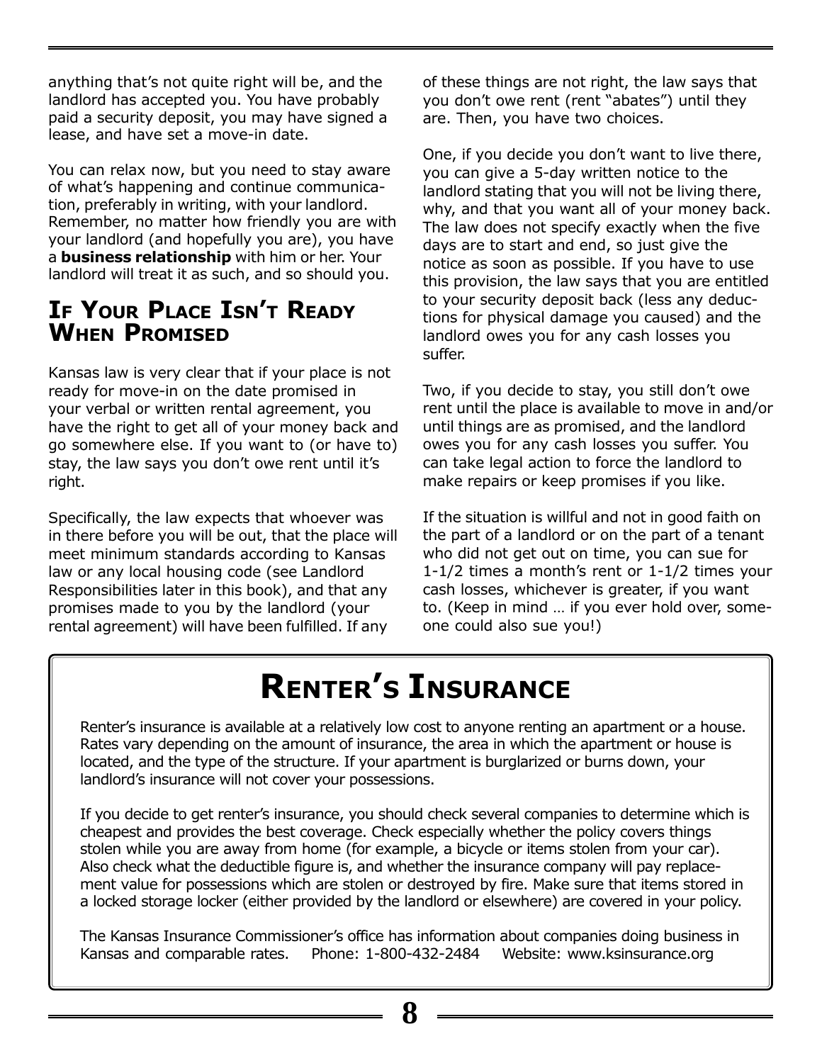anything that's not quite right will be, and the landlord has accepted you. You have probably paid a security deposit, you may have signed a lease, and have set a move-in date.

You can relax now, but you need to stay aware of what's happening and continue communication, preferably in writing, with your landlord. Remember, no matter how friendly you are with your landlord (and hopefully you are), you have a **business relationship** with him or her. Your landlord will treat it as such, and so should you.

## If Your Place Isn't Ready When Promised

Kansas law is very clear that if your place is not ready for move-in on the date promised in your verbal or written rental agreement, you have the right to get all of your money back and go somewhere else. If you want to (or have to) stay, the law says you don't owe rent until it's right.

Specifically, the law expects that whoever was in there before you will be out, that the place will meet minimum standards according to Kansas law or any local housing code (see Landlord Responsibilities later in this book), and that any promises made to you by the landlord (your rental agreement) will have been fulfilled. If any of these things are not right, the law says that you don't owe rent (rent "abates") until they are. Then, you have two choices.

One, if you decide you don't want to live there, you can give a 5-day written notice to the landlord stating that you will not be living there, why, and that you want all of your money back. The law does not specify exactly when the five days are to start and end, so just give the notice as soon as possible. If you have to use this provision, the law says that you are entitled to your security deposit back (less any deductions for physical damage you caused) and the landlord owes you for any cash losses you suffer.

Two, if you decide to stay, you still don't owe rent until the place is available to move in and/or until things are as promised, and the landlord owes you for any cash losses you suffer. You can take legal action to force the landlord to make repairs or keep promises if you like.

If the situation is willful and not in good faith on the part of a landlord or on the part of a tenant who did not get out on time, you can sue for 1-1/2 times a month's rent or 1-1/2 times your cash losses, whichever is greater, if you want to. (Keep in mind … if you ever hold over, someone could also sue you!)

## Renter's Insurance

Renter's insurance is available at a relatively low cost to anyone renting an apartment or a house. Rates vary depending on the amount of insurance, the area in which the apartment or house is located, and the type of the structure. If your apartment is burglarized or burns down, your landlord's insurance will not cover your possessions.

If you decide to get renter's insurance, you should check several companies to determine which is cheapest and provides the best coverage. Check especially whether the policy covers things stolen while you are away from home (for example, a bicycle or items stolen from your car). Also check what the deductible figure is, and whether the insurance company will pay replacement value for possessions which are stolen or destroyed by fire. Make sure that items stored in a locked storage locker (either provided by the landlord or elsewhere) are covered in your policy.

The Kansas Insurance Commissioner's office has information about companies doing business in Kansas and comparable rates. Phone: 1-800-432-2484 Website: www.ksinsurance.org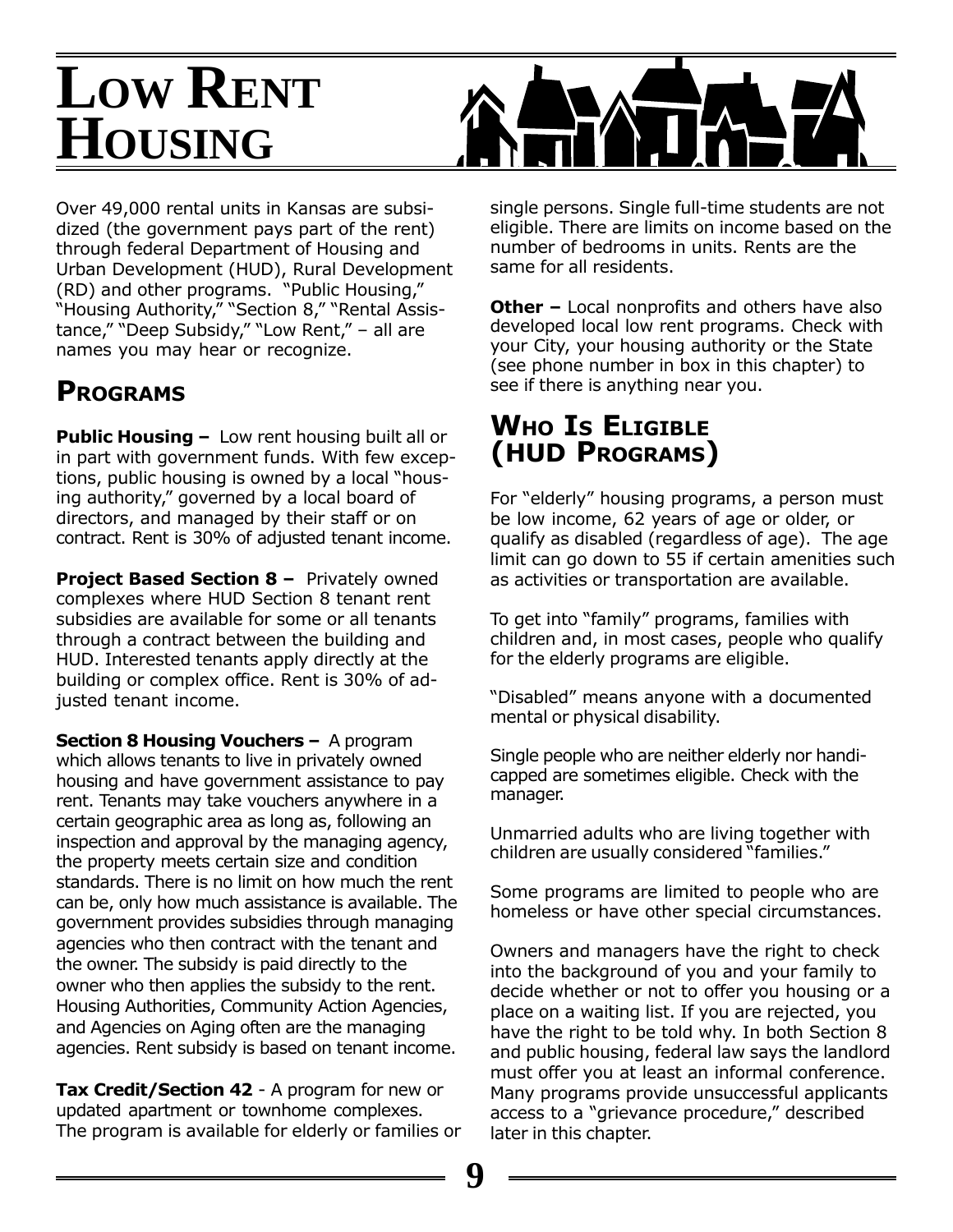# Low Rent Housing

Over 49,000 rental units in Kansas are subsidized (the government pays part of the rent) through federal Department of Housing and Urban Development (HUD), Rural Development (RD) and other programs. "Public Housing," "Housing Authority," "Section 8," "Rental Assistance," "Deep Subsidy," "Low Rent," – all are names you may hear or recognize.

## Programs

**Public Housing –** Low rent housing built all or in part with government funds. With few exceptions, public housing is owned by a local "housing authority," governed by a local board of directors, and managed by their staff or on contract. Rent is 30% of adjusted tenant income.

**Project Based Section 8 –** Privately owned complexes where HUD Section 8 tenant rent subsidies are available for some or all tenants through a contract between the building and HUD. Interested tenants apply directly at the building or complex office. Rent is 30% of adjusted tenant income.

**Section 8 Housing Vouchers –** A program which allows tenants to live in privately owned housing and have government assistance to pay rent. Tenants may take vouchers anywhere in a certain geographic area as long as, following an inspection and approval by the managing agency, the property meets certain size and condition standards. There is no limit on how much the rent can be, only how much assistance is available. The government provides subsidies through managing agencies who then contract with the tenant and the owner. The subsidy is paid directly to the owner who then applies the subsidy to the rent. Housing Authorities, Community Action Agencies, and Agencies on Aging often are the managing agencies. Rent subsidy is based on tenant income.

**Tax Credit/Section 42** - A program for new or updated apartment or townhome complexes. The program is available for elderly or families or single persons. Single full-time students are not eligible. There are limits on income based on the number of bedrooms in units. Rents are the same for all residents.

**Other –** Local nonprofits and others have also developed local low rent programs. Check with your City, your housing authority or the State (see phone number in box in this chapter) to see if there is anything near you.

## Who Is Eligible (HUD Programs)

For "elderly" housing programs, a person must be low income, 62 years of age or older, or qualify as disabled (regardless of age). The age limit can go down to 55 if certain amenities such as activities or transportation are available.

To get into "family" programs, families with children and, in most cases, people who qualify for the elderly programs are eligible.

"Disabled" means anyone with a documented mental or physical disability.

Single people who are neither elderly nor handicapped are sometimes eligible. Check with the manager.

Unmarried adults who are living together with children are usually considered "families."

Some programs are limited to people who are homeless or have other special circumstances.

Owners and managers have the right to check into the background of you and your family to decide whether or not to offer you housing or a place on a waiting list. If you are rejected, you have the right to be told why. In both Section 8 and public housing, federal law says the landlord must offer you at least an informal conference. Many programs provide unsuccessful applicants access to a "grievance procedure," described later in this chapter.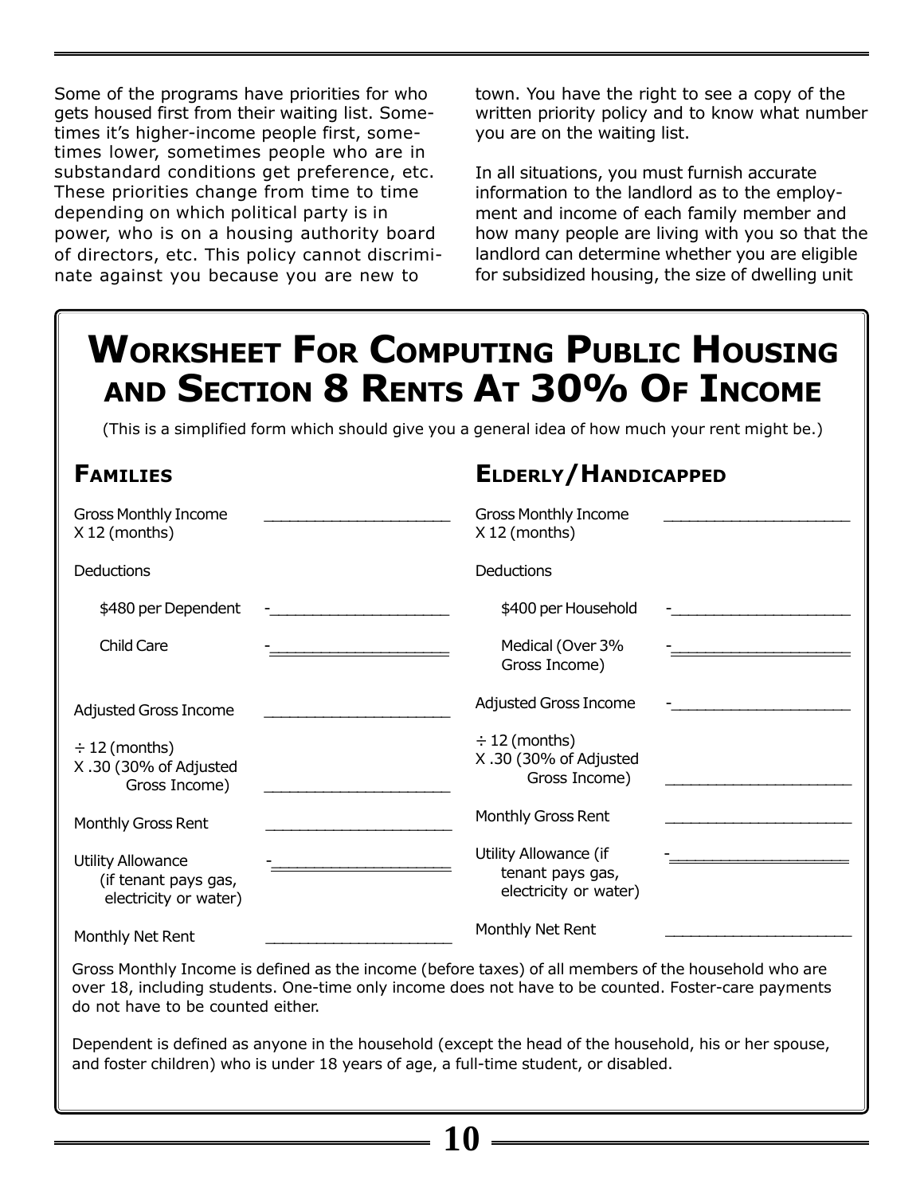Some of the programs have priorities for who gets housed first from their waiting list. Sometimes it's higher-income people first, sometimes lower, sometimes people who are in substandard conditions get preference, etc. These priorities change from time to time depending on which political party is in power, who is on a housing authority board of directors, etc. This policy cannot discriminate against you because you are new to town. You have the right to see a copy of the written priority policy and to know what number you are on the waiting list.

In all situations, you must furnish accurate information to the landlord as to the employment and income of each family member and how many people are living with you so that the landlord can determine whether you are eligible for subsidized housing, the size of dwelling unit

## Worksheet For Computing Public Housing and Section 8 Rents At 30% Of Income

(This is a simplified form which should give you a general idea of how much your rent might be.)

### Families

| | |
|---|---|
| Gross Monthly Income X 12 (months) | ____________ |
| Deductions | |
| $480 per Dependent | -____________ |
| Child Care | -____________ |
| Adjusted Gross Income | ____________ |
| ÷ 12 (months) X .30 (30% of Adjusted Gross Income) | ____________ |
| Monthly Gross Rent | ____________ |
| Utility Allowance (if tenant pays gas, electricity or water) | -____________ |
| Monthly Net Rent | ____________ |

### Elderly/Handicapped

| | |
|---|---|
| Gross Monthly Income X 12 (months) | ____________ |
| Deductions | |
| $400 per Household | -____________ |
| Medical (Over 3% Gross Income) | -____________ |
| Adjusted Gross Income | -____________ |
| ÷ 12 (months) X .30 (30% of Adjusted Gross Income) | ____________ |
| Monthly Gross Rent | ____________ |
| Utility Allowance (if tenant pays gas, electricity or water) | -____________ |
| Monthly Net Rent | ____________ |

Gross Monthly Income is defined as the income (before taxes) of all members of the household who are over 18, including students. One-time only income does not have to be counted. Foster-care payments do not have to be counted either.

Dependent is defined as anyone in the household (except the head of the household, his or her spouse, and foster children) who is under 18 years of age, a full-time student, or disabled.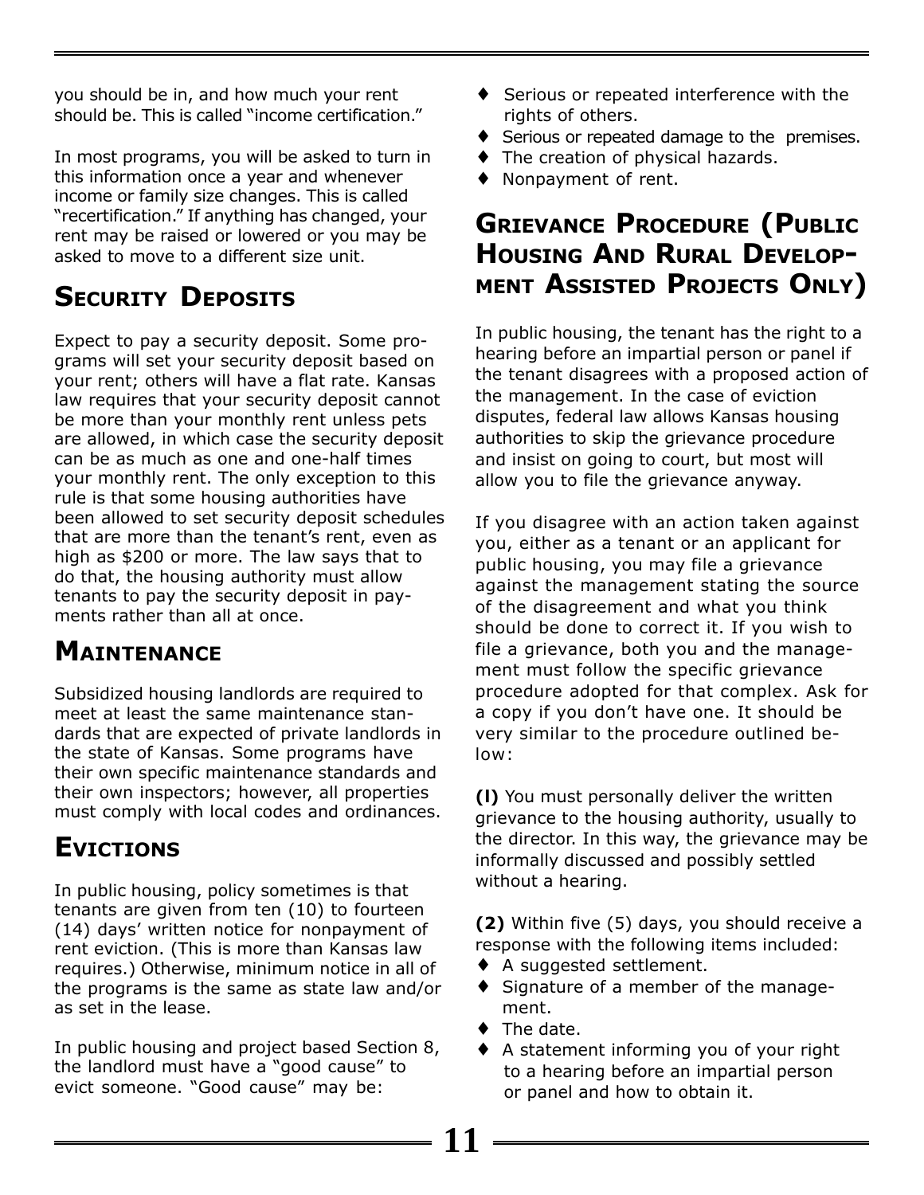you should be in, and how much your rent should be. This is called "income certification."

In most programs, you will be asked to turn in this information once a year and whenever income or family size changes. This is called "recertification." If anything has changed, your rent may be raised or lowered or you may be asked to move to a different size unit.

## Security Deposits

Expect to pay a security deposit. Some programs will set your security deposit based on your rent; others will have a flat rate. Kansas law requires that your security deposit cannot be more than your monthly rent unless pets are allowed, in which case the security deposit can be as much as one and one-half times your monthly rent. The only exception to this rule is that some housing authorities have been allowed to set security deposit schedules that are more than the tenant's rent, even as high as $200 or more. The law says that to do that, the housing authority must allow tenants to pay the security deposit in payments rather than all at once.

## Maintenance

Subsidized housing landlords are required to meet at least the same maintenance standards that are expected of private landlords in the state of Kansas. Some programs have their own specific maintenance standards and their own inspectors; however, all properties must comply with local codes and ordinances.

## Evictions

In public housing, policy sometimes is that tenants are given from ten (10) to fourteen (14) days' written notice for nonpayment of rent eviction. (This is more than Kansas law requires.) Otherwise, minimum notice in all of the programs is the same as state law and/or as set in the lease.

In public housing and project based Section 8, the landlord must have a "good cause" to evict someone. "Good cause" may be:

- Serious or repeated interference with the rights of others.
- Serious or repeated damage to the premises.
- The creation of physical hazards.
- Nonpayment of rent.

## Grievance Procedure (Public Housing And Rural Development Assisted Projects Only)

In public housing, the tenant has the right to a hearing before an impartial person or panel if the tenant disagrees with a proposed action of the management. In the case of eviction disputes, federal law allows Kansas housing authorities to skip the grievance procedure and insist on going to court, but most will allow you to file the grievance anyway.

If you disagree with an action taken against you, either as a tenant or an applicant for public housing, you may file a grievance against the management stating the source of the disagreement and what you think should be done to correct it. If you wish to file a grievance, both you and the management must follow the specific grievance procedure adopted for that complex. Ask for a copy if you don't have one. It should be very similar to the procedure outlined below:

**(l)** You must personally deliver the written grievance to the housing authority, usually to the director. In this way, the grievance may be informally discussed and possibly settled without a hearing.

**(2)** Within five (5) days, you should receive a response with the following items included:

- A suggested settlement.
- Signature of a member of the management.
- The date.
- A statement informing you of your right to a hearing before an impartial person or panel and how to obtain it.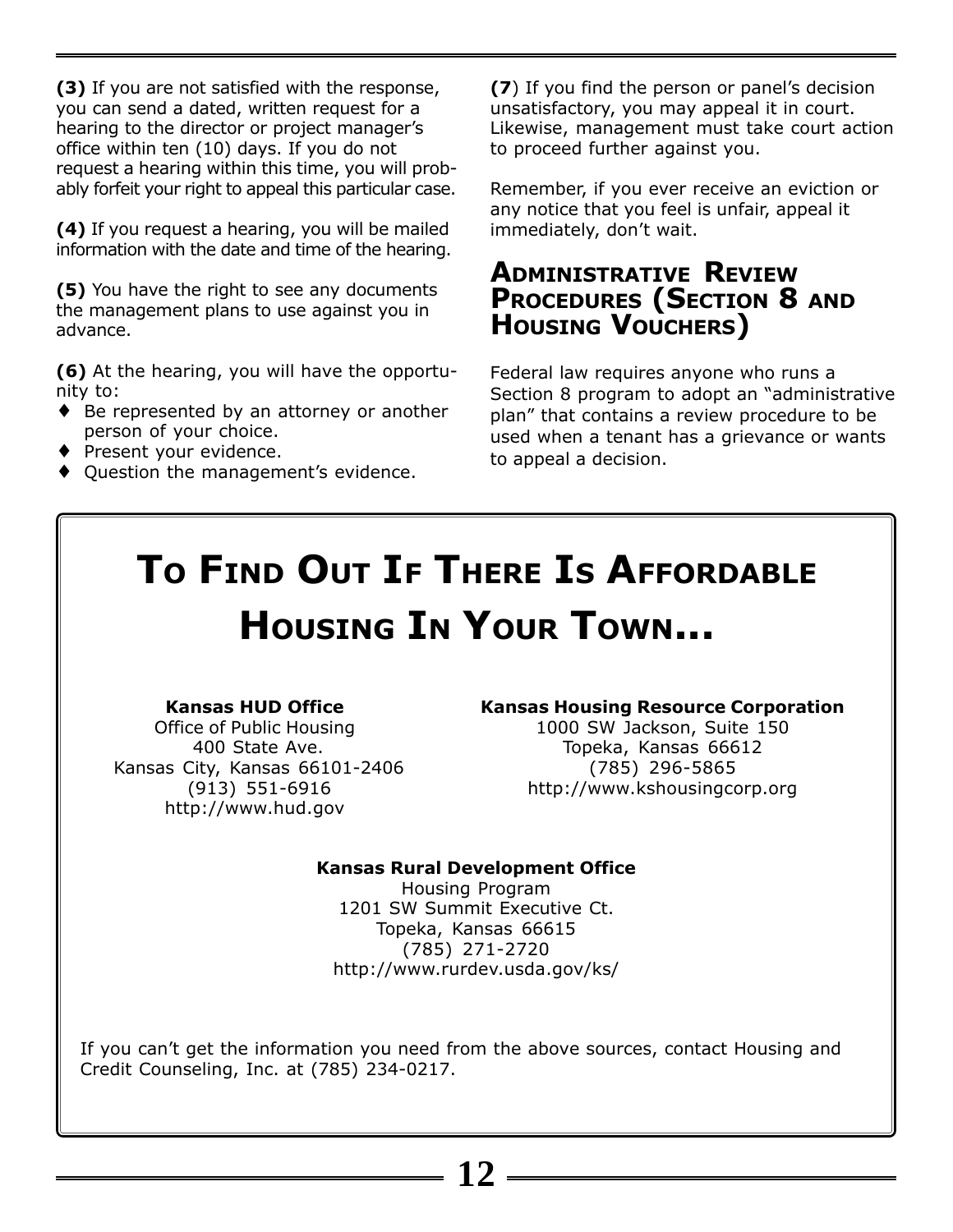**(3)** If you are not satisfied with the response, you can send a dated, written request for a hearing to the director or project manager's office within ten (10) days. If you do not request a hearing within this time, you will probably forfeit your right to appeal this particular case.

**(4)** If you request a hearing, you will be mailed information with the date and time of the hearing.

**(5)** You have the right to see any documents the management plans to use against you in advance.

**(6)** At the hearing, you will have the opportunity to:

- Be represented by an attorney or another person of your choice.
- Present your evidence.
- Question the management's evidence.

**(7)** If you find the person or panel's decision unsatisfactory, you may appeal it in court. Likewise, management must take court action to proceed further against you.

Remember, if you ever receive an eviction or any notice that you feel is unfair, appeal it immediately, don't wait.

## Administrative Review Procedures (Section 8 and Housing Vouchers)

Federal law requires anyone who runs a Section 8 program to adopt an "administrative plan" that contains a review procedure to be used when a tenant has a grievance or wants to appeal a decision.

# To Find Out If There Is Affordable Housing In Your Town...

**Kansas HUD Office**
Office of Public Housing
400 State Ave.
Kansas City, Kansas 66101-2406
(913) 551-6916
http://www.hud.gov

**Kansas Housing Resource Corporation**
1000 SW Jackson, Suite 150
Topeka, Kansas 66612
(785) 296-5865
http://www.kshousingcorp.org

**Kansas Rural Development Office**
Housing Program
1201 SW Summit Executive Ct.
Topeka, Kansas 66615
(785) 271-2720
http://www.rurdev.usda.gov/ks/

If you can't get the information you need from the above sources, contact Housing and Credit Counseling, Inc. at (785) 234-0217.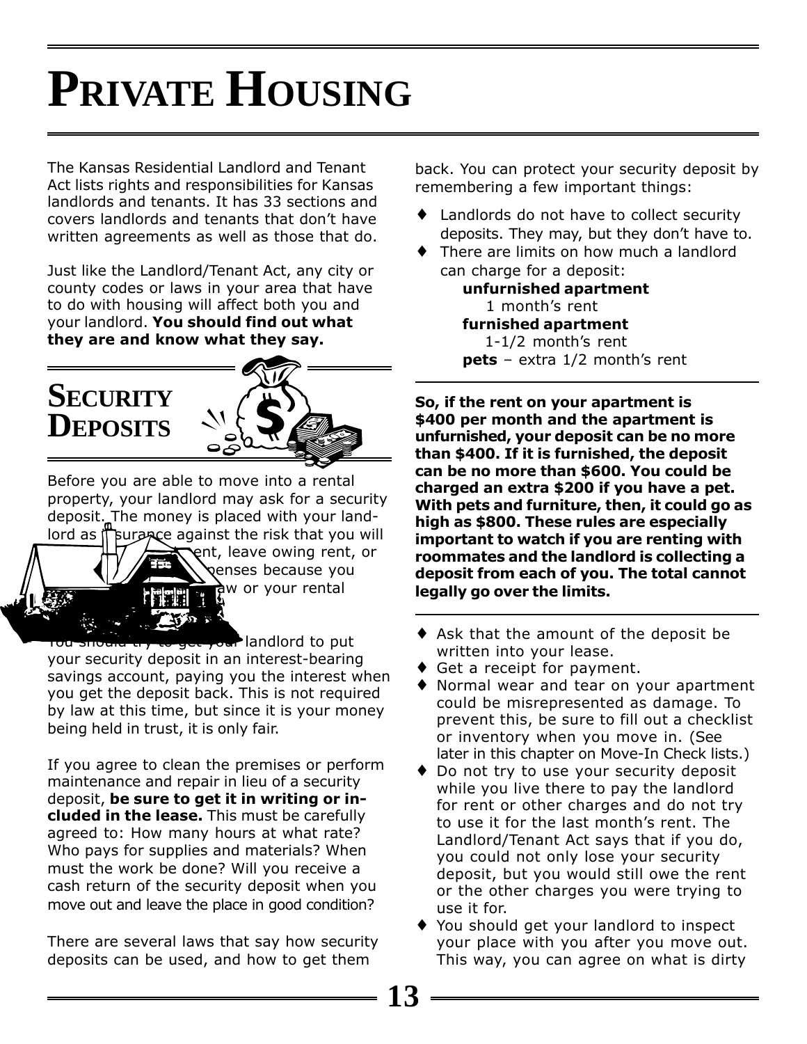# PRIVATE HOUSING

The Kansas Residential Landlord and Tenant Act lists rights and responsibilities for Kansas landlords and tenants. It has 33 sections and covers landlords and tenants that don't have written agreements as well as those that do.

Just like the Landlord/Tenant Act, any city or county codes or laws in your area that have to do with housing will affect both you and your landlord. **You should find out what they are and know what they say.**

## SECURITY DEPOSITS

Before you are able to move into a rental property, your landlord may ask for a security deposit. The money is placed with your landlord as insurance against the risk that you will ...ent, leave owing rent, or ...penses because you ...aw or your rental ...

You should try to get your landlord to put your security deposit in an interest-bearing savings account, paying you the interest when you get the deposit back. This is not required by law at this time, but since it is your money being held in trust, it is only fair.

If you agree to clean the premises or perform maintenance and repair in lieu of a security deposit, **be sure to get it in writing or included in the lease.** This must be carefully agreed to: How many hours at what rate? Who pays for supplies and materials? When must the work be done? Will you receive a cash return of the security deposit when you move out and leave the place in good condition?

There are several laws that say how security deposits can be used, and how to get them back. You can protect your security deposit by remembering a few important things:

- Landlords do not have to collect security deposits. They may, but they don't have to.
- There are limits on how much a landlord can charge for a deposit:
  - **unfurnished apartment**
    1 month's rent
  - **furnished apartment**
    1-1/2 month's rent
  - **pets** – extra 1/2 month's rent

**So, if the rent on your apartment is $400 per month and the apartment is unfurnished, your deposit can be no more than $400. If it is furnished, the deposit can be no more than $600. You could be charged an extra $200 if you have a pet. With pets and furniture, then, it could go as high as $800. These rules are especially important to watch if you are renting with roommates and the landlord is collecting a deposit from each of you. The total cannot legally go over the limits.**

- Ask that the amount of the deposit be written into your lease.
- Get a receipt for payment.
- Normal wear and tear on your apartment could be misrepresented as damage. To prevent this, be sure to fill out a checklist or inventory when you move in. (See later in this chapter on Move-In Check lists.)
- Do not try to use your security deposit while you live there to pay the landlord for rent or other charges and do not try to use it for the last month's rent. The Landlord/Tenant Act says that if you do, you could not only lose your security deposit, but you would still owe the rent or the other charges you were trying to use it for.
- You should get your landlord to inspect your place with you after you move out. This way, you can agree on what is dirty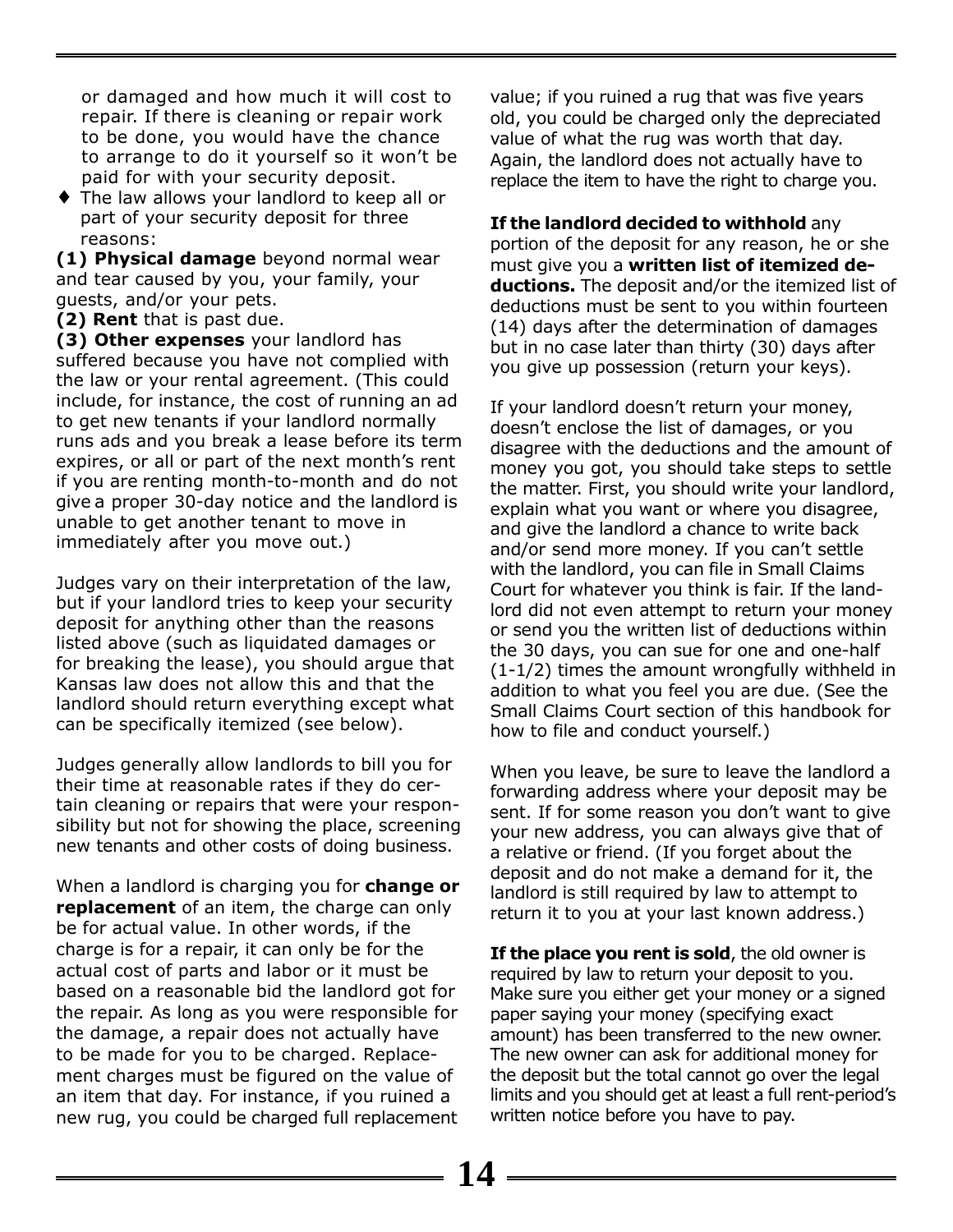or damaged and how much it will cost to repair. If there is cleaning or repair work to be done, you would have the chance to arrange to do it yourself so it won't be paid for with your security deposit.

- The law allows your landlord to keep all or part of your security deposit for three reasons:

**(1) Physical damage** beyond normal wear and tear caused by you, your family, your guests, and/or your pets.

**(2) Rent** that is past due.

**(3) Other expenses** your landlord has suffered because you have not complied with the law or your rental agreement. (This could include, for instance, the cost of running an ad to get new tenants if your landlord normally runs ads and you break a lease before its term expires, or all or part of the next month's rent if you are renting month-to-month and do not give a proper 30-day notice and the landlord is unable to get another tenant to move in immediately after you move out.)

Judges vary on their interpretation of the law, but if your landlord tries to keep your security deposit for anything other than the reasons listed above (such as liquidated damages or for breaking the lease), you should argue that Kansas law does not allow this and that the landlord should return everything except what can be specifically itemized (see below).

Judges generally allow landlords to bill you for their time at reasonable rates if they do certain cleaning or repairs that were your responsibility but not for showing the place, screening new tenants and other costs of doing business.

When a landlord is charging you for **change or replacement** of an item, the charge can only be for actual value. In other words, if the charge is for a repair, it can only be for the actual cost of parts and labor or it must be based on a reasonable bid the landlord got for the repair. As long as you were responsible for the damage, a repair does not actually have to be made for you to be charged. Replacement charges must be figured on the value of an item that day. For instance, if you ruined a new rug, you could be charged full replacement value; if you ruined a rug that was five years old, you could be charged only the depreciated value of what the rug was worth that day. Again, the landlord does not actually have to replace the item to have the right to charge you.

**If the landlord decided to withhold** any portion of the deposit for any reason, he or she must give you a **written list of itemized deductions.** The deposit and/or the itemized list of deductions must be sent to you within fourteen (14) days after the determination of damages but in no case later than thirty (30) days after you give up possession (return your keys).

If your landlord doesn't return your money, doesn't enclose the list of damages, or you disagree with the deductions and the amount of money you got, you should take steps to settle the matter. First, you should write your landlord, explain what you want or where you disagree, and give the landlord a chance to write back and/or send more money. If you can't settle with the landlord, you can file in Small Claims Court for whatever you think is fair. If the landlord did not even attempt to return your money or send you the written list of deductions within the 30 days, you can sue for one and one-half (1-1/2) times the amount wrongfully withheld in addition to what you feel you are due. (See the Small Claims Court section of this handbook for how to file and conduct yourself.)

When you leave, be sure to leave the landlord a forwarding address where your deposit may be sent. If for some reason you don't want to give your new address, you can always give that of a relative or friend. (If you forget about the deposit and do not make a demand for it, the landlord is still required by law to attempt to return it to you at your last known address.)

**If the place you rent is sold**, the old owner is required by law to return your deposit to you. Make sure you either get your money or a signed paper saying your money (specifying exact amount) has been transferred to the new owner. The new owner can ask for additional money for the deposit but the total cannot go over the legal limits and you should get at least a full rent-period's written notice before you have to pay.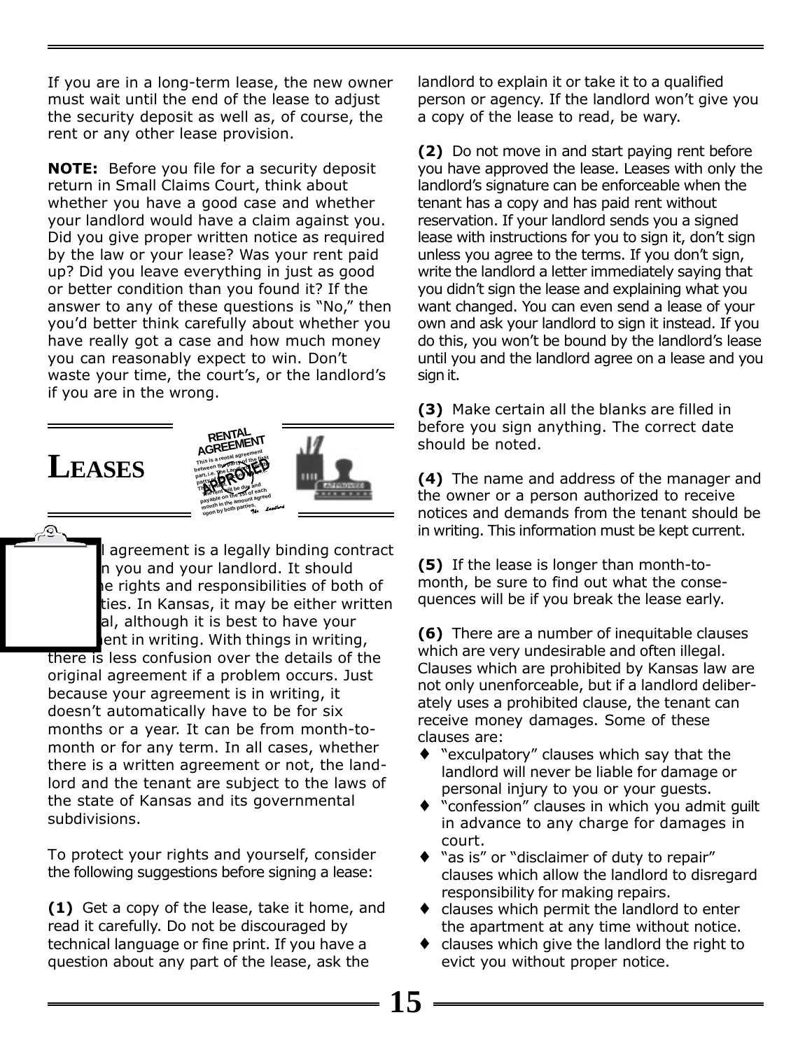If you are in a long-term lease, the new owner must wait until the end of the lease to adjust the security deposit as well as, of course, the rent or any other lease provision.

**NOTE:** Before you file for a security deposit return in Small Claims Court, think about whether you have a good case and whether your landlord would have a claim against you. Did you give proper written notice as required by the law or your lease? Was your rent paid up? Did you leave everything in just as good or better condition than you found it? If the answer to any of these questions is "No," then you'd better think carefully about whether you have really got a case and how much money you can reasonably expect to win. Don't waste your time, the court's, or the landlord's if you are in the wrong.

# LEASES

l agreement is a legally binding contract n you and your landlord. It should e rights and responsibilities of both of ties. In Kansas, it may be either written al, although it is best to have your ent in writing. With things in writing, there is less confusion over the details of the original agreement if a problem occurs. Just because your agreement is in writing, it doesn't automatically have to be for six months or a year. It can be from month-to-month or for any term. In all cases, whether there is a written agreement or not, the landlord and the tenant are subject to the laws of the state of Kansas and its governmental subdivisions.

To protect your rights and yourself, consider the following suggestions before signing a lease:

**(1)** Get a copy of the lease, take it home, and read it carefully. Do not be discouraged by technical language or fine print. If you have a question about any part of the lease, ask the landlord to explain it or take it to a qualified person or agency. If the landlord won't give you a copy of the lease to read, be wary.

**(2)** Do not move in and start paying rent before you have approved the lease. Leases with only the landlord's signature can be enforceable when the tenant has a copy and has paid rent without reservation. If your landlord sends you a signed lease with instructions for you to sign it, don't sign unless you agree to the terms. If you don't sign, write the landlord a letter immediately saying that you didn't sign the lease and explaining what you want changed. You can even send a lease of your own and ask your landlord to sign it instead. If you do this, you won't be bound by the landlord's lease until you and the landlord agree on a lease and you sign it.

**(3)** Make certain all the blanks are filled in before you sign anything. The correct date should be noted.

**(4)** The name and address of the manager and the owner or a person authorized to receive notices and demands from the tenant should be in writing. This information must be kept current.

**(5)** If the lease is longer than month-to-month, be sure to find out what the consequences will be if you break the lease early.

**(6)** There are a number of inequitable clauses which are very undesirable and often illegal. Clauses which are prohibited by Kansas law are not only unenforceable, but if a landlord deliberately uses a prohibited clause, the tenant can receive money damages. Some of these clauses are:

- "exculpatory" clauses which say that the landlord will never be liable for damage or personal injury to you or your guests.
- "confession" clauses in which you admit guilt in advance to any charge for damages in court.
- "as is" or "disclaimer of duty to repair" clauses which allow the landlord to disregard responsibility for making repairs.
- clauses which permit the landlord to enter the apartment at any time without notice.
- clauses which give the landlord the right to evict you without proper notice.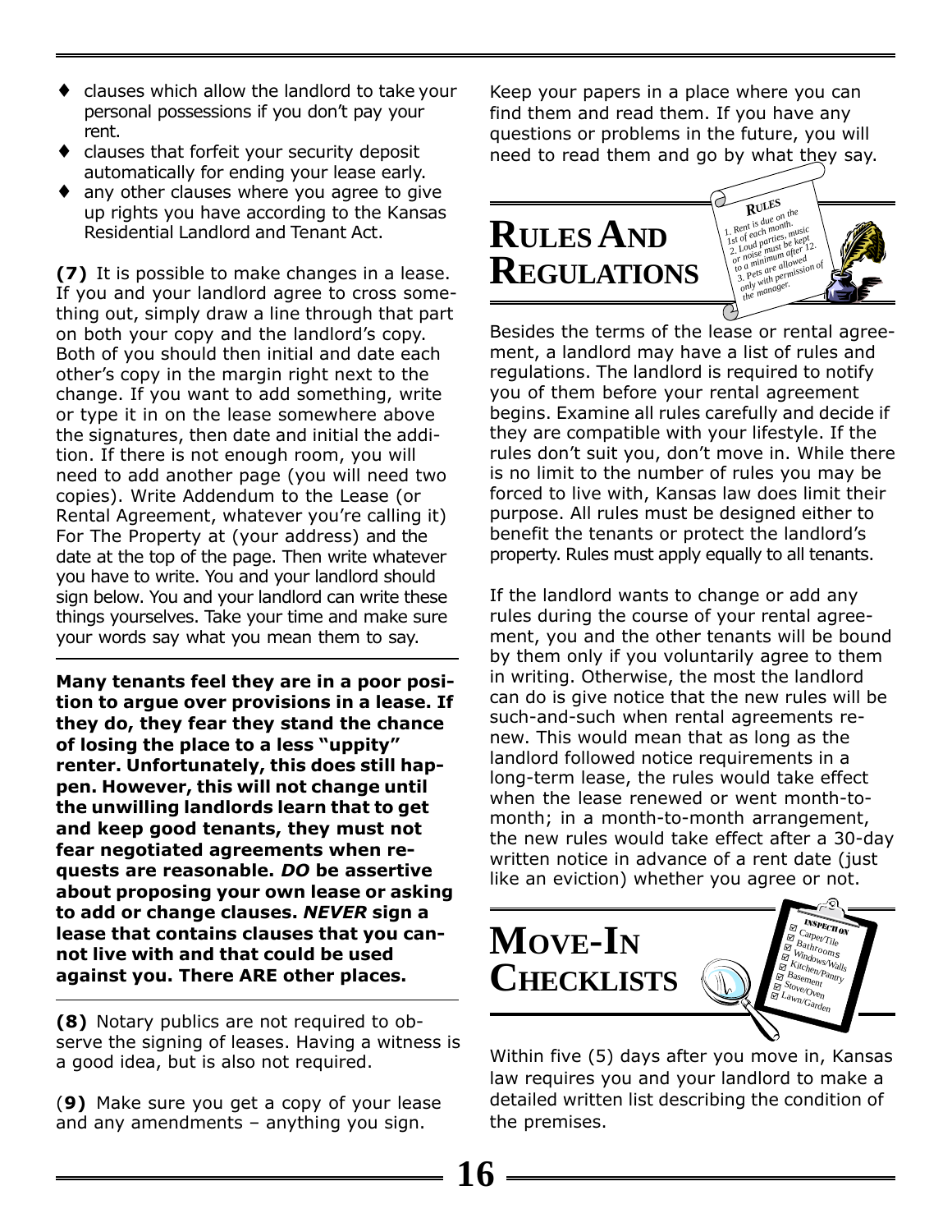- clauses which allow the landlord to take your personal possessions if you don't pay your rent.
- clauses that forfeit your security deposit automatically for ending your lease early.
- any other clauses where you agree to give up rights you have according to the Kansas Residential Landlord and Tenant Act.

**(7)** It is possible to make changes in a lease. If you and your landlord agree to cross something out, simply draw a line through that part on both your copy and the landlord's copy. Both of you should then initial and date each other's copy in the margin right next to the change. If you want to add something, write or type it in on the lease somewhere above the signatures, then date and initial the addition. If there is not enough room, you will need to add another page (you will need two copies). Write Addendum to the Lease (or Rental Agreement, whatever you're calling it) For The Property at (your address) and the date at the top of the page. Then write whatever you have to write. You and your landlord should sign below. You and your landlord can write these things yourselves. Take your time and make sure your words say what you mean them to say.

**Many tenants feel they are in a poor position to argue over provisions in a lease. If they do, they fear they stand the chance of losing the place to a less "uppity" renter. Unfortunately, this does still happen. However, this will not change until the unwilling landlords learn that to get and keep good tenants, they must not fear negotiated agreements when requests are reasonable. *DO* be assertive about proposing your own lease or asking to add or change clauses. *NEVER* sign a lease that contains clauses that you cannot live with and that could be used against you. There ARE other places.**

**(8)** Notary publics are not required to observe the signing of leases. Having a witness is a good idea, but is also not required.

(**9**) Make sure you get a copy of your lease and any amendments – anything you sign.

Keep your papers in a place where you can find them and read them. If you have any questions or problems in the future, you will need to read them and go by what they say.

# Rules And Regulations

Besides the terms of the lease or rental agreement, a landlord may have a list of rules and regulations. The landlord is required to notify you of them before your rental agreement begins. Examine all rules carefully and decide if they are compatible with your lifestyle. If the rules don't suit you, don't move in. While there is no limit to the number of rules you may be forced to live with, Kansas law does limit their purpose. All rules must be designed either to benefit the tenants or protect the landlord's property. Rules must apply equally to all tenants.

If the landlord wants to change or add any rules during the course of your rental agreement, you and the other tenants will be bound by them only if you voluntarily agree to them in writing. Otherwise, the most the landlord can do is give notice that the new rules will be such-and-such when rental agreements renew. This would mean that as long as the landlord followed notice requirements in a long-term lease, the rules would take effect when the lease renewed or went month-to-month; in a month-to-month arrangement, the new rules would take effect after a 30-day written notice in advance of a rent date (just like an eviction) whether you agree or not.

# Move-In Checklists

Within five (5) days after you move in, Kansas law requires you and your landlord to make a detailed written list describing the condition of the premises.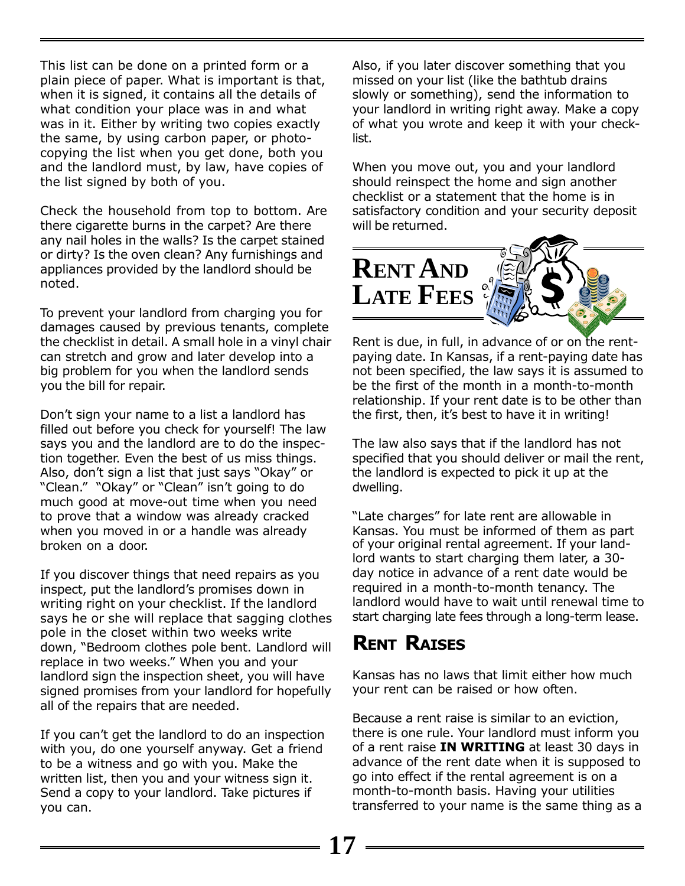This list can be done on a printed form or a plain piece of paper. What is important is that, when it is signed, it contains all the details of what condition your place was in and what was in it. Either by writing two copies exactly the same, by using carbon paper, or photocopying the list when you get done, both you and the landlord must, by law, have copies of the list signed by both of you.

Check the household from top to bottom. Are there cigarette burns in the carpet? Are there any nail holes in the walls? Is the carpet stained or dirty? Is the oven clean? Any furnishings and appliances provided by the landlord should be noted.

To prevent your landlord from charging you for damages caused by previous tenants, complete the checklist in detail. A small hole in a vinyl chair can stretch and grow and later develop into a big problem for you when the landlord sends you the bill for repair.

Don't sign your name to a list a landlord has filled out before you check for yourself! The law says you and the landlord are to do the inspection together. Even the best of us miss things. Also, don't sign a list that just says "Okay" or "Clean." "Okay" or "Clean" isn't going to do much good at move-out time when you need to prove that a window was already cracked when you moved in or a handle was already broken on a door.

If you discover things that need repairs as you inspect, put the landlord's promises down in writing right on your checklist. If the landlord says he or she will replace that sagging clothes pole in the closet within two weeks write down, "Bedroom clothes pole bent. Landlord will replace in two weeks." When you and your landlord sign the inspection sheet, you will have signed promises from your landlord for hopefully all of the repairs that are needed.

If you can't get the landlord to do an inspection with you, do one yourself anyway. Get a friend to be a witness and go with you. Make the written list, then you and your witness sign it. Send a copy to your landlord. Take pictures if you can.

Also, if you later discover something that you missed on your list (like the bathtub drains slowly or something), send the information to your landlord in writing right away. Make a copy of what you wrote and keep it with your checklist.

When you move out, you and your landlord should reinspect the home and sign another checklist or a statement that the home is in satisfactory condition and your security deposit will be returned.

## Rent And Late Fees

Rent is due, in full, in advance of or on the rent-paying date. In Kansas, if a rent-paying date has not been specified, the law says it is assumed to be the first of the month in a month-to-month relationship. If your rent date is to be other than the first, then, it's best to have it in writing!

The law also says that if the landlord has not specified that you should deliver or mail the rent, the landlord is expected to pick it up at the dwelling.

"Late charges" for late rent are allowable in Kansas. You must be informed of them as part of your original rental agreement. If your landlord wants to start charging them later, a 30-day notice in advance of a rent date would be required in a month-to-month tenancy. The landlord would have to wait until renewal time to start charging late fees through a long-term lease.

## Rent Raises

Kansas has no laws that limit either how much your rent can be raised or how often.

Because a rent raise is similar to an eviction, there is one rule. Your landlord must inform you of a rent raise **IN WRITING** at least 30 days in advance of the rent date when it is supposed to go into effect if the rental agreement is on a month-to-month basis. Having your utilities transferred to your name is the same thing as a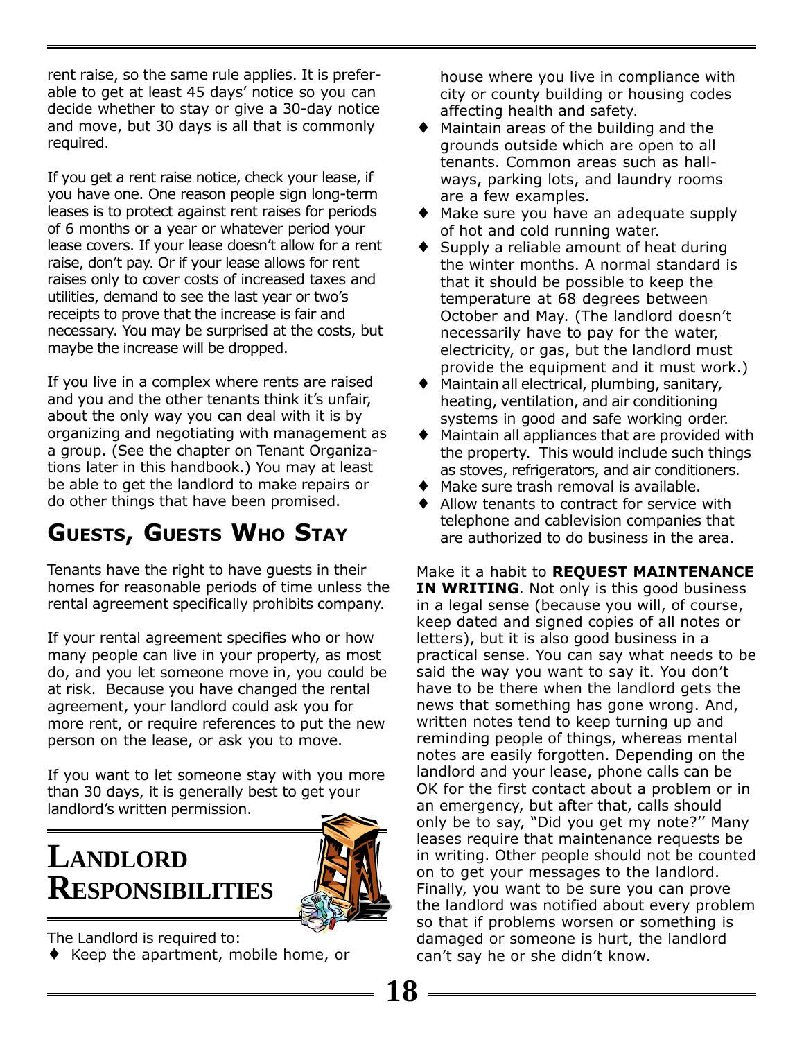rent raise, so the same rule applies. It is preferable to get at least 45 days' notice so you can decide whether to stay or give a 30-day notice and move, but 30 days is all that is commonly required.

If you get a rent raise notice, check your lease, if you have one. One reason people sign long-term leases is to protect against rent raises for periods of 6 months or a year or whatever period your lease covers. If your lease doesn't allow for a rent raise, don't pay. Or if your lease allows for rent raises only to cover costs of increased taxes and utilities, demand to see the last year or two's receipts to prove that the increase is fair and necessary. You may be surprised at the costs, but maybe the increase will be dropped.

If you live in a complex where rents are raised and you and the other tenants think it's unfair, about the only way you can deal with it is by organizing and negotiating with management as a group. (See the chapter on Tenant Organizations later in this handbook.) You may at least be able to get the landlord to make repairs or do other things that have been promised.

## Guests, Guests Who Stay

Tenants have the right to have guests in their homes for reasonable periods of time unless the rental agreement specifically prohibits company.

If your rental agreement specifies who or how many people can live in your property, as most do, and you let someone move in, you could be at risk. Because you have changed the rental agreement, your landlord could ask you for more rent, or require references to put the new person on the lease, or ask you to move.

If you want to let someone stay with you more than 30 days, it is generally best to get your landlord's written permission.

# Landlord Responsibilities

The Landlord is required to:

- Keep the apartment, mobile home, or house where you live in compliance with city or county building or housing codes affecting health and safety.
- Maintain areas of the building and the grounds outside which are open to all tenants. Common areas such as hallways, parking lots, and laundry rooms are a few examples.
- Make sure you have an adequate supply of hot and cold running water.
- Supply a reliable amount of heat during the winter months. A normal standard is that it should be possible to keep the temperature at 68 degrees between October and May. (The landlord doesn't necessarily have to pay for the water, electricity, or gas, but the landlord must provide the equipment and it must work.)
- Maintain all electrical, plumbing, sanitary, heating, ventilation, and air conditioning systems in good and safe working order.
- Maintain all appliances that are provided with the property. This would include such things as stoves, refrigerators, and air conditioners.
- Make sure trash removal is available.
- Allow tenants to contract for service with telephone and cablevision companies that are authorized to do business in the area.

Make it a habit to **REQUEST MAINTENANCE IN WRITING**. Not only is this good business in a legal sense (because you will, of course, keep dated and signed copies of all notes or letters), but it is also good business in a practical sense. You can say what needs to be said the way you want to say it. You don't have to be there when the landlord gets the news that something has gone wrong. And, written notes tend to keep turning up and reminding people of things, whereas mental notes are easily forgotten. Depending on the landlord and your lease, phone calls can be OK for the first contact about a problem or in an emergency, but after that, calls should only be to say, "Did you get my note?'' Many leases require that maintenance requests be in writing. Other people should not be counted on to get your messages to the landlord. Finally, you want to be sure you can prove the landlord was notified about every problem so that if problems worsen or something is damaged or someone is hurt, the landlord can't say he or she didn't know.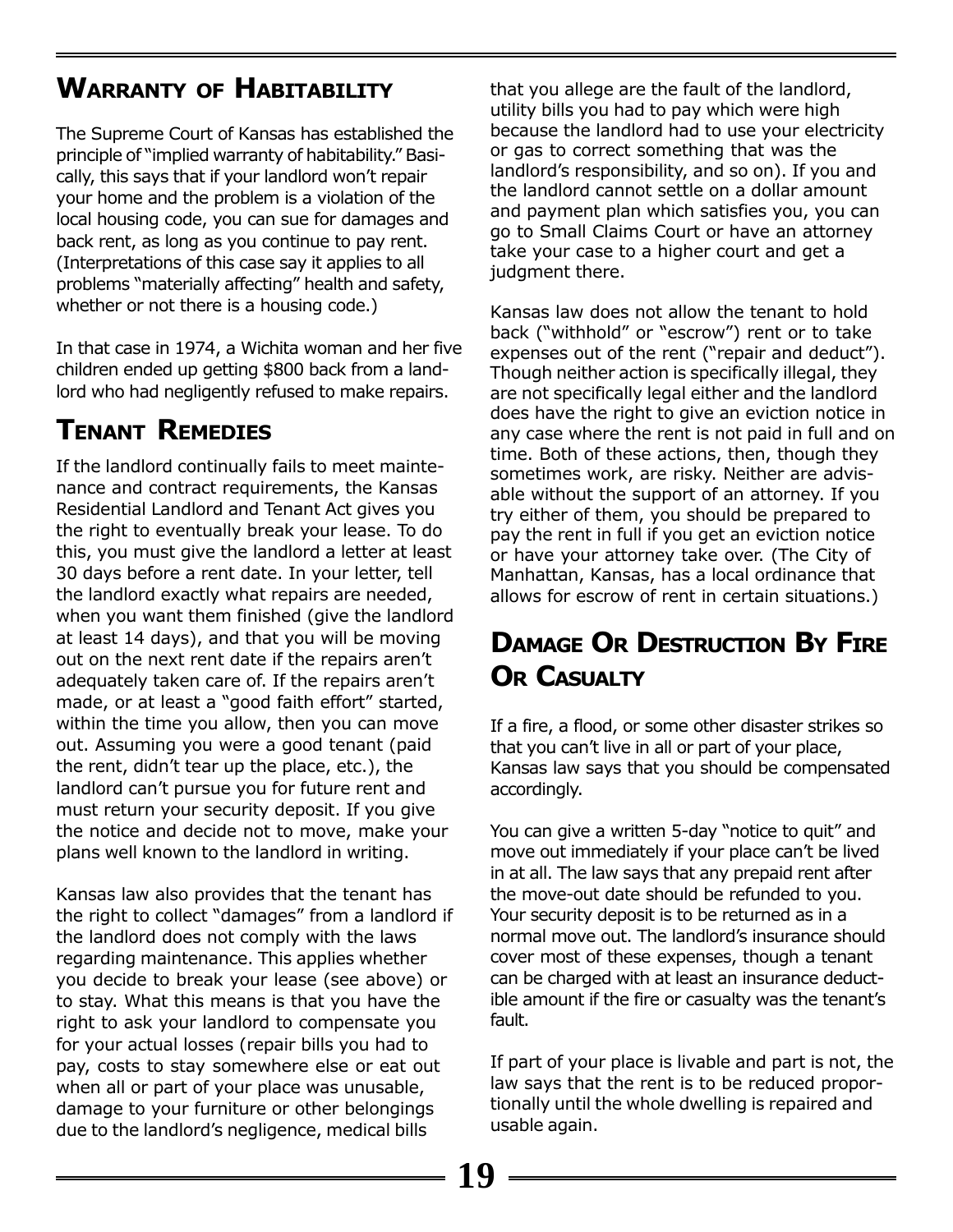## Warranty of Habitability

The Supreme Court of Kansas has established the principle of "implied warranty of habitability." Basically, this says that if your landlord won't repair your home and the problem is a violation of the local housing code, you can sue for damages and back rent, as long as you continue to pay rent. (Interpretations of this case say it applies to all problems "materially affecting" health and safety, whether or not there is a housing code.)

In that case in 1974, a Wichita woman and her five children ended up getting $800 back from a landlord who had negligently refused to make repairs.

## Tenant Remedies

If the landlord continually fails to meet maintenance and contract requirements, the Kansas Residential Landlord and Tenant Act gives you the right to eventually break your lease. To do this, you must give the landlord a letter at least 30 days before a rent date. In your letter, tell the landlord exactly what repairs are needed, when you want them finished (give the landlord at least 14 days), and that you will be moving out on the next rent date if the repairs aren't adequately taken care of. If the repairs aren't made, or at least a "good faith effort" started, within the time you allow, then you can move out. Assuming you were a good tenant (paid the rent, didn't tear up the place, etc.), the landlord can't pursue you for future rent and must return your security deposit. If you give the notice and decide not to move, make your plans well known to the landlord in writing.

Kansas law also provides that the tenant has the right to collect "damages" from a landlord if the landlord does not comply with the laws regarding maintenance. This applies whether you decide to break your lease (see above) or to stay. What this means is that you have the right to ask your landlord to compensate you for your actual losses (repair bills you had to pay, costs to stay somewhere else or eat out when all or part of your place was unusable, damage to your furniture or other belongings due to the landlord's negligence, medical bills that you allege are the fault of the landlord, utility bills you had to pay which were high because the landlord had to use your electricity or gas to correct something that was the landlord's responsibility, and so on). If you and the landlord cannot settle on a dollar amount and payment plan which satisfies you, you can go to Small Claims Court or have an attorney take your case to a higher court and get a judgment there.

Kansas law does not allow the tenant to hold back ("withhold" or "escrow") rent or to take expenses out of the rent ("repair and deduct"). Though neither action is specifically illegal, they are not specifically legal either and the landlord does have the right to give an eviction notice in any case where the rent is not paid in full and on time. Both of these actions, then, though they sometimes work, are risky. Neither are advisable without the support of an attorney. If you try either of them, you should be prepared to pay the rent in full if you get an eviction notice or have your attorney take over. (The City of Manhattan, Kansas, has a local ordinance that allows for escrow of rent in certain situations.)

## Damage Or Destruction By Fire Or Casualty

If a fire, a flood, or some other disaster strikes so that you can't live in all or part of your place, Kansas law says that you should be compensated accordingly.

You can give a written 5-day "notice to quit" and move out immediately if your place can't be lived in at all. The law says that any prepaid rent after the move-out date should be refunded to you. Your security deposit is to be returned as in a normal move out. The landlord's insurance should cover most of these expenses, though a tenant can be charged with at least an insurance deductible amount if the fire or casualty was the tenant's fault.

If part of your place is livable and part is not, the law says that the rent is to be reduced proportionally until the whole dwelling is repaired and usable again.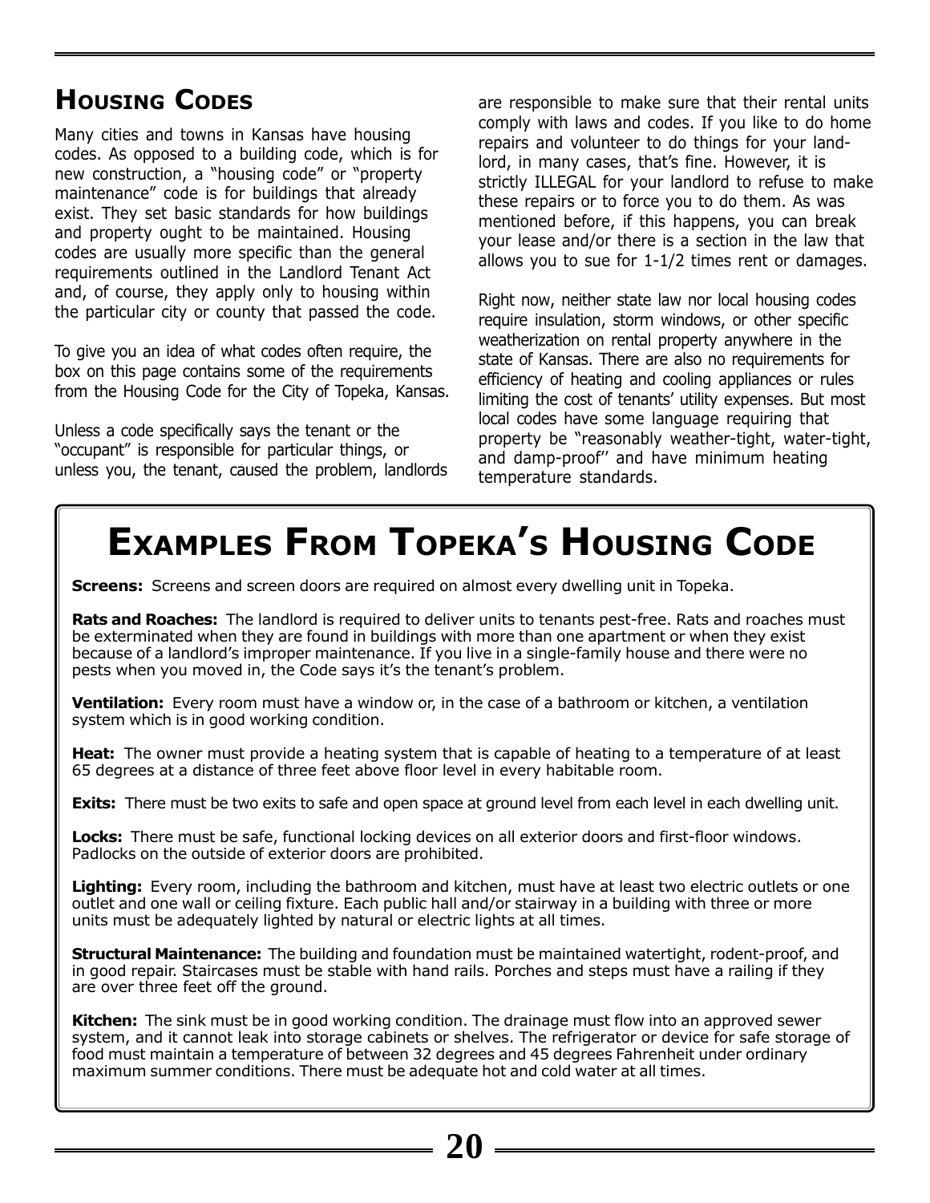## Housing Codes

Many cities and towns in Kansas have housing codes. As opposed to a building code, which is for new construction, a "housing code" or "property maintenance" code is for buildings that already exist. They set basic standards for how buildings and property ought to be maintained. Housing codes are usually more specific than the general requirements outlined in the Landlord Tenant Act and, of course, they apply only to housing within the particular city or county that passed the code.

To give you an idea of what codes often require, the box on this page contains some of the requirements from the Housing Code for the City of Topeka, Kansas.

Unless a code specifically says the tenant or the "occupant" is responsible for particular things, or unless you, the tenant, caused the problem, landlords are responsible to make sure that their rental units comply with laws and codes. If you like to do home repairs and volunteer to do things for your landlord, in many cases, that's fine. However, it is strictly ILLEGAL for your landlord to refuse to make these repairs or to force you to do them. As was mentioned before, if this happens, you can break your lease and/or there is a section in the law that allows you to sue for 1-1/2 times rent or damages.

Right now, neither state law nor local housing codes require insulation, storm windows, or other specific weatherization on rental property anywhere in the state of Kansas. There are also no requirements for efficiency of heating and cooling appliances or rules limiting the cost of tenants' utility expenses. But most local codes have some language requiring that property be "reasonably weather-tight, water-tight, and damp-proof" and have minimum heating temperature standards.

## Examples From Topeka's Housing Code

**Screens:** Screens and screen doors are required on almost every dwelling unit in Topeka.

**Rats and Roaches:** The landlord is required to deliver units to tenants pest-free. Rats and roaches must be exterminated when they are found in buildings with more than one apartment or when they exist because of a landlord's improper maintenance. If you live in a single-family house and there were no pests when you moved in, the Code says it's the tenant's problem.

**Ventilation:** Every room must have a window or, in the case of a bathroom or kitchen, a ventilation system which is in good working condition.

**Heat:** The owner must provide a heating system that is capable of heating to a temperature of at least 65 degrees at a distance of three feet above floor level in every habitable room.

**Exits:** There must be two exits to safe and open space at ground level from each level in each dwelling unit.

**Locks:** There must be safe, functional locking devices on all exterior doors and first-floor windows. Padlocks on the outside of exterior doors are prohibited.

**Lighting:** Every room, including the bathroom and kitchen, must have at least two electric outlets or one outlet and one wall or ceiling fixture. Each public hall and/or stairway in a building with three or more units must be adequately lighted by natural or electric lights at all times.

**Structural Maintenance:** The building and foundation must be maintained watertight, rodent-proof, and in good repair. Staircases must be stable with hand rails. Porches and steps must have a railing if they are over three feet off the ground.

**Kitchen:** The sink must be in good working condition. The drainage must flow into an approved sewer system, and it cannot leak into storage cabinets or shelves. The refrigerator or device for safe storage of food must maintain a temperature of between 32 degrees and 45 degrees Fahrenheit under ordinary maximum summer conditions. There must be adequate hot and cold water at all times.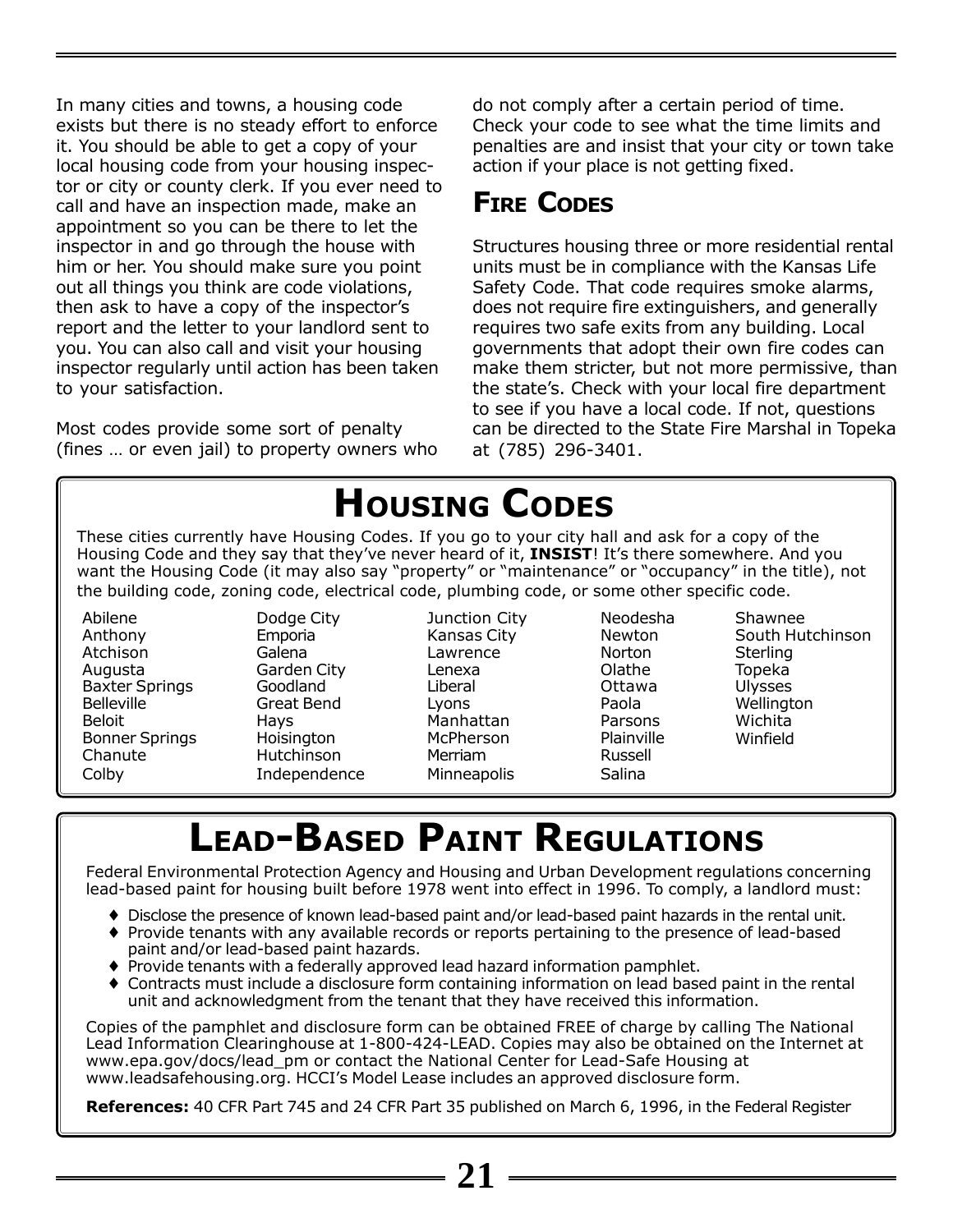In many cities and towns, a housing code exists but there is no steady effort to enforce it. You should be able to get a copy of your local housing code from your housing inspector or city or county clerk. If you ever need to call and have an inspection made, make an appointment so you can be there to let the inspector in and go through the house with him or her. You should make sure you point out all things you think are code violations, then ask to have a copy of the inspector's report and the letter to your landlord sent to you. You can also call and visit your housing inspector regularly until action has been taken to your satisfaction.

Most codes provide some sort of penalty (fines … or even jail) to property owners who do not comply after a certain period of time. Check your code to see what the time limits and penalties are and insist that your city or town take action if your place is not getting fixed.

## Fire Codes

Structures housing three or more residential rental units must be in compliance with the Kansas Life Safety Code. That code requires smoke alarms, does not require fire extinguishers, and generally requires two safe exits from any building. Local governments that adopt their own fire codes can make them stricter, but not more permissive, than the state's. Check with your local fire department to see if you have a local code. If not, questions can be directed to the State Fire Marshal in Topeka at (785) 296-3401.

# Housing Codes

These cities currently have Housing Codes. If you go to your city hall and ask for a copy of the Housing Code and they say that they've never heard of it, **INSIST**! It's there somewhere. And you want the Housing Code (it may also say "property" or "maintenance" or "occupancy" in the title), not the building code, zoning code, electrical code, plumbing code, or some other specific code.

- Abilene
- Anthony
- Atchison
- Augusta
- Baxter Springs
- Belleville
- Beloit
- Bonner Springs
- Chanute
- Colby
- Dodge City
- Emporia
- Galena
- Garden City
- Goodland
- Great Bend
- Hays
- Hoisington
- Hutchinson
- Independence
- Junction City
- Kansas City
- Lawrence
- Lenexa
- Liberal
- Lyons
- Manhattan
- McPherson
- Merriam
- Minneapolis
- Neodesha
- Newton
- Norton
- Olathe
- Ottawa
- Paola
- Parsons
- Plainville
- Russell
- Salina
- Shawnee
- South Hutchinson
- Sterling
- Topeka
- Ulysses
- Wellington
- Wichita
- Winfield

# Lead-Based Paint Regulations

Federal Environmental Protection Agency and Housing and Urban Development regulations concerning lead-based paint for housing built before 1978 went into effect in 1996. To comply, a landlord must:

- Disclose the presence of known lead-based paint and/or lead-based paint hazards in the rental unit.
- Provide tenants with any available records or reports pertaining to the presence of lead-based paint and/or lead-based paint hazards.
- Provide tenants with a federally approved lead hazard information pamphlet.
- Contracts must include a disclosure form containing information on lead based paint in the rental unit and acknowledgment from the tenant that they have received this information.

Copies of the pamphlet and disclosure form can be obtained FREE of charge by calling The National Lead Information Clearinghouse at 1-800-424-LEAD. Copies may also be obtained on the Internet at www.epa.gov/docs/lead_pm or contact the National Center for Lead-Safe Housing at www.leadsafehousing.org. HCCI's Model Lease includes an approved disclosure form.

**References:** 40 CFR Part 745 and 24 CFR Part 35 published on March 6, 1996, in the Federal Register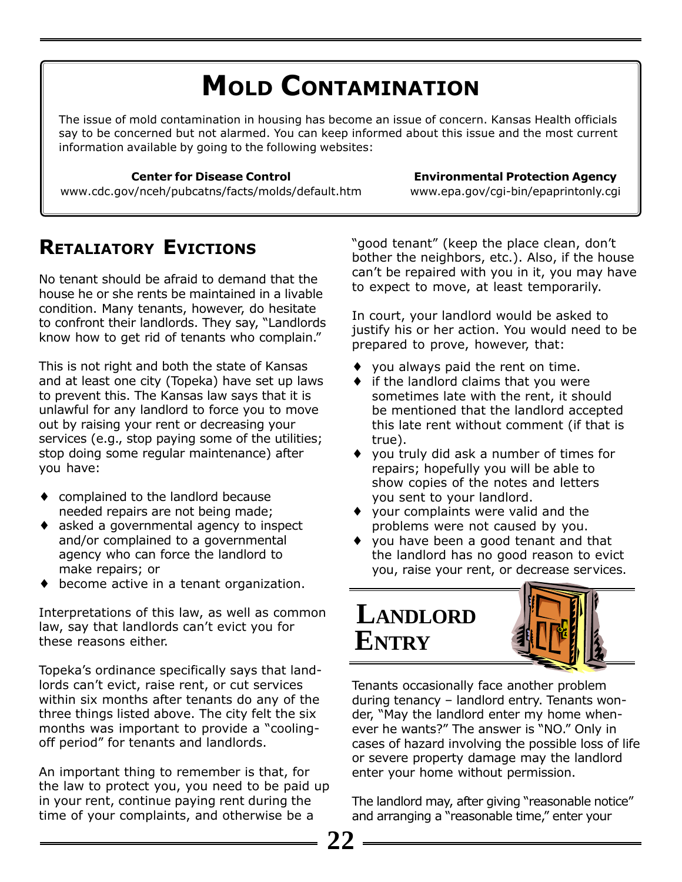# Mold Contamination

The issue of mold contamination in housing has become an issue of concern. Kansas Health officials say to be concerned but not alarmed. You can keep informed about this issue and the most current information available by going to the following websites:

**Center for Disease Control**
www.cdc.gov/nceh/pubcatns/facts/molds/default.htm

**Environmental Protection Agency**
www.epa.gov/cgi-bin/epaprintonly.cgi

## Retaliatory Evictions

No tenant should be afraid to demand that the house he or she rents be maintained in a livable condition. Many tenants, however, do hesitate to confront their landlords. They say, "Landlords know how to get rid of tenants who complain."

This is not right and both the state of Kansas and at least one city (Topeka) have set up laws to prevent this. The Kansas law says that it is unlawful for any landlord to force you to move out by raising your rent or decreasing your services (e.g., stop paying some of the utilities; stop doing some regular maintenance) after you have:

- complained to the landlord because needed repairs are not being made;
- asked a governmental agency to inspect and/or complained to a governmental agency who can force the landlord to make repairs; or
- become active in a tenant organization.

Interpretations of this law, as well as common law, say that landlords can't evict you for these reasons either.

Topeka's ordinance specifically says that landlords can't evict, raise rent, or cut services within six months after tenants do any of the three things listed above. The city felt the six months was important to provide a "cooling-off period" for tenants and landlords.

An important thing to remember is that, for the law to protect you, you need to be paid up in your rent, continue paying rent during the time of your complaints, and otherwise be a "good tenant" (keep the place clean, don't bother the neighbors, etc.). Also, if the house can't be repaired with you in it, you may have to expect to move, at least temporarily.

In court, your landlord would be asked to justify his or her action. You would need to be prepared to prove, however, that:

- you always paid the rent on time.
- if the landlord claims that you were sometimes late with the rent, it should be mentioned that the landlord accepted this late rent without comment (if that is true).
- you truly did ask a number of times for repairs; hopefully you will be able to show copies of the notes and letters you sent to your landlord.
- your complaints were valid and the problems were not caused by you.
- you have been a good tenant and that the landlord has no good reason to evict you, raise your rent, or decrease services.

## Landlord Entry

Tenants occasionally face another problem during tenancy – landlord entry. Tenants wonder, "May the landlord enter my home whenever he wants?" The answer is "NO." Only in cases of hazard involving the possible loss of life or severe property damage may the landlord enter your home without permission.

The landlord may, after giving "reasonable notice" and arranging a "reasonable time," enter your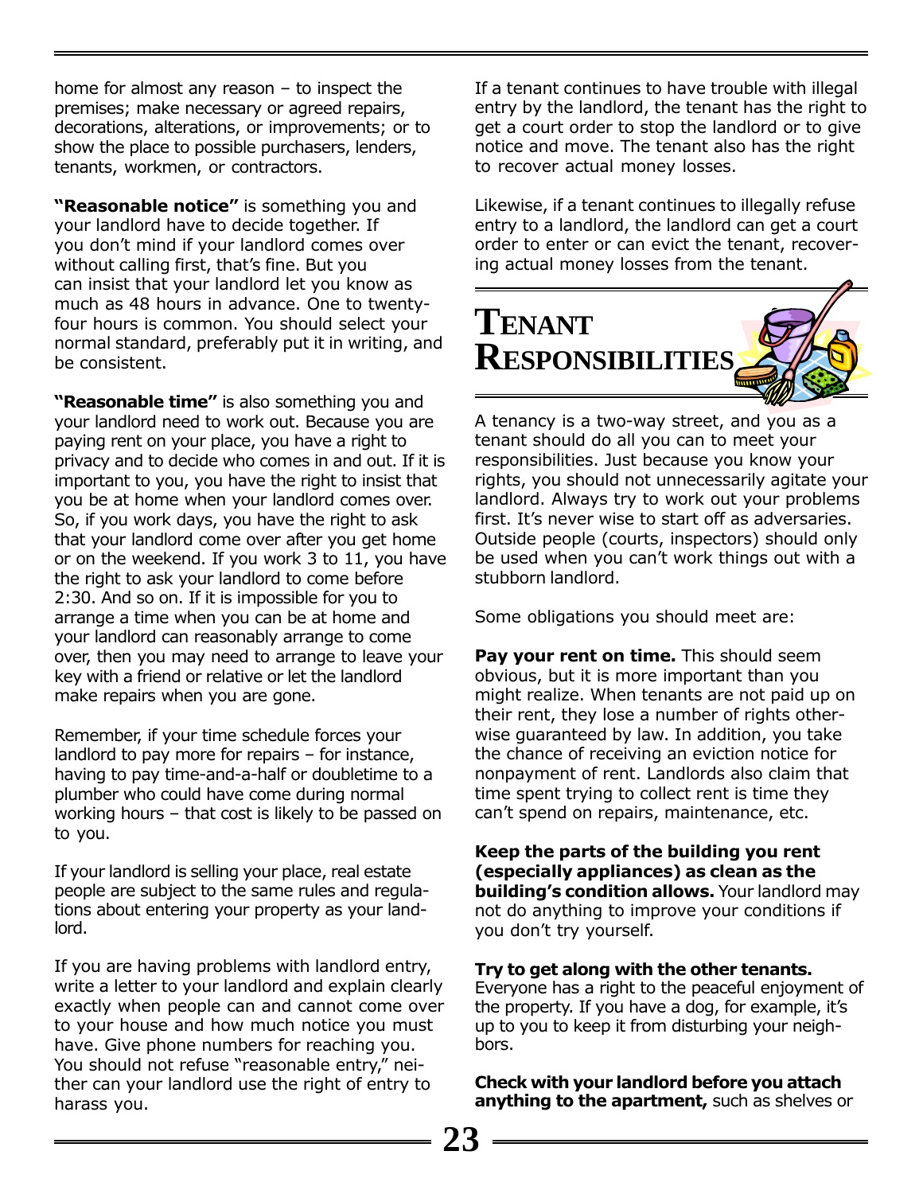home for almost any reason – to inspect the premises; make necessary or agreed repairs, decorations, alterations, or improvements; or to show the place to possible purchasers, lenders, tenants, workmen, or contractors.

**"Reasonable notice"** is something you and your landlord have to decide together. If you don't mind if your landlord comes over without calling first, that's fine. But you can insist that your landlord let you know as much as 48 hours in advance. One to twenty-four hours is common. You should select your normal standard, preferably put it in writing, and be consistent.

**"Reasonable time"** is also something you and your landlord need to work out. Because you are paying rent on your place, you have a right to privacy and to decide who comes in and out. If it is important to you, you have the right to insist that you be at home when your landlord comes over. So, if you work days, you have the right to ask that your landlord come over after you get home or on the weekend. If you work 3 to 11, you have the right to ask your landlord to come before 2:30. And so on. If it is impossible for you to arrange a time when you can be at home and your landlord can reasonably arrange to come over, then you may need to arrange to leave your key with a friend or relative or let the landlord make repairs when you are gone.

Remember, if your time schedule forces your landlord to pay more for repairs – for instance, having to pay time-and-a-half or doubletime to a plumber who could have come during normal working hours – that cost is likely to be passed on to you.

If your landlord is selling your place, real estate people are subject to the same rules and regulations about entering your property as your landlord.

If you are having problems with landlord entry, write a letter to your landlord and explain clearly exactly when people can and cannot come over to your house and how much notice you must have. Give phone numbers for reaching you. You should not refuse "reasonable entry," neither can your landlord use the right of entry to harass you.

If a tenant continues to have trouble with illegal entry by the landlord, the tenant has the right to get a court order to stop the landlord or to give notice and move. The tenant also has the right to recover actual money losses.

Likewise, if a tenant continues to illegally refuse entry to a landlord, the landlord can get a court order to enter or can evict the tenant, recovering actual money losses from the tenant.

# Tenant Responsibilities

A tenancy is a two-way street, and you as a tenant should do all you can to meet your responsibilities. Just because you know your rights, you should not unnecessarily agitate your landlord. Always try to work out your problems first. It's never wise to start off as adversaries. Outside people (courts, inspectors) should only be used when you can't work things out with a stubborn landlord.

Some obligations you should meet are:

**Pay your rent on time.** This should seem obvious, but it is more important than you might realize. When tenants are not paid up on their rent, they lose a number of rights otherwise guaranteed by law. In addition, you take the chance of receiving an eviction notice for nonpayment of rent. Landlords also claim that time spent trying to collect rent is time they can't spend on repairs, maintenance, etc.

**Keep the parts of the building you rent (especially appliances) as clean as the building's condition allows.** Your landlord may not do anything to improve your conditions if you don't try yourself.

**Try to get along with the other tenants.** Everyone has a right to the peaceful enjoyment of the property. If you have a dog, for example, it's up to you to keep it from disturbing your neighbors.

**Check with your landlord before you attach anything to the apartment,** such as shelves or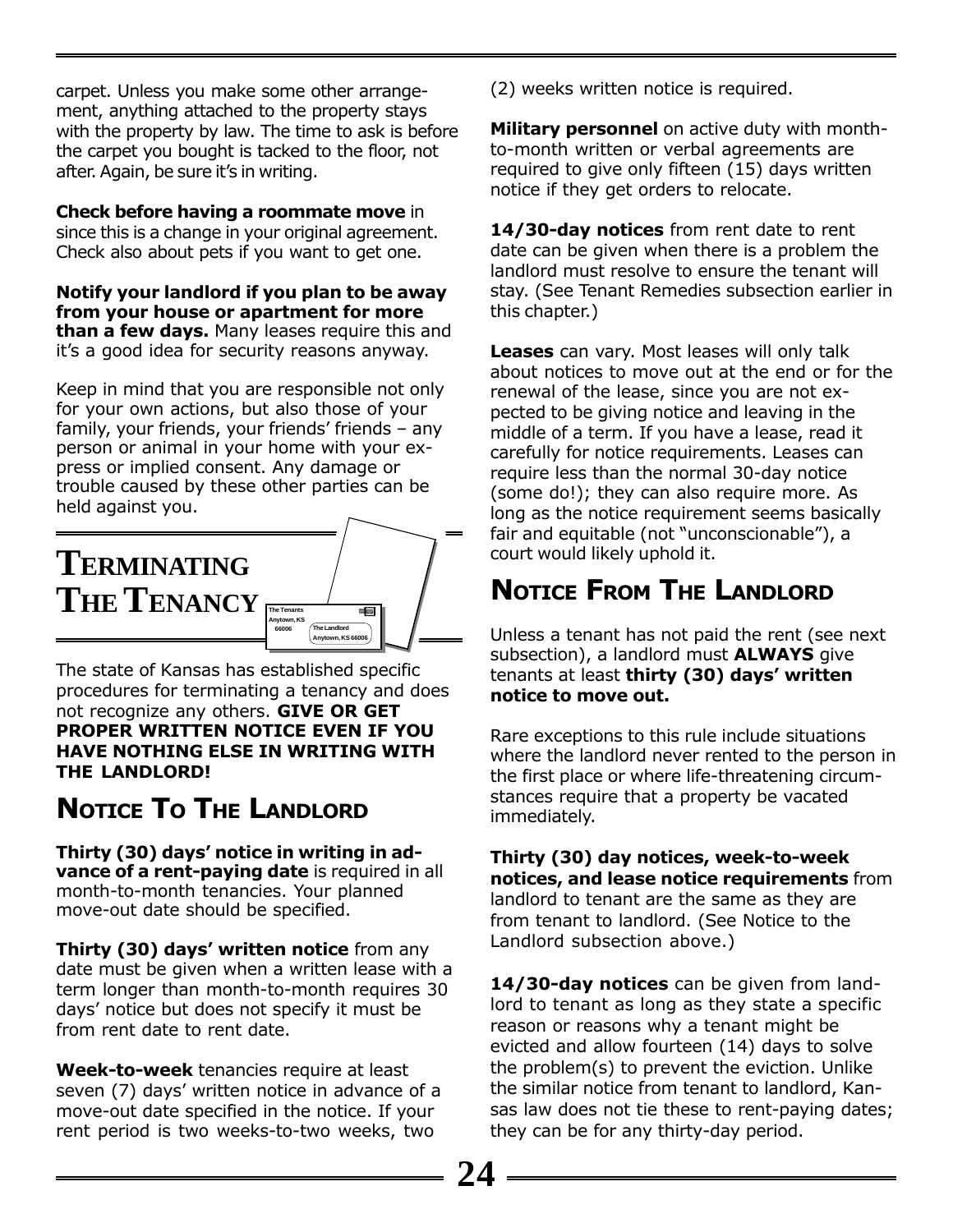carpet. Unless you make some other arrangement, anything attached to the property stays with the property by law. The time to ask is before the carpet you bought is tacked to the floor, not after. Again, be sure it's in writing.

**Check before having a roommate move** in since this is a change in your original agreement. Check also about pets if you want to get one.

**Notify your landlord if you plan to be away from your house or apartment for more than a few days.** Many leases require this and it's a good idea for security reasons anyway.

Keep in mind that you are responsible not only for your own actions, but also those of your family, your friends, your friends' friends – any person or animal in your home with your express or implied consent. Any damage or trouble caused by these other parties can be held against you.

# Terminating The Tenancy

The state of Kansas has established specific procedures for terminating a tenancy and does not recognize any others. **GIVE OR GET PROPER WRITTEN NOTICE EVEN IF YOU HAVE NOTHING ELSE IN WRITING WITH THE LANDLORD!**

## Notice To The Landlord

**Thirty (30) days' notice in writing in advance of a rent-paying date** is required in all month-to-month tenancies. Your planned move-out date should be specified.

**Thirty (30) days' written notice** from any date must be given when a written lease with a term longer than month-to-month requires 30 days' notice but does not specify it must be from rent date to rent date.

**Week-to-week** tenancies require at least seven (7) days' written notice in advance of a move-out date specified in the notice. If your rent period is two weeks-to-two weeks, two (2) weeks written notice is required.

**Military personnel** on active duty with month-to-month written or verbal agreements are required to give only fifteen (15) days written notice if they get orders to relocate.

**14/30-day notices** from rent date to rent date can be given when there is a problem the landlord must resolve to ensure the tenant will stay. (See Tenant Remedies subsection earlier in this chapter.)

**Leases** can vary. Most leases will only talk about notices to move out at the end or for the renewal of the lease, since you are not expected to be giving notice and leaving in the middle of a term. If you have a lease, read it carefully for notice requirements. Leases can require less than the normal 30-day notice (some do!); they can also require more. As long as the notice requirement seems basically fair and equitable (not "unconscionable"), a court would likely uphold it.

## Notice From The Landlord

Unless a tenant has not paid the rent (see next subsection), a landlord must **ALWAYS** give tenants at least **thirty (30) days' written notice to move out.**

Rare exceptions to this rule include situations where the landlord never rented to the person in the first place or where life-threatening circumstances require that a property be vacated immediately.

**Thirty (30) day notices, week-to-week notices, and lease notice requirements** from landlord to tenant are the same as they are from tenant to landlord. (See Notice to the Landlord subsection above.)

**14/30-day notices** can be given from landlord to tenant as long as they state a specific reason or reasons why a tenant might be evicted and allow fourteen (14) days to solve the problem(s) to prevent the eviction. Unlike the similar notice from tenant to landlord, Kansas law does not tie these to rent-paying dates; they can be for any thirty-day period.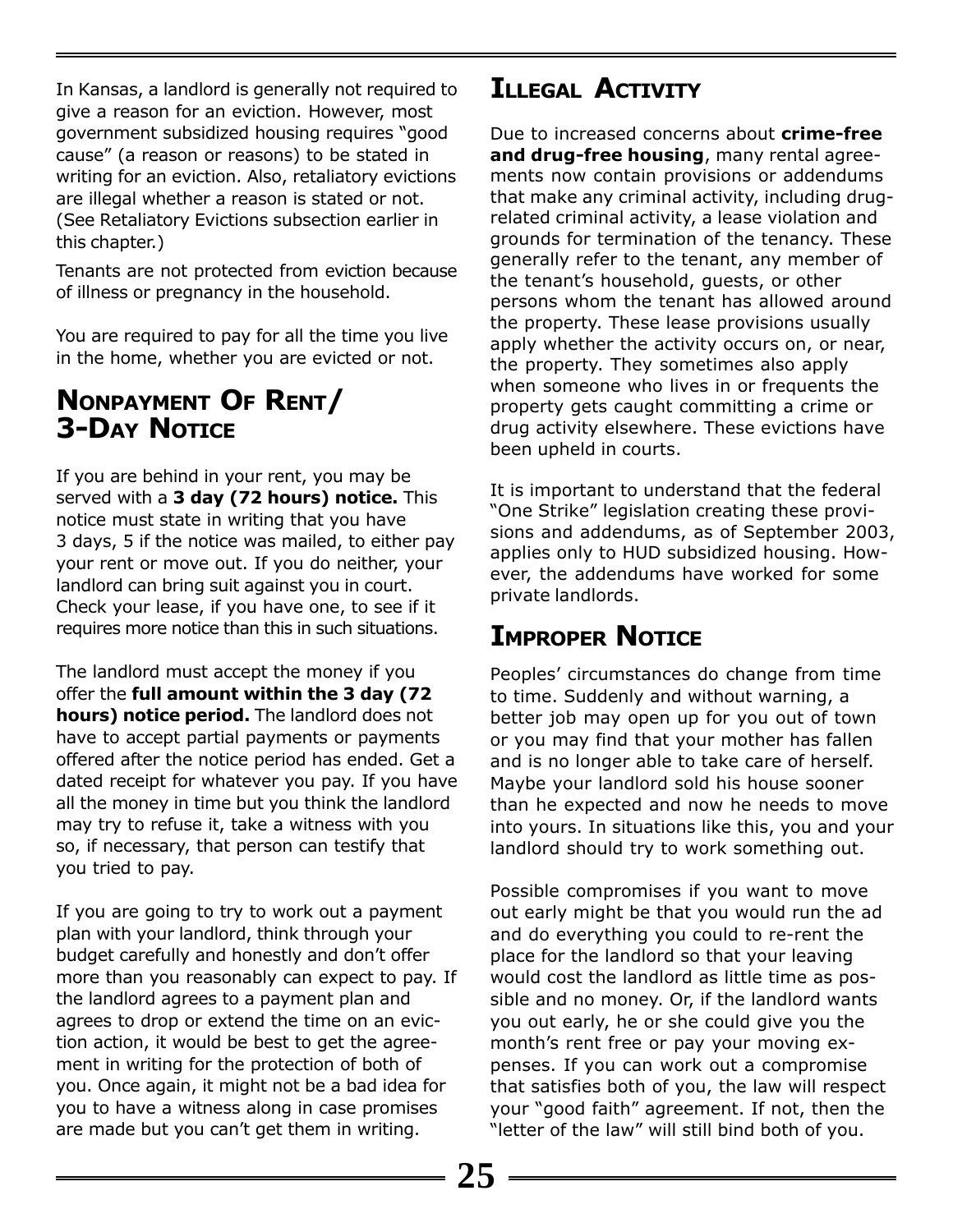In Kansas, a landlord is generally not required to give a reason for an eviction. However, most government subsidized housing requires "good cause" (a reason or reasons) to be stated in writing for an eviction. Also, retaliatory evictions are illegal whether a reason is stated or not. (See Retaliatory Evictions subsection earlier in this chapter.)

Tenants are not protected from eviction because of illness or pregnancy in the household.

You are required to pay for all the time you live in the home, whether you are evicted or not.

## Nonpayment Of Rent/ 3-Day Notice

If you are behind in your rent, you may be served with a **3 day (72 hours) notice.** This notice must state in writing that you have 3 days, 5 if the notice was mailed, to either pay your rent or move out. If you do neither, your landlord can bring suit against you in court. Check your lease, if you have one, to see if it requires more notice than this in such situations.

The landlord must accept the money if you offer the **full amount within the 3 day (72 hours) notice period.** The landlord does not have to accept partial payments or payments offered after the notice period has ended. Get a dated receipt for whatever you pay. If you have all the money in time but you think the landlord may try to refuse it, take a witness with you so, if necessary, that person can testify that you tried to pay.

If you are going to try to work out a payment plan with your landlord, think through your budget carefully and honestly and don't offer more than you reasonably can expect to pay. If the landlord agrees to a payment plan and agrees to drop or extend the time on an eviction action, it would be best to get the agreement in writing for the protection of both of you. Once again, it might not be a bad idea for you to have a witness along in case promises are made but you can't get them in writing.

## Illegal Activity

Due to increased concerns about **crime-free and drug-free housing**, many rental agreements now contain provisions or addendums that make any criminal activity, including drug-related criminal activity, a lease violation and grounds for termination of the tenancy. These generally refer to the tenant, any member of the tenant's household, guests, or other persons whom the tenant has allowed around the property. These lease provisions usually apply whether the activity occurs on, or near, the property. They sometimes also apply when someone who lives in or frequents the property gets caught committing a crime or drug activity elsewhere. These evictions have been upheld in courts.

It is important to understand that the federal "One Strike" legislation creating these provisions and addendums, as of September 2003, applies only to HUD subsidized housing. However, the addendums have worked for some private landlords.

## Improper Notice

Peoples' circumstances do change from time to time. Suddenly and without warning, a better job may open up for you out of town or you may find that your mother has fallen and is no longer able to take care of herself. Maybe your landlord sold his house sooner than he expected and now he needs to move into yours. In situations like this, you and your landlord should try to work something out.

Possible compromises if you want to move out early might be that you would run the ad and do everything you could to re-rent the place for the landlord so that your leaving would cost the landlord as little time as possible and no money. Or, if the landlord wants you out early, he or she could give you the month's rent free or pay your moving expenses. If you can work out a compromise that satisfies both of you, the law will respect your "good faith" agreement. If not, then the "letter of the law" will still bind both of you.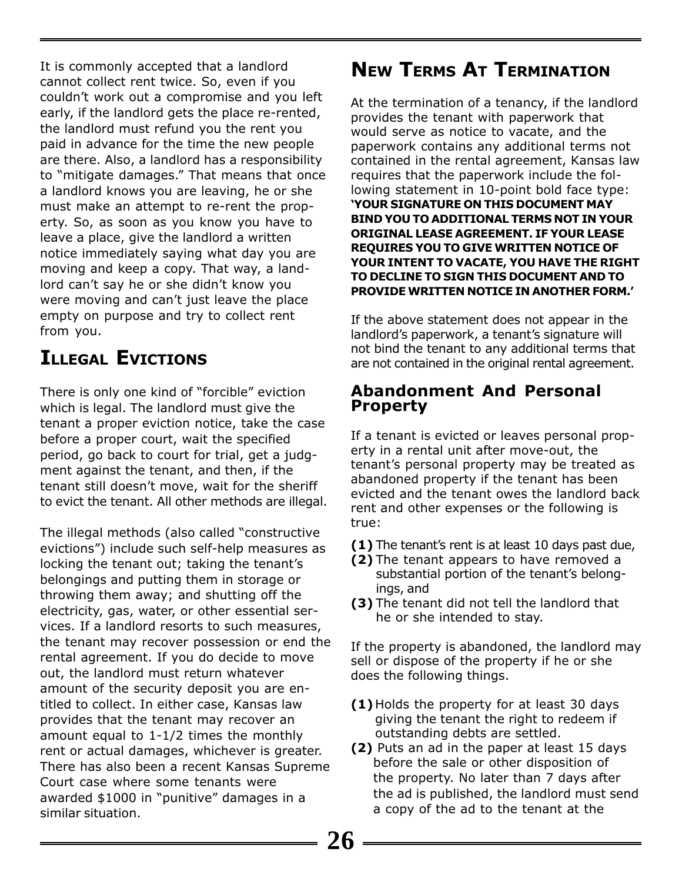It is commonly accepted that a landlord cannot collect rent twice. So, even if you couldn't work out a compromise and you left early, if the landlord gets the place re-rented, the landlord must refund you the rent you paid in advance for the time the new people are there. Also, a landlord has a responsibility to "mitigate damages." That means that once a landlord knows you are leaving, he or she must make an attempt to re-rent the property. So, as soon as you know you have to leave a place, give the landlord a written notice immediately saying what day you are moving and keep a copy. That way, a landlord can't say he or she didn't know you were moving and can't just leave the place empty on purpose and try to collect rent from you.

## Illegal Evictions

There is only one kind of "forcible" eviction which is legal. The landlord must give the tenant a proper eviction notice, take the case before a proper court, wait the specified period, go back to court for trial, get a judgment against the tenant, and then, if the tenant still doesn't move, wait for the sheriff to evict the tenant. All other methods are illegal.

The illegal methods (also called "constructive evictions") include such self-help measures as locking the tenant out; taking the tenant's belongings and putting them in storage or throwing them away; and shutting off the electricity, gas, water, or other essential services. If a landlord resorts to such measures, the tenant may recover possession or end the rental agreement. If you do decide to move out, the landlord must return whatever amount of the security deposit you are entitled to collect. In either case, Kansas law provides that the tenant may recover an amount equal to 1-1/2 times the monthly rent or actual damages, whichever is greater. There has also been a recent Kansas Supreme Court case where some tenants were awarded $1000 in "punitive" damages in a similar situation.

## New Terms At Termination

At the termination of a tenancy, if the landlord provides the tenant with paperwork that would serve as notice to vacate, and the paperwork contains any additional terms not contained in the rental agreement, Kansas law requires that the paperwork include the following statement in 10-point bold face type: **'YOUR SIGNATURE ON THIS DOCUMENT MAY BIND YOU TO ADDITIONAL TERMS NOT IN YOUR ORIGINAL LEASE AGREEMENT. IF YOUR LEASE REQUIRES YOU TO GIVE WRITTEN NOTICE OF YOUR INTENT TO VACATE, YOU HAVE THE RIGHT TO DECLINE TO SIGN THIS DOCUMENT AND TO PROVIDE WRITTEN NOTICE IN ANOTHER FORM.'**

If the above statement does not appear in the landlord's paperwork, a tenant's signature will not bind the tenant to any additional terms that are not contained in the original rental agreement.

### Abandonment And Personal Property

If a tenant is evicted or leaves personal property in a rental unit after move-out, the tenant's personal property may be treated as abandoned property if the tenant has been evicted and the tenant owes the landlord back rent and other expenses or the following is true:

**(1)** The tenant's rent is at least 10 days past due,
**(2)** The tenant appears to have removed a substantial portion of the tenant's belongings, and
**(3)** The tenant did not tell the landlord that he or she intended to stay.

If the property is abandoned, the landlord may sell or dispose of the property if he or she does the following things.

**(1)** Holds the property for at least 30 days giving the tenant the right to redeem if outstanding debts are settled.
**(2)** Puts an ad in the paper at least 15 days before the sale or other disposition of the property. No later than 7 days after the ad is published, the landlord must send a copy of the ad to the tenant at the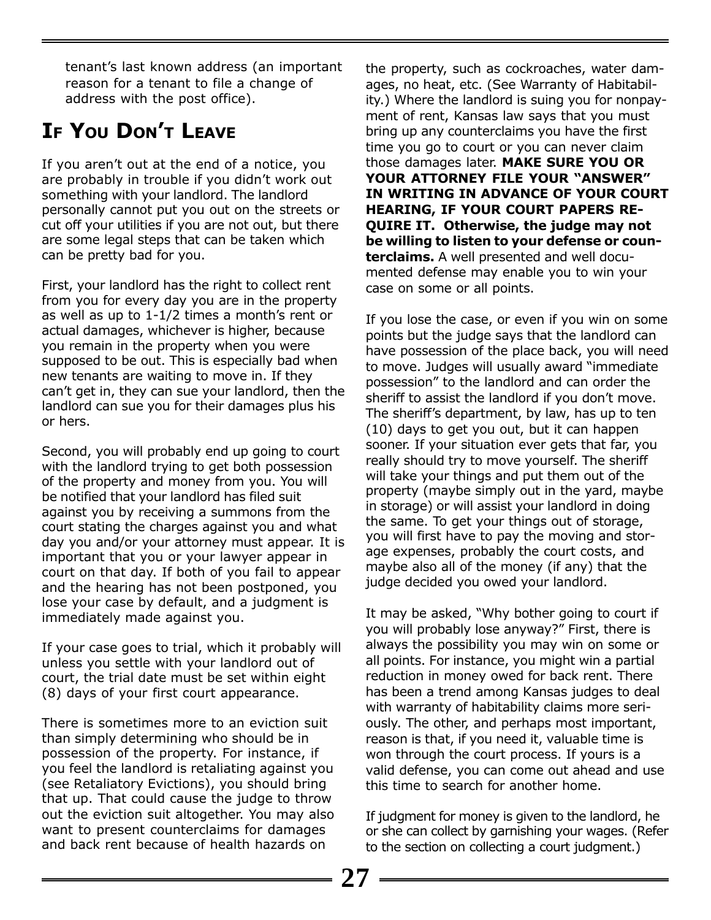tenant's last known address (an important reason for a tenant to file a change of address with the post office).

## If You Don't Leave

If you aren't out at the end of a notice, you are probably in trouble if you didn't work out something with your landlord. The landlord personally cannot put you out on the streets or cut off your utilities if you are not out, but there are some legal steps that can be taken which can be pretty bad for you.

First, your landlord has the right to collect rent from you for every day you are in the property as well as up to 1-1/2 times a month's rent or actual damages, whichever is higher, because you remain in the property when you were supposed to be out. This is especially bad when new tenants are waiting to move in. If they can't get in, they can sue your landlord, then the landlord can sue you for their damages plus his or hers.

Second, you will probably end up going to court with the landlord trying to get both possession of the property and money from you. You will be notified that your landlord has filed suit against you by receiving a summons from the court stating the charges against you and what day you and/or your attorney must appear. It is important that you or your lawyer appear in court on that day. If both of you fail to appear and the hearing has not been postponed, you lose your case by default, and a judgment is immediately made against you.

If your case goes to trial, which it probably will unless you settle with your landlord out of court, the trial date must be set within eight (8) days of your first court appearance.

There is sometimes more to an eviction suit than simply determining who should be in possession of the property. For instance, if you feel the landlord is retaliating against you (see Retaliatory Evictions), you should bring that up. That could cause the judge to throw out the eviction suit altogether. You may also want to present counterclaims for damages and back rent because of health hazards on the property, such as cockroaches, water damages, no heat, etc. (See Warranty of Habitability.) Where the landlord is suing you for nonpayment of rent, Kansas law says that you must bring up any counterclaims you have the first time you go to court or you can never claim those damages later. **MAKE SURE YOU OR YOUR ATTORNEY FILE YOUR "ANSWER" IN WRITING IN ADVANCE OF YOUR COURT HEARING, IF YOUR COURT PAPERS REQUIRE IT. Otherwise, the judge may not be willing to listen to your defense or counterclaims.** A well presented and well documented defense may enable you to win your case on some or all points.

If you lose the case, or even if you win on some points but the judge says that the landlord can have possession of the place back, you will need to move. Judges will usually award "immediate possession" to the landlord and can order the sheriff to assist the landlord if you don't move. The sheriff's department, by law, has up to ten (10) days to get you out, but it can happen sooner. If your situation ever gets that far, you really should try to move yourself. The sheriff will take your things and put them out of the property (maybe simply out in the yard, maybe in storage) or will assist your landlord in doing the same. To get your things out of storage, you will first have to pay the moving and storage expenses, probably the court costs, and maybe also all of the money (if any) that the judge decided you owed your landlord.

It may be asked, "Why bother going to court if you will probably lose anyway?" First, there is always the possibility you may win on some or all points. For instance, you might win a partial reduction in money owed for back rent. There has been a trend among Kansas judges to deal with warranty of habitability claims more seriously. The other, and perhaps most important, reason is that, if you need it, valuable time is won through the court process. If yours is a valid defense, you can come out ahead and use this time to search for another home.

If judgment for money is given to the landlord, he or she can collect by garnishing your wages. (Refer to the section on collecting a court judgment.)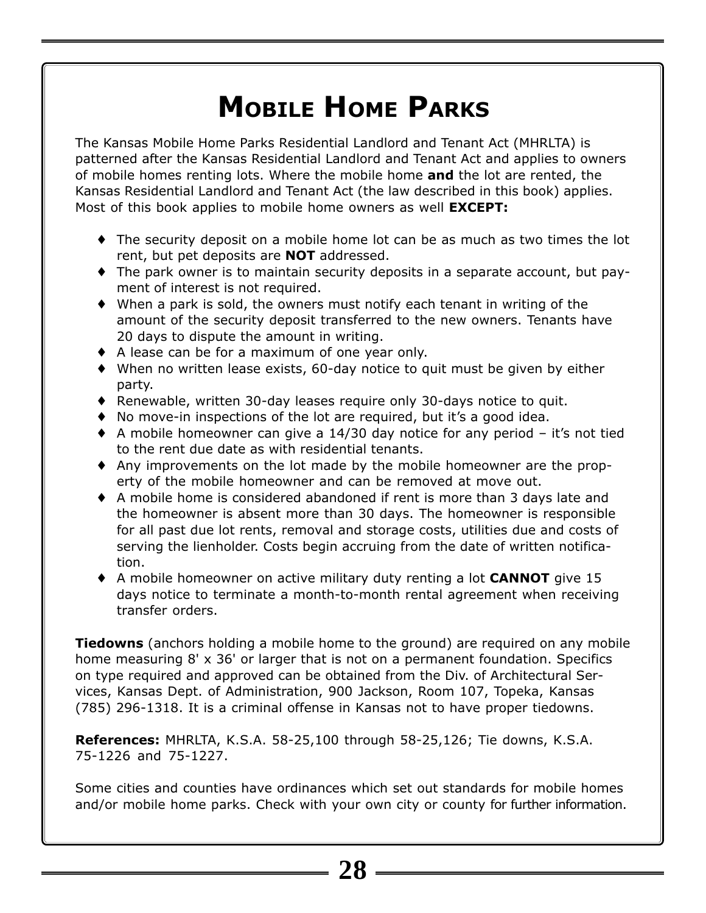# Mobile Home Parks

The Kansas Mobile Home Parks Residential Landlord and Tenant Act (MHRLTA) is patterned after the Kansas Residential Landlord and Tenant Act and applies to owners of mobile homes renting lots. Where the mobile home **and** the lot are rented, the Kansas Residential Landlord and Tenant Act (the law described in this book) applies. Most of this book applies to mobile home owners as well **EXCEPT:**

- The security deposit on a mobile home lot can be as much as two times the lot rent, but pet deposits are **NOT** addressed.
- The park owner is to maintain security deposits in a separate account, but payment of interest is not required.
- When a park is sold, the owners must notify each tenant in writing of the amount of the security deposit transferred to the new owners. Tenants have 20 days to dispute the amount in writing.
- A lease can be for a maximum of one year only.
- When no written lease exists, 60-day notice to quit must be given by either party.
- Renewable, written 30-day leases require only 30-days notice to quit.
- No move-in inspections of the lot are required, but it's a good idea.
- A mobile homeowner can give a 14/30 day notice for any period – it's not tied to the rent due date as with residential tenants.
- Any improvements on the lot made by the mobile homeowner are the property of the mobile homeowner and can be removed at move out.
- A mobile home is considered abandoned if rent is more than 3 days late and the homeowner is absent more than 30 days. The homeowner is responsible for all past due lot rents, removal and storage costs, utilities due and costs of serving the lienholder. Costs begin accruing from the date of written notification.
- A mobile homeowner on active military duty renting a lot **CANNOT** give 15 days notice to terminate a month-to-month rental agreement when receiving transfer orders.

**Tiedowns** (anchors holding a mobile home to the ground) are required on any mobile home measuring 8' x 36' or larger that is not on a permanent foundation. Specifics on type required and approved can be obtained from the Div. of Architectural Services, Kansas Dept. of Administration, 900 Jackson, Room 107, Topeka, Kansas (785) 296-1318. It is a criminal offense in Kansas not to have proper tiedowns.

**References:** MHRLTA, K.S.A. 58-25,100 through 58-25,126; Tie downs, K.S.A. 75-1226 and 75-1227.

Some cities and counties have ordinances which set out standards for mobile homes and/or mobile home parks. Check with your own city or county for further information.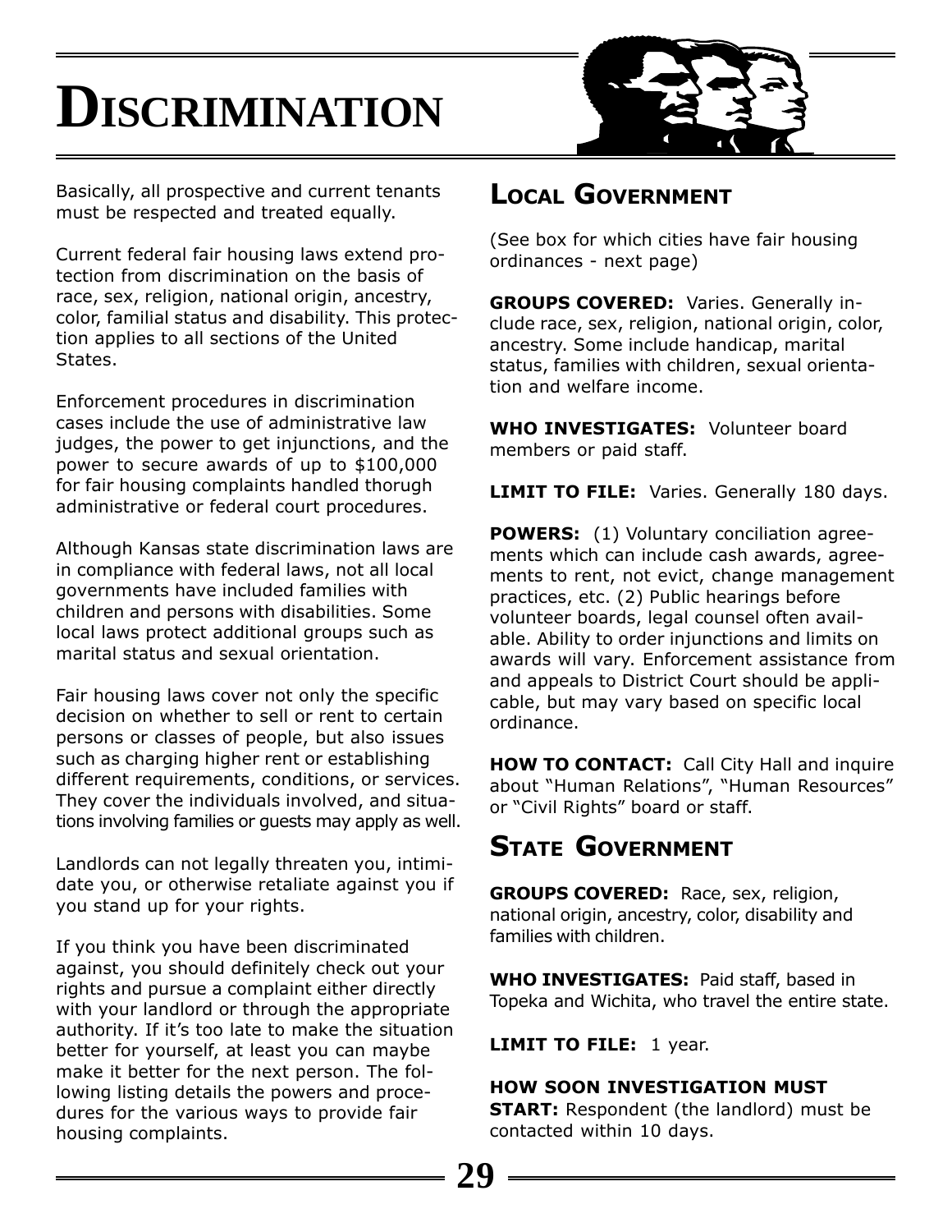# Discrimination

Basically, all prospective and current tenants must be respected and treated equally.

Current federal fair housing laws extend protection from discrimination on the basis of race, sex, religion, national origin, ancestry, color, familial status and disability. This protection applies to all sections of the United States.

Enforcement procedures in discrimination cases include the use of administrative law judges, the power to get injunctions, and the power to secure awards of up to $100,000 for fair housing complaints handled thorugh administrative or federal court procedures.

Although Kansas state discrimination laws are in compliance with federal laws, not all local governments have included families with children and persons with disabilities. Some local laws protect additional groups such as marital status and sexual orientation.

Fair housing laws cover not only the specific decision on whether to sell or rent to certain persons or classes of people, but also issues such as charging higher rent or establishing different requirements, conditions, or services. They cover the individuals involved, and situations involving families or guests may apply as well.

Landlords can not legally threaten you, intimidate you, or otherwise retaliate against you if you stand up for your rights.

If you think you have been discriminated against, you should definitely check out your rights and pursue a complaint either directly with your landlord or through the appropriate authority. If it's too late to make the situation better for yourself, at least you can maybe make it better for the next person. The following listing details the powers and procedures for the various ways to provide fair housing complaints.

## Local Government

(See box for which cities have fair housing ordinances - next page)

**GROUPS COVERED:** Varies. Generally include race, sex, religion, national origin, color, ancestry. Some include handicap, marital status, families with children, sexual orientation and welfare income.

**WHO INVESTIGATES:** Volunteer board members or paid staff.

**LIMIT TO FILE:** Varies. Generally 180 days.

**POWERS:** (1) Voluntary conciliation agreements which can include cash awards, agreements to rent, not evict, change management practices, etc. (2) Public hearings before volunteer boards, legal counsel often available. Ability to order injunctions and limits on awards will vary. Enforcement assistance from and appeals to District Court should be applicable, but may vary based on specific local ordinance.

**HOW TO CONTACT:** Call City Hall and inquire about "Human Relations", "Human Resources" or "Civil Rights" board or staff.

## State Government

**GROUPS COVERED:** Race, sex, religion, national origin, ancestry, color, disability and families with children.

**WHO INVESTIGATES:** Paid staff, based in Topeka and Wichita, who travel the entire state.

**LIMIT TO FILE:** 1 year.

**HOW SOON INVESTIGATION MUST START:** Respondent (the landlord) must be contacted within 10 days.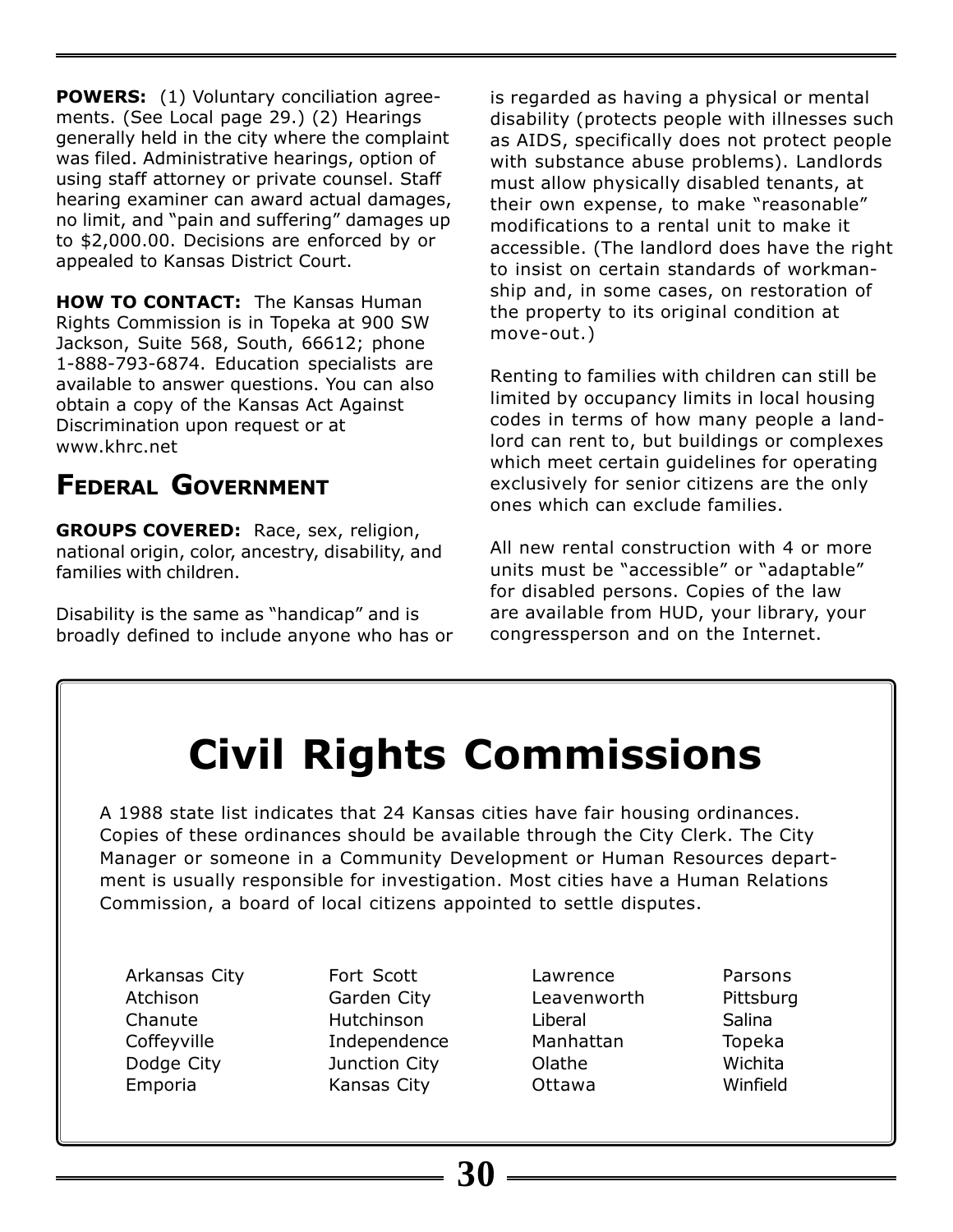**POWERS:** (1) Voluntary conciliation agreements. (See Local page 29.) (2) Hearings generally held in the city where the complaint was filed. Administrative hearings, option of using staff attorney or private counsel. Staff hearing examiner can award actual damages, no limit, and "pain and suffering" damages up to $2,000.00. Decisions are enforced by or appealed to Kansas District Court.

**HOW TO CONTACT:** The Kansas Human Rights Commission is in Topeka at 900 SW Jackson, Suite 568, South, 66612; phone 1-888-793-6874. Education specialists are available to answer questions. You can also obtain a copy of the Kansas Act Against Discrimination upon request or at www.khrc.net

## Federal Government

**GROUPS COVERED:** Race, sex, religion, national origin, color, ancestry, disability, and families with children.

Disability is the same as "handicap" and is broadly defined to include anyone who has or is regarded as having a physical or mental disability (protects people with illnesses such as AIDS, specifically does not protect people with substance abuse problems). Landlords must allow physically disabled tenants, at their own expense, to make "reasonable" modifications to a rental unit to make it accessible. (The landlord does have the right to insist on certain standards of workmanship and, in some cases, on restoration of the property to its original condition at move-out.)

Renting to families with children can still be limited by occupancy limits in local housing codes in terms of how many people a landlord can rent to, but buildings or complexes which meet certain guidelines for operating exclusively for senior citizens are the only ones which can exclude families.

All new rental construction with 4 or more units must be "accessible" or "adaptable" for disabled persons. Copies of the law are available from HUD, your library, your congressperson and on the Internet.

# Civil Rights Commissions

A 1988 state list indicates that 24 Kansas cities have fair housing ordinances. Copies of these ordinances should be available through the City Clerk. The City Manager or someone in a Community Development or Human Resources department is usually responsible for investigation. Most cities have a Human Relations Commission, a board of local citizens appointed to settle disputes.

- Arkansas City
- Atchison
- Chanute
- Coffeyville
- Dodge City
- Emporia
- Fort Scott
- Garden City
- Hutchinson
- Independence
- Junction City
- Kansas City
- Lawrence
- Leavenworth
- Liberal
- Manhattan
- Olathe
- Ottawa
- Parsons
- Pittsburg
- Salina
- Topeka
- Wichita
- Winfield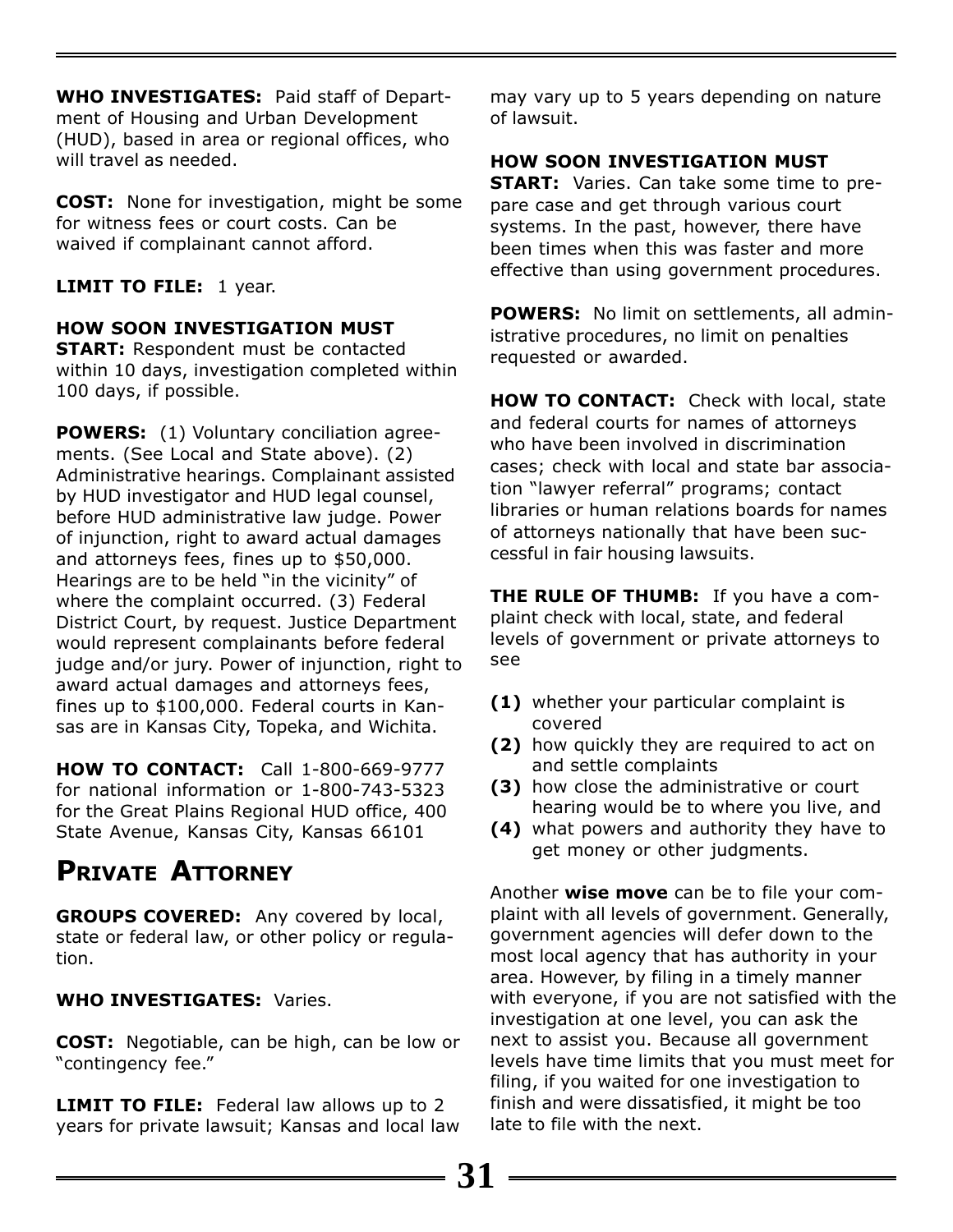**WHO INVESTIGATES:** Paid staff of Department of Housing and Urban Development (HUD), based in area or regional offices, who will travel as needed.

**COST:** None for investigation, might be some for witness fees or court costs. Can be waived if complainant cannot afford.

**LIMIT TO FILE:** 1 year.

**HOW SOON INVESTIGATION MUST START:** Respondent must be contacted within 10 days, investigation completed within 100 days, if possible.

**POWERS:** (1) Voluntary conciliation agreements. (See Local and State above). (2) Administrative hearings. Complainant assisted by HUD investigator and HUD legal counsel, before HUD administrative law judge. Power of injunction, right to award actual damages and attorneys fees, fines up to $50,000. Hearings are to be held "in the vicinity" of where the complaint occurred. (3) Federal District Court, by request. Justice Department would represent complainants before federal judge and/or jury. Power of injunction, right to award actual damages and attorneys fees, fines up to $100,000. Federal courts in Kansas are in Kansas City, Topeka, and Wichita.

**HOW TO CONTACT:** Call 1-800-669-9777 for national information or 1-800-743-5323 for the Great Plains Regional HUD office, 400 State Avenue, Kansas City, Kansas 66101

## Private Attorney

**GROUPS COVERED:** Any covered by local, state or federal law, or other policy or regulation.

**WHO INVESTIGATES:** Varies.

**COST:** Negotiable, can be high, can be low or "contingency fee."

**LIMIT TO FILE:** Federal law allows up to 2 years for private lawsuit; Kansas and local law may vary up to 5 years depending on nature of lawsuit.

**HOW SOON INVESTIGATION MUST START:** Varies. Can take some time to prepare case and get through various court systems. In the past, however, there have been times when this was faster and more effective than using government procedures.

**POWERS:** No limit on settlements, all administrative procedures, no limit on penalties requested or awarded.

**HOW TO CONTACT:** Check with local, state and federal courts for names of attorneys who have been involved in discrimination cases; check with local and state bar association "lawyer referral" programs; contact libraries or human relations boards for names of attorneys nationally that have been successful in fair housing lawsuits.

**THE RULE OF THUMB:** If you have a complaint check with local, state, and federal levels of government or private attorneys to see

- **(1)** whether your particular complaint is covered
- **(2)** how quickly they are required to act on and settle complaints
- **(3)** how close the administrative or court hearing would be to where you live, and
- **(4)** what powers and authority they have to get money or other judgments.

Another **wise move** can be to file your complaint with all levels of government. Generally, government agencies will defer down to the most local agency that has authority in your area. However, by filing in a timely manner with everyone, if you are not satisfied with the investigation at one level, you can ask the next to assist you. Because all government levels have time limits that you must meet for filing, if you waited for one investigation to finish and were dissatisfied, it might be too late to file with the next.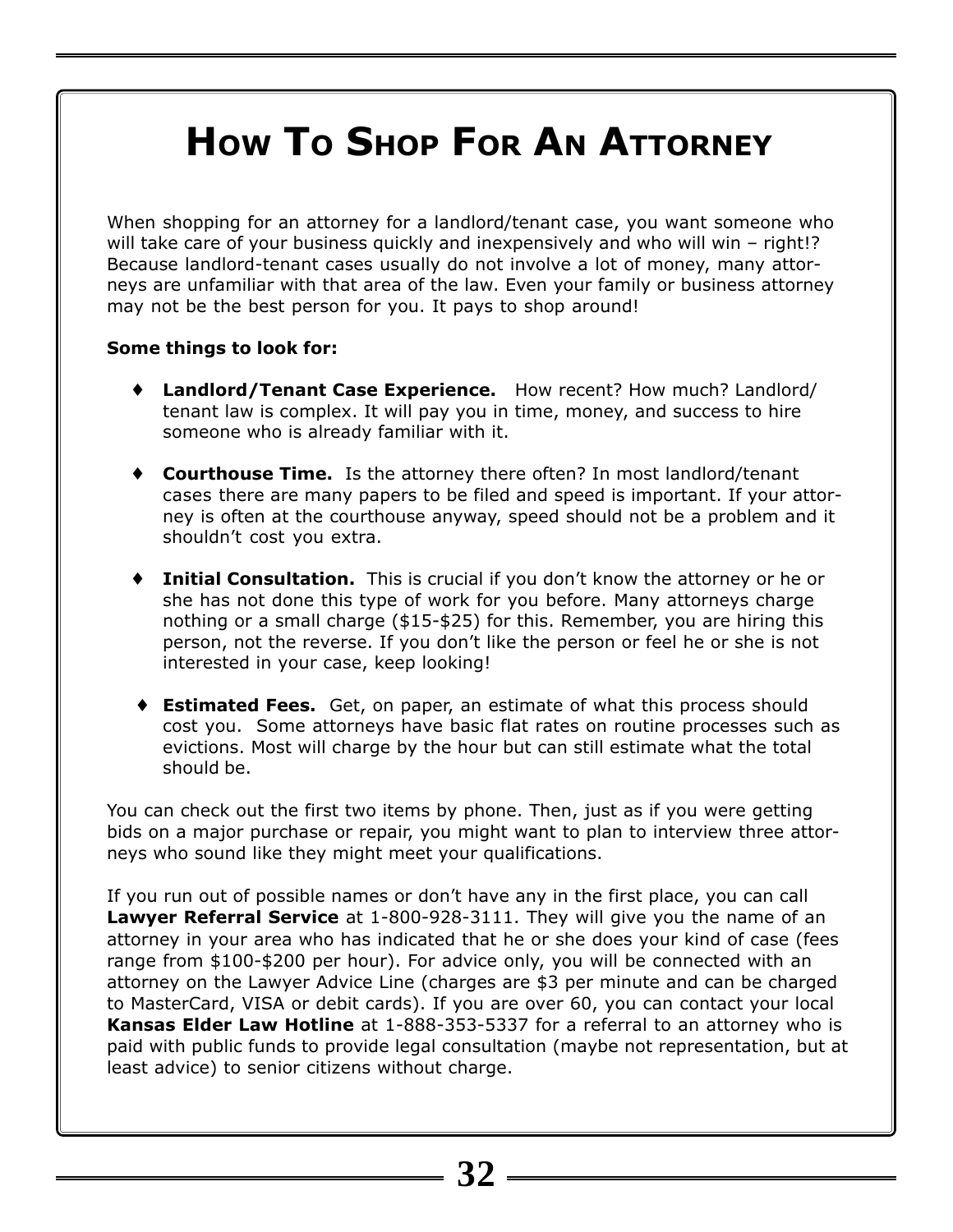# How To Shop For An Attorney

When shopping for an attorney for a landlord/tenant case, you want someone who will take care of your business quickly and inexpensively and who will win – right!? Because landlord-tenant cases usually do not involve a lot of money, many attorneys are unfamiliar with that area of the law. Even your family or business attorney may not be the best person for you. It pays to shop around!

**Some things to look for:**

- **Landlord/Tenant Case Experience.** How recent? How much? Landlord/tenant law is complex. It will pay you in time, money, and success to hire someone who is already familiar with it.
- **Courthouse Time.** Is the attorney there often? In most landlord/tenant cases there are many papers to be filed and speed is important. If your attorney is often at the courthouse anyway, speed should not be a problem and it shouldn't cost you extra.
- **Initial Consultation.** This is crucial if you don't know the attorney or he or she has not done this type of work for you before. Many attorneys charge nothing or a small charge ($15-$25) for this. Remember, you are hiring this person, not the reverse. If you don't like the person or feel he or she is not interested in your case, keep looking!
- **Estimated Fees.** Get, on paper, an estimate of what this process should cost you. Some attorneys have basic flat rates on routine processes such as evictions. Most will charge by the hour but can still estimate what the total should be.

You can check out the first two items by phone. Then, just as if you were getting bids on a major purchase or repair, you might want to plan to interview three attorneys who sound like they might meet your qualifications.

If you run out of possible names or don't have any in the first place, you can call **Lawyer Referral Service** at 1-800-928-3111. They will give you the name of an attorney in your area who has indicated that he or she does your kind of case (fees range from $100-$200 per hour). For advice only, you will be connected with an attorney on the Lawyer Advice Line (charges are $3 per minute and can be charged to MasterCard, VISA or debit cards). If you are over 60, you can contact your local **Kansas Elder Law Hotline** at 1-888-353-5337 for a referral to an attorney who is paid with public funds to provide legal consultation (maybe not representation, but at least advice) to senior citizens without charge.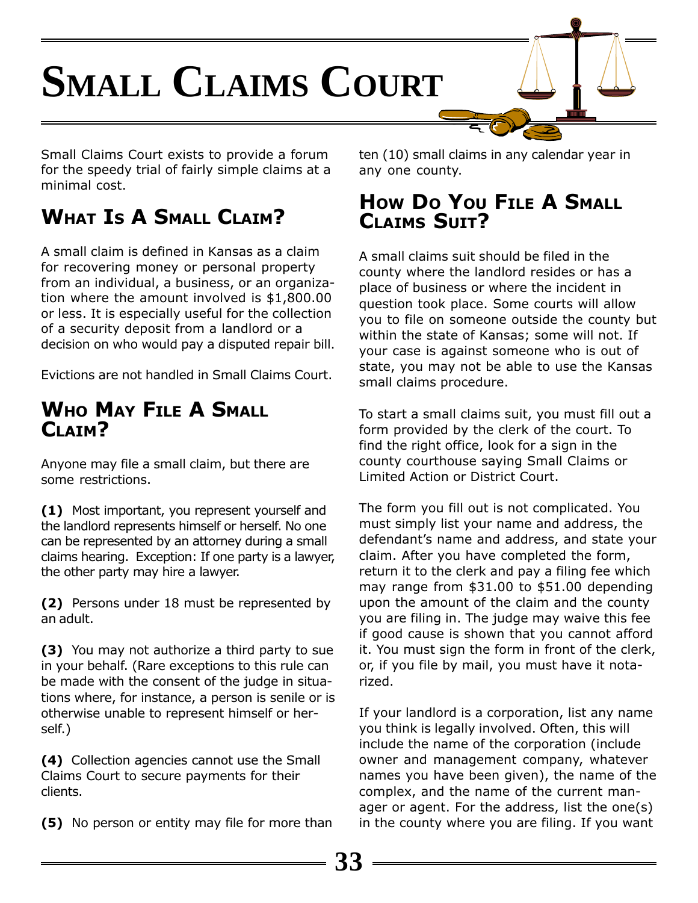# Small Claims Court

Small Claims Court exists to provide a forum for the speedy trial of fairly simple claims at a minimal cost.

## What Is A Small Claim?

A small claim is defined in Kansas as a claim for recovering money or personal property from an individual, a business, or an organization where the amount involved is $1,800.00 or less. It is especially useful for the collection of a security deposit from a landlord or a decision on who would pay a disputed repair bill.

Evictions are not handled in Small Claims Court.

## Who May File A Small Claim?

Anyone may file a small claim, but there are some restrictions.

**(1)** Most important, you represent yourself and the landlord represents himself or herself. No one can be represented by an attorney during a small claims hearing. Exception: If one party is a lawyer, the other party may hire a lawyer.

**(2)** Persons under 18 must be represented by an adult.

**(3)** You may not authorize a third party to sue in your behalf. (Rare exceptions to this rule can be made with the consent of the judge in situations where, for instance, a person is senile or is otherwise unable to represent himself or herself.)

**(4)** Collection agencies cannot use the Small Claims Court to secure payments for their clients.

**(5)** No person or entity may file for more than ten (10) small claims in any calendar year in any one county.

## How Do You File A Small Claims Suit?

A small claims suit should be filed in the county where the landlord resides or has a place of business or where the incident in question took place. Some courts will allow you to file on someone outside the county but within the state of Kansas; some will not. If your case is against someone who is out of state, you may not be able to use the Kansas small claims procedure.

To start a small claims suit, you must fill out a form provided by the clerk of the court. To find the right office, look for a sign in the county courthouse saying Small Claims or Limited Action or District Court.

The form you fill out is not complicated. You must simply list your name and address, the defendant's name and address, and state your claim. After you have completed the form, return it to the clerk and pay a filing fee which may range from $31.00 to $51.00 depending upon the amount of the claim and the county you are filing in. The judge may waive this fee if good cause is shown that you cannot afford it. You must sign the form in front of the clerk, or, if you file by mail, you must have it notarized.

If your landlord is a corporation, list any name you think is legally involved. Often, this will include the name of the corporation (include owner and management company, whatever names you have been given), the name of the complex, and the name of the current manager or agent. For the address, list the one(s) in the county where you are filing. If you want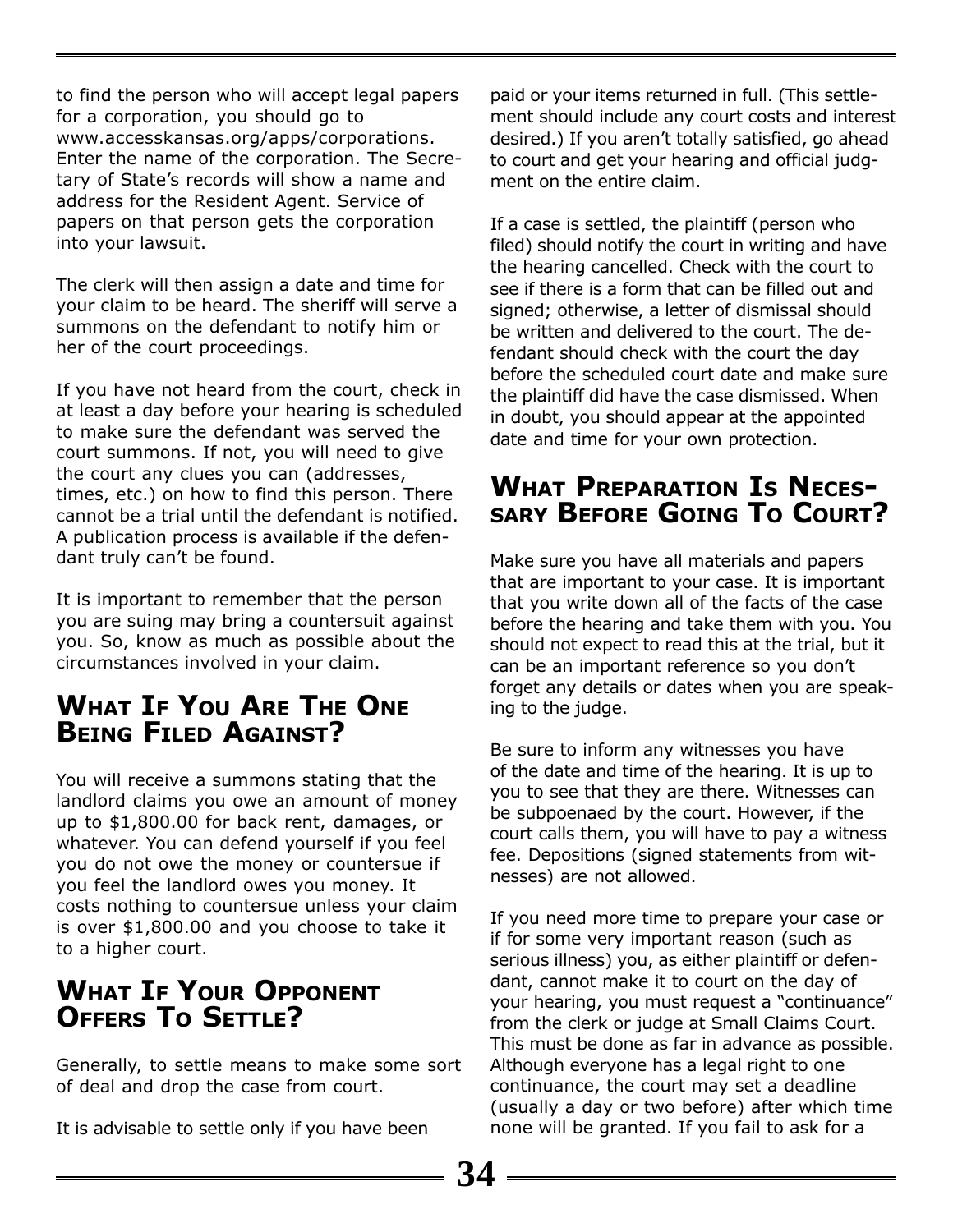to find the person who will accept legal papers for a corporation, you should go to www.accesskansas.org/apps/corporations. Enter the name of the corporation. The Secretary of State's records will show a name and address for the Resident Agent. Service of papers on that person gets the corporation into your lawsuit.

The clerk will then assign a date and time for your claim to be heard. The sheriff will serve a summons on the defendant to notify him or her of the court proceedings.

If you have not heard from the court, check in at least a day before your hearing is scheduled to make sure the defendant was served the court summons. If not, you will need to give the court any clues you can (addresses, times, etc.) on how to find this person. There cannot be a trial until the defendant is notified. A publication process is available if the defendant truly can't be found.

It is important to remember that the person you are suing may bring a countersuit against you. So, know as much as possible about the circumstances involved in your claim.

## What If You Are The One Being Filed Against?

You will receive a summons stating that the landlord claims you owe an amount of money up to $1,800.00 for back rent, damages, or whatever. You can defend yourself if you feel you do not owe the money or countersue if you feel the landlord owes you money. It costs nothing to countersue unless your claim is over $1,800.00 and you choose to take it to a higher court.

## What If Your Opponent Offers To Settle?

Generally, to settle means to make some sort of deal and drop the case from court.

It is advisable to settle only if you have been paid or your items returned in full. (This settlement should include any court costs and interest desired.) If you aren't totally satisfied, go ahead to court and get your hearing and official judgment on the entire claim.

If a case is settled, the plaintiff (person who filed) should notify the court in writing and have the hearing cancelled. Check with the court to see if there is a form that can be filled out and signed; otherwise, a letter of dismissal should be written and delivered to the court. The defendant should check with the court the day before the scheduled court date and make sure the plaintiff did have the case dismissed. When in doubt, you should appear at the appointed date and time for your own protection.

## What Preparation Is Necessary Before Going To Court?

Make sure you have all materials and papers that are important to your case. It is important that you write down all of the facts of the case before the hearing and take them with you. You should not expect to read this at the trial, but it can be an important reference so you don't forget any details or dates when you are speaking to the judge.

Be sure to inform any witnesses you have of the date and time of the hearing. It is up to you to see that they are there. Witnesses can be subpoenaed by the court. However, if the court calls them, you will have to pay a witness fee. Depositions (signed statements from witnesses) are not allowed.

If you need more time to prepare your case or if for some very important reason (such as serious illness) you, as either plaintiff or defendant, cannot make it to court on the day of your hearing, you must request a "continuance" from the clerk or judge at Small Claims Court. This must be done as far in advance as possible. Although everyone has a legal right to one continuance, the court may set a deadline (usually a day or two before) after which time none will be granted. If you fail to ask for a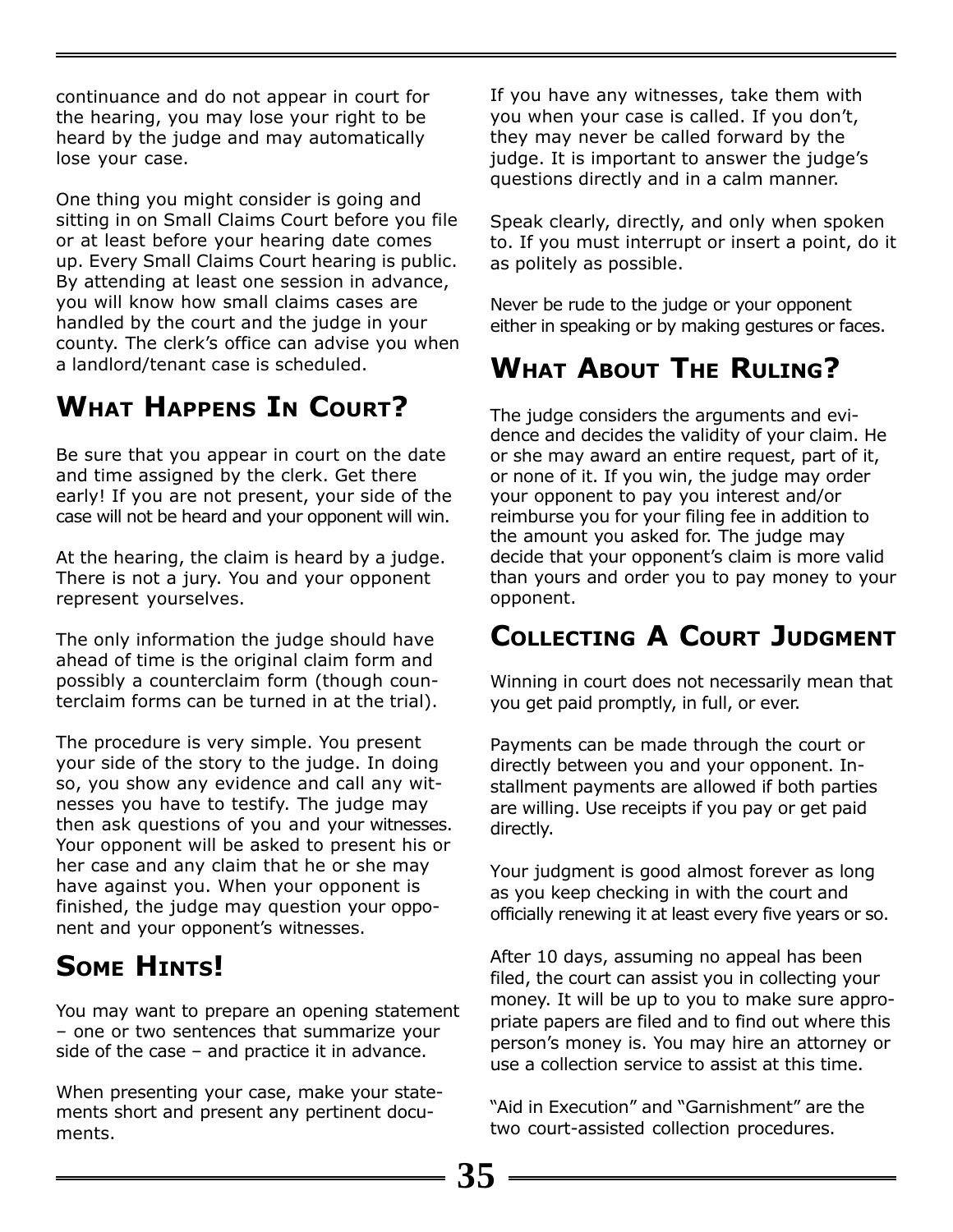continuance and do not appear in court for the hearing, you may lose your right to be heard by the judge and may automatically lose your case.

One thing you might consider is going and sitting in on Small Claims Court before you file or at least before your hearing date comes up. Every Small Claims Court hearing is public. By attending at least one session in advance, you will know how small claims cases are handled by the court and the judge in your county. The clerk's office can advise you when a landlord/tenant case is scheduled.

## What Happens In Court?

Be sure that you appear in court on the date and time assigned by the clerk. Get there early! If you are not present, your side of the case will not be heard and your opponent will win.

At the hearing, the claim is heard by a judge. There is not a jury. You and your opponent represent yourselves.

The only information the judge should have ahead of time is the original claim form and possibly a counterclaim form (though counterclaim forms can be turned in at the trial).

The procedure is very simple. You present your side of the story to the judge. In doing so, you show any evidence and call any witnesses you have to testify. The judge may then ask questions of you and your witnesses. Your opponent will be asked to present his or her case and any claim that he or she may have against you. When your opponent is finished, the judge may question your opponent and your opponent's witnesses.

## Some Hints!

You may want to prepare an opening statement – one or two sentences that summarize your side of the case – and practice it in advance.

When presenting your case, make your statements short and present any pertinent documents.

If you have any witnesses, take them with you when your case is called. If you don't, they may never be called forward by the judge. It is important to answer the judge's questions directly and in a calm manner.

Speak clearly, directly, and only when spoken to. If you must interrupt or insert a point, do it as politely as possible.

Never be rude to the judge or your opponent either in speaking or by making gestures or faces.

## What About The Ruling?

The judge considers the arguments and evidence and decides the validity of your claim. He or she may award an entire request, part of it, or none of it. If you win, the judge may order your opponent to pay you interest and/or reimburse you for your filing fee in addition to the amount you asked for. The judge may decide that your opponent's claim is more valid than yours and order you to pay money to your opponent.

## Collecting A Court Judgment

Winning in court does not necessarily mean that you get paid promptly, in full, or ever.

Payments can be made through the court or directly between you and your opponent. Installment payments are allowed if both parties are willing. Use receipts if you pay or get paid directly.

Your judgment is good almost forever as long as you keep checking in with the court and officially renewing it at least every five years or so.

After 10 days, assuming no appeal has been filed, the court can assist you in collecting your money. It will be up to you to make sure appropriate papers are filed and to find out where this person's money is. You may hire an attorney or use a collection service to assist at this time.

"Aid in Execution" and "Garnishment" are the two court-assisted collection procedures.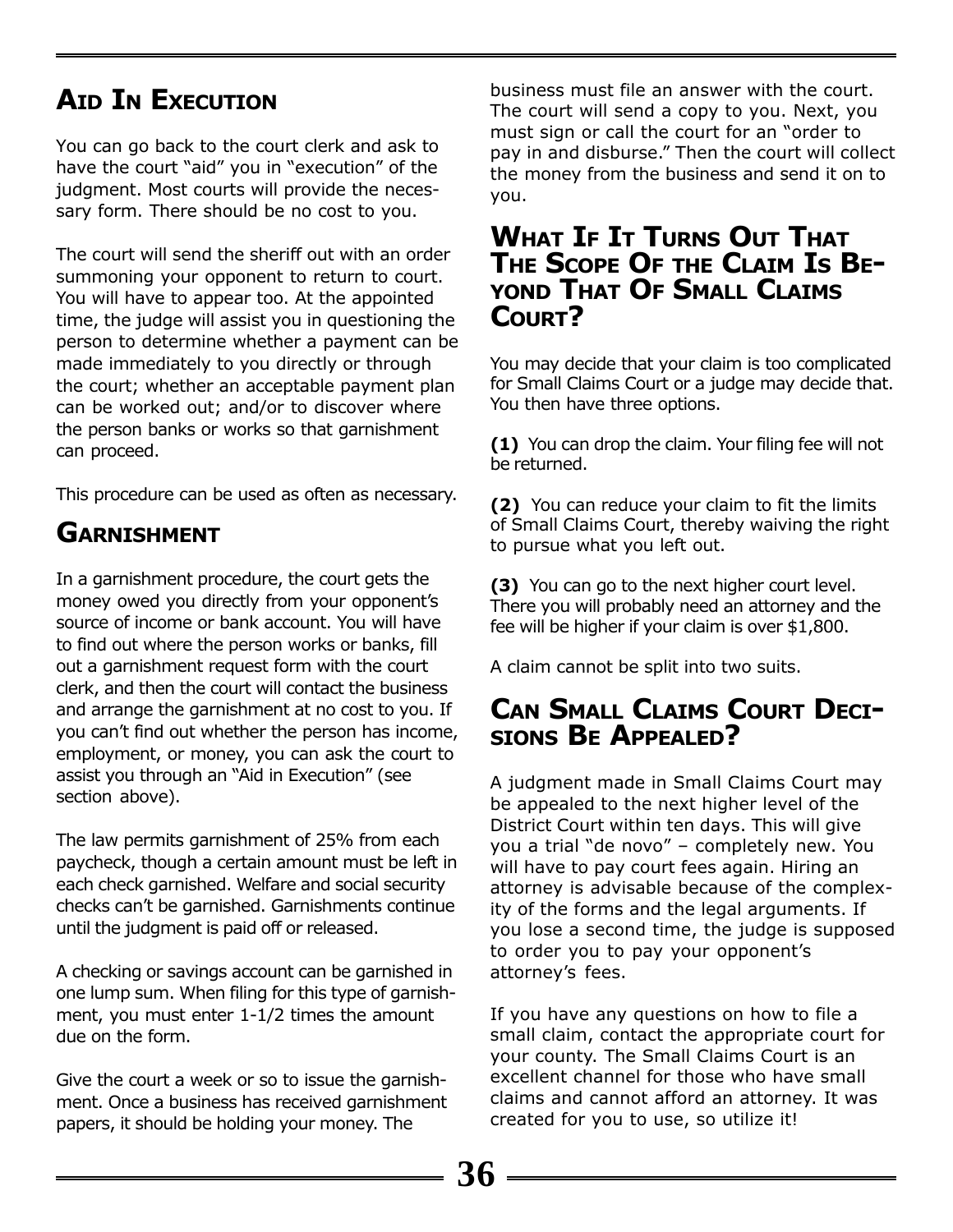## Aid In Execution

You can go back to the court clerk and ask to have the court "aid" you in "execution" of the judgment. Most courts will provide the necessary form. There should be no cost to you.

The court will send the sheriff out with an order summoning your opponent to return to court. You will have to appear too. At the appointed time, the judge will assist you in questioning the person to determine whether a payment can be made immediately to you directly or through the court; whether an acceptable payment plan can be worked out; and/or to discover where the person banks or works so that garnishment can proceed.

This procedure can be used as often as necessary.

## Garnishment

In a garnishment procedure, the court gets the money owed you directly from your opponent's source of income or bank account. You will have to find out where the person works or banks, fill out a garnishment request form with the court clerk, and then the court will contact the business and arrange the garnishment at no cost to you. If you can't find out whether the person has income, employment, or money, you can ask the court to assist you through an "Aid in Execution" (see section above).

The law permits garnishment of 25% from each paycheck, though a certain amount must be left in each check garnished. Welfare and social security checks can't be garnished. Garnishments continue until the judgment is paid off or released.

A checking or savings account can be garnished in one lump sum. When filing for this type of garnishment, you must enter 1-1/2 times the amount due on the form.

Give the court a week or so to issue the garnishment. Once a business has received garnishment papers, it should be holding your money. The business must file an answer with the court. The court will send a copy to you. Next, you must sign or call the court for an "order to pay in and disburse." Then the court will collect the money from the business and send it on to you.

## What If It Turns Out That The Scope Of the Claim Is Beyond That Of Small Claims Court?

You may decide that your claim is too complicated for Small Claims Court or a judge may decide that. You then have three options.

**(1)** You can drop the claim. Your filing fee will not be returned.

**(2)** You can reduce your claim to fit the limits of Small Claims Court, thereby waiving the right to pursue what you left out.

**(3)** You can go to the next higher court level. There you will probably need an attorney and the fee will be higher if your claim is over $1,800.

A claim cannot be split into two suits.

## Can Small Claims Court Decisions Be Appealed?

A judgment made in Small Claims Court may be appealed to the next higher level of the District Court within ten days. This will give you a trial "de novo" – completely new. You will have to pay court fees again. Hiring an attorney is advisable because of the complexity of the forms and the legal arguments. If you lose a second time, the judge is supposed to order you to pay your opponent's attorney's fees.

If you have any questions on how to file a small claim, contact the appropriate court for your county. The Small Claims Court is an excellent channel for those who have small claims and cannot afford an attorney. It was created for you to use, so utilize it!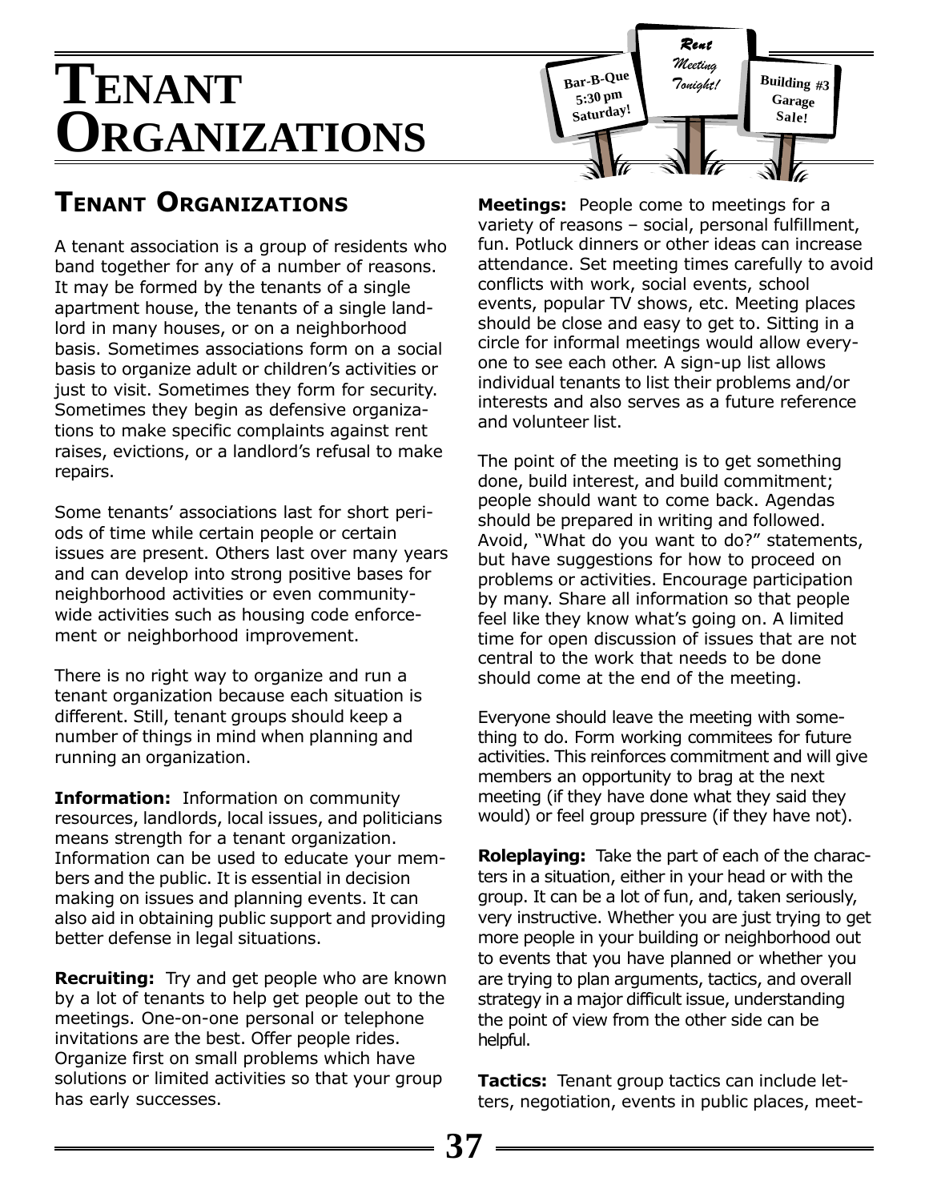# TENANT ORGANIZATIONS

## TENANT ORGANIZATIONS

A tenant association is a group of residents who band together for any of a number of reasons. It may be formed by the tenants of a single apartment house, the tenants of a single landlord in many houses, or on a neighborhood basis. Sometimes associations form on a social basis to organize adult or children's activities or just to visit. Sometimes they form for security. Sometimes they begin as defensive organizations to make specific complaints against rent raises, evictions, or a landlord's refusal to make repairs.

Some tenants' associations last for short periods of time while certain people or certain issues are present. Others last over many years and can develop into strong positive bases for neighborhood activities or even community-wide activities such as housing code enforcement or neighborhood improvement.

There is no right way to organize and run a tenant organization because each situation is different. Still, tenant groups should keep a number of things in mind when planning and running an organization.

**Information:** Information on community resources, landlords, local issues, and politicians means strength for a tenant organization. Information can be used to educate your members and the public. It is essential in decision making on issues and planning events. It can also aid in obtaining public support and providing better defense in legal situations.

**Recruiting:** Try and get people who are known by a lot of tenants to help get people out to the meetings. One-on-one personal or telephone invitations are the best. Offer people rides. Organize first on small problems which have solutions or limited activities so that your group has early successes.

**Meetings:** People come to meetings for a variety of reasons – social, personal fulfillment, fun. Potluck dinners or other ideas can increase attendance. Set meeting times carefully to avoid conflicts with work, social events, school events, popular TV shows, etc. Meeting places should be close and easy to get to. Sitting in a circle for informal meetings would allow everyone to see each other. A sign-up list allows individual tenants to list their problems and/or interests and also serves as a future reference and volunteer list.

The point of the meeting is to get something done, build interest, and build commitment; people should want to come back. Agendas should be prepared in writing and followed. Avoid, "What do you want to do?" statements, but have suggestions for how to proceed on problems or activities. Encourage participation by many. Share all information so that people feel like they know what's going on. A limited time for open discussion of issues that are not central to the work that needs to be done should come at the end of the meeting.

Everyone should leave the meeting with something to do. Form working commitees for future activities. This reinforces commitment and will give members an opportunity to brag at the next meeting (if they have done what they said they would) or feel group pressure (if they have not).

**Roleplaying:** Take the part of each of the characters in a situation, either in your head or with the group. It can be a lot of fun, and, taken seriously, very instructive. Whether you are just trying to get more people in your building or neighborhood out to events that you have planned or whether you are trying to plan arguments, tactics, and overall strategy in a major difficult issue, understanding the point of view from the other side can be helpful.

**Tactics:** Tenant group tactics can include letters, negotiation, events in public places, meet-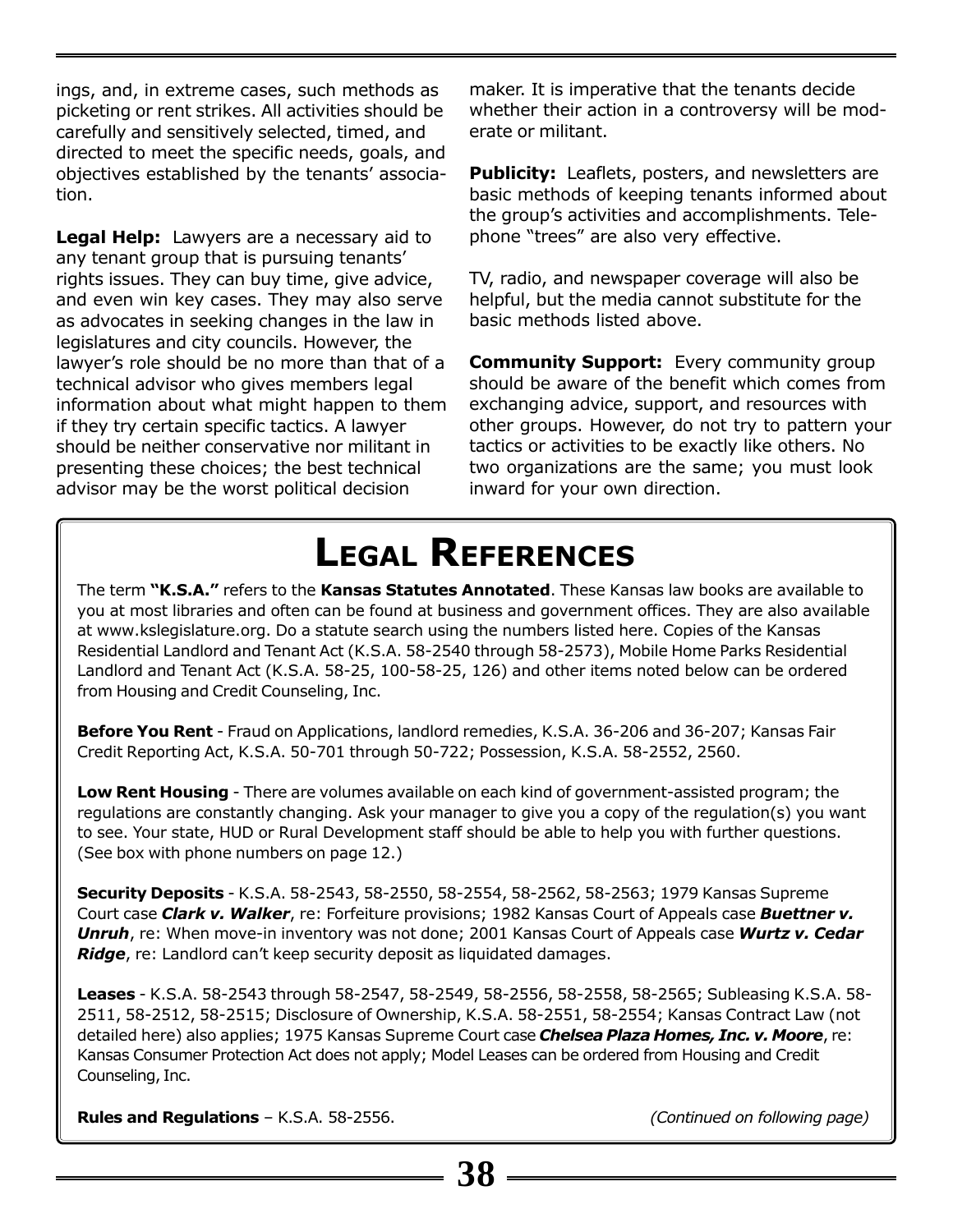ings, and, in extreme cases, such methods as picketing or rent strikes. All activities should be carefully and sensitively selected, timed, and directed to meet the specific needs, goals, and objectives established by the tenants' association.

**Legal Help:** Lawyers are a necessary aid to any tenant group that is pursuing tenants' rights issues. They can buy time, give advice, and even win key cases. They may also serve as advocates in seeking changes in the law in legislatures and city councils. However, the lawyer's role should be no more than that of a technical advisor who gives members legal information about what might happen to them if they try certain specific tactics. A lawyer should be neither conservative nor militant in presenting these choices; the best technical advisor may be the worst political decision maker. It is imperative that the tenants decide whether their action in a controversy will be moderate or militant.

**Publicity:** Leaflets, posters, and newsletters are basic methods of keeping tenants informed about the group's activities and accomplishments. Telephone "trees" are also very effective.

TV, radio, and newspaper coverage will also be helpful, but the media cannot substitute for the basic methods listed above.

**Community Support:** Every community group should be aware of the benefit which comes from exchanging advice, support, and resources with other groups. However, do not try to pattern your tactics or activities to be exactly like others. No two organizations are the same; you must look inward for your own direction.

# Legal References

The term **"K.S.A."** refers to the **Kansas Statutes Annotated**. These Kansas law books are available to you at most libraries and often can be found at business and government offices. They are also available at www.kslegislature.org. Do a statute search using the numbers listed here. Copies of the Kansas Residential Landlord and Tenant Act (K.S.A. 58-2540 through 58-2573), Mobile Home Parks Residential Landlord and Tenant Act (K.S.A. 58-25, 100-58-25, 126) and other items noted below can be ordered from Housing and Credit Counseling, Inc.

**Before You Rent** - Fraud on Applications, landlord remedies, K.S.A. 36-206 and 36-207; Kansas Fair Credit Reporting Act, K.S.A. 50-701 through 50-722; Possession, K.S.A. 58-2552, 2560.

**Low Rent Housing** - There are volumes available on each kind of government-assisted program; the regulations are constantly changing. Ask your manager to give you a copy of the regulation(s) you want to see. Your state, HUD or Rural Development staff should be able to help you with further questions. (See box with phone numbers on page 12.)

**Security Deposits** - K.S.A. 58-2543, 58-2550, 58-2554, 58-2562, 58-2563; 1979 Kansas Supreme Court case ***Clark v. Walker***, re: Forfeiture provisions; 1982 Kansas Court of Appeals case ***Buettner v. Unruh***, re: When move-in inventory was not done; 2001 Kansas Court of Appeals case ***Wurtz v. Cedar Ridge***, re: Landlord can't keep security deposit as liquidated damages.

**Leases** - K.S.A. 58-2543 through 58-2547, 58-2549, 58-2556, 58-2558, 58-2565; Subleasing K.S.A. 58-2511, 58-2512, 58-2515; Disclosure of Ownership, K.S.A. 58-2551, 58-2554; Kansas Contract Law (not detailed here) also applies; 1975 Kansas Supreme Court case ***Chelsea Plaza Homes, Inc. v. Moore***, re: Kansas Consumer Protection Act does not apply; Model Leases can be ordered from Housing and Credit Counseling, Inc.

**Rules and Regulations** – K.S.A. 58-2556.

*(Continued on following page)*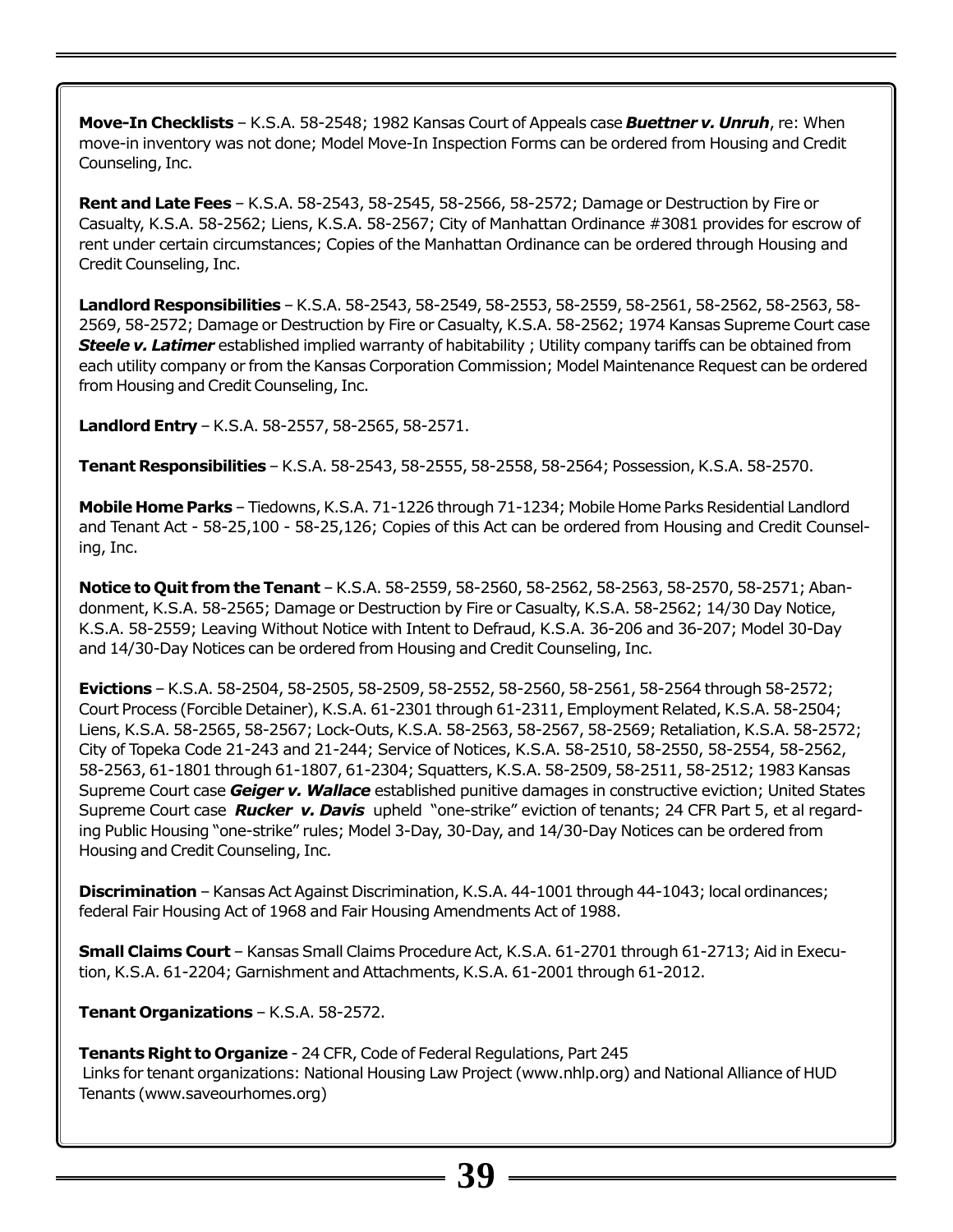**Move-In Checklists** – K.S.A. 58-2548; 1982 Kansas Court of Appeals case ***Buettner v. Unruh***, re: When move-in inventory was not done; Model Move-In Inspection Forms can be ordered from Housing and Credit Counseling, Inc.

**Rent and Late Fees** – K.S.A. 58-2543, 58-2545, 58-2566, 58-2572; Damage or Destruction by Fire or Casualty, K.S.A. 58-2562; Liens, K.S.A. 58-2567; City of Manhattan Ordinance #3081 provides for escrow of rent under certain circumstances; Copies of the Manhattan Ordinance can be ordered through Housing and Credit Counseling, Inc.

**Landlord Responsibilities** – K.S.A. 58-2543, 58-2549, 58-2553, 58-2559, 58-2561, 58-2562, 58-2563, 58-2569, 58-2572; Damage or Destruction by Fire or Casualty, K.S.A. 58-2562; 1974 Kansas Supreme Court case ***Steele v. Latimer*** established implied warranty of habitability ; Utility company tariffs can be obtained from each utility company or from the Kansas Corporation Commission; Model Maintenance Request can be ordered from Housing and Credit Counseling, Inc.

**Landlord Entry** – K.S.A. 58-2557, 58-2565, 58-2571.

**Tenant Responsibilities** – K.S.A. 58-2543, 58-2555, 58-2558, 58-2564; Possession, K.S.A. 58-2570.

**Mobile Home Parks** – Tiedowns, K.S.A. 71-1226 through 71-1234; Mobile Home Parks Residential Landlord and Tenant Act - 58-25,100 - 58-25,126; Copies of this Act can be ordered from Housing and Credit Counseling, Inc.

**Notice to Quit from the Tenant** – K.S.A. 58-2559, 58-2560, 58-2562, 58-2563, 58-2570, 58-2571; Abandonment, K.S.A. 58-2565; Damage or Destruction by Fire or Casualty, K.S.A. 58-2562; 14/30 Day Notice, K.S.A. 58-2559; Leaving Without Notice with Intent to Defraud, K.S.A. 36-206 and 36-207; Model 30-Day and 14/30-Day Notices can be ordered from Housing and Credit Counseling, Inc.

**Evictions** – K.S.A. 58-2504, 58-2505, 58-2509, 58-2552, 58-2560, 58-2561, 58-2564 through 58-2572; Court Process (Forcible Detainer), K.S.A. 61-2301 through 61-2311, Employment Related, K.S.A. 58-2504; Liens, K.S.A. 58-2565, 58-2567; Lock-Outs, K.S.A. 58-2563, 58-2567, 58-2569; Retaliation, K.S.A. 58-2572; City of Topeka Code 21-243 and 21-244; Service of Notices, K.S.A. 58-2510, 58-2550, 58-2554, 58-2562, 58-2563, 61-1801 through 61-1807, 61-2304; Squatters, K.S.A. 58-2509, 58-2511, 58-2512; 1983 Kansas Supreme Court case ***Geiger v. Wallace*** established punitive damages in constructive eviction; United States Supreme Court case ***Rucker v. Davis*** upheld "one-strike" eviction of tenants; 24 CFR Part 5, et al regarding Public Housing "one-strike" rules; Model 3-Day, 30-Day, and 14/30-Day Notices can be ordered from Housing and Credit Counseling, Inc.

**Discrimination** – Kansas Act Against Discrimination, K.S.A. 44-1001 through 44-1043; local ordinances; federal Fair Housing Act of 1968 and Fair Housing Amendments Act of 1988.

**Small Claims Court** – Kansas Small Claims Procedure Act, K.S.A. 61-2701 through 61-2713; Aid in Execution, K.S.A. 61-2204; Garnishment and Attachments, K.S.A. 61-2001 through 61-2012.

**Tenant Organizations** – K.S.A. 58-2572.

**Tenants Right to Organize** - 24 CFR, Code of Federal Regulations, Part 245
Links for tenant organizations: National Housing Law Project (www.nhlp.org) and National Alliance of HUD Tenants (www.saveourhomes.org)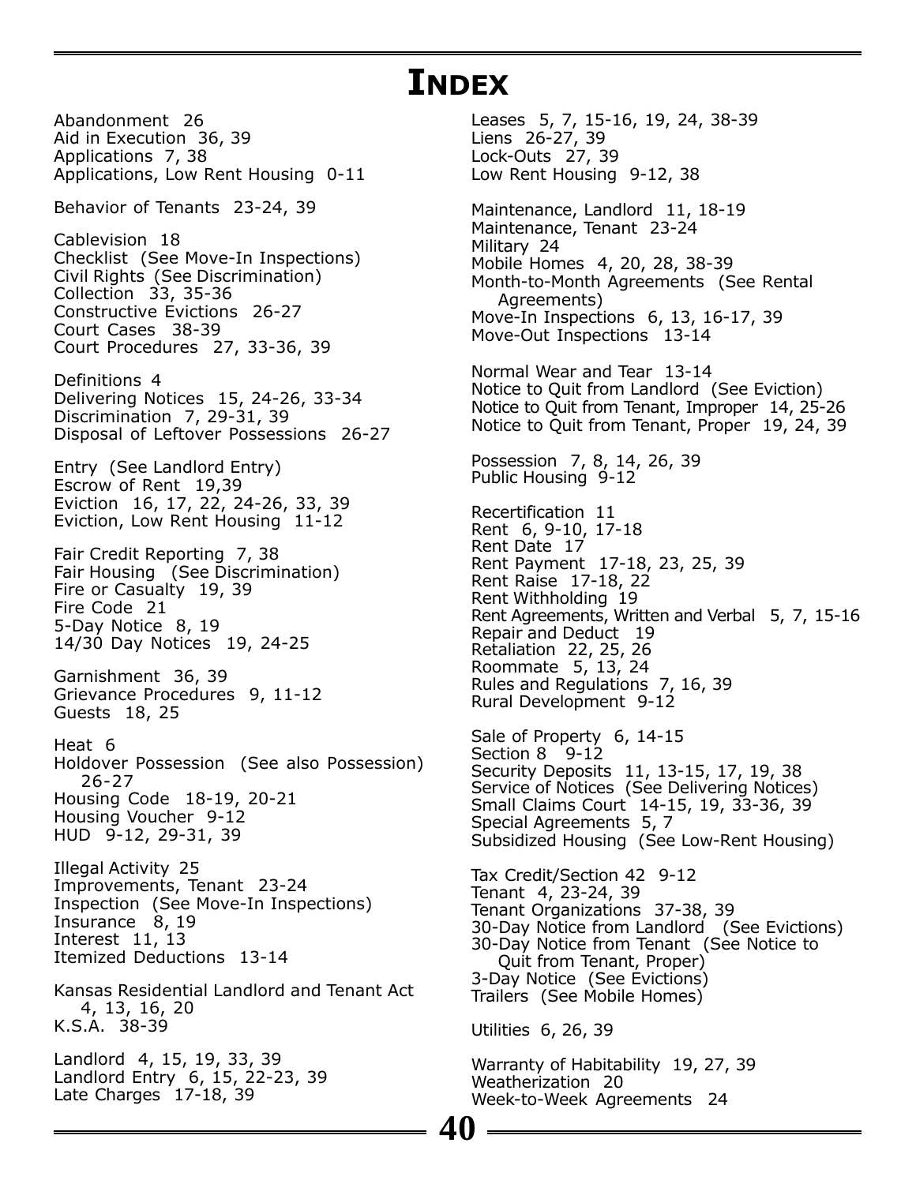# INDEX

Abandonment 26
Aid in Execution 36, 39
Applications 7, 38
Applications, Low Rent Housing 0-11

Behavior of Tenants 23-24, 39

Cablevision 18
Checklist (See Move-In Inspections)
Civil Rights (See Discrimination)
Collection 33, 35-36
Constructive Evictions 26-27
Court Cases 38-39
Court Procedures 27, 33-36, 39

Definitions 4
Delivering Notices 15, 24-26, 33-34
Discrimination 7, 29-31, 39
Disposal of Leftover Possessions 26-27

Entry (See Landlord Entry)
Escrow of Rent 19,39
Eviction 16, 17, 22, 24-26, 33, 39
Eviction, Low Rent Housing 11-12

Fair Credit Reporting 7, 38
Fair Housing (See Discrimination)
Fire or Casualty 19, 39
Fire Code 21
5-Day Notice 8, 19
14/30 Day Notices 19, 24-25

Garnishment 36, 39
Grievance Procedures 9, 11-12
Guests 18, 25

Heat 6
Holdover Possession (See also Possession) 26-27
Housing Code 18-19, 20-21
Housing Voucher 9-12
HUD 9-12, 29-31, 39

Illegal Activity 25
Improvements, Tenant 23-24
Inspection (See Move-In Inspections)
Insurance 8, 19
Interest 11, 13
Itemized Deductions 13-14

Kansas Residential Landlord and Tenant Act 4, 13, 16, 20
K.S.A. 38-39

Landlord 4, 15, 19, 33, 39
Landlord Entry 6, 15, 22-23, 39
Late Charges 17-18, 39

Leases 5, 7, 15-16, 19, 24, 38-39
Liens 26-27, 39
Lock-Outs 27, 39
Low Rent Housing 9-12, 38

Maintenance, Landlord 11, 18-19
Maintenance, Tenant 23-24
Military 24
Mobile Homes 4, 20, 28, 38-39
Month-to-Month Agreements (See Rental Agreements)
Move-In Inspections 6, 13, 16-17, 39
Move-Out Inspections 13-14

Normal Wear and Tear 13-14
Notice to Quit from Landlord (See Eviction)
Notice to Quit from Tenant, Improper 14, 25-26
Notice to Quit from Tenant, Proper 19, 24, 39

Possession 7, 8, 14, 26, 39
Public Housing 9-12

Recertification 11
Rent 6, 9-10, 17-18
Rent Date 17
Rent Payment 17-18, 23, 25, 39
Rent Raise 17-18, 22
Rent Withholding 19
Rent Agreements, Written and Verbal 5, 7, 15-16
Repair and Deduct 19
Retaliation 22, 25, 26
Roommate 5, 13, 24
Rules and Regulations 7, 16, 39
Rural Development 9-12

Sale of Property 6, 14-15
Section 8 9-12
Security Deposits 11, 13-15, 17, 19, 38
Service of Notices (See Delivering Notices)
Small Claims Court 14-15, 19, 33-36, 39
Special Agreements 5, 7
Subsidized Housing (See Low-Rent Housing)

Tax Credit/Section 42 9-12
Tenant 4, 23-24, 39
Tenant Organizations 37-38, 39
30-Day Notice from Landlord (See Evictions)
30-Day Notice from Tenant (See Notice to Quit from Tenant, Proper)
3-Day Notice (See Evictions)
Trailers (See Mobile Homes)

Utilities 6, 26, 39

Warranty of Habitability 19, 27, 39
Weatherization 20
Week-to-Week Agreements 24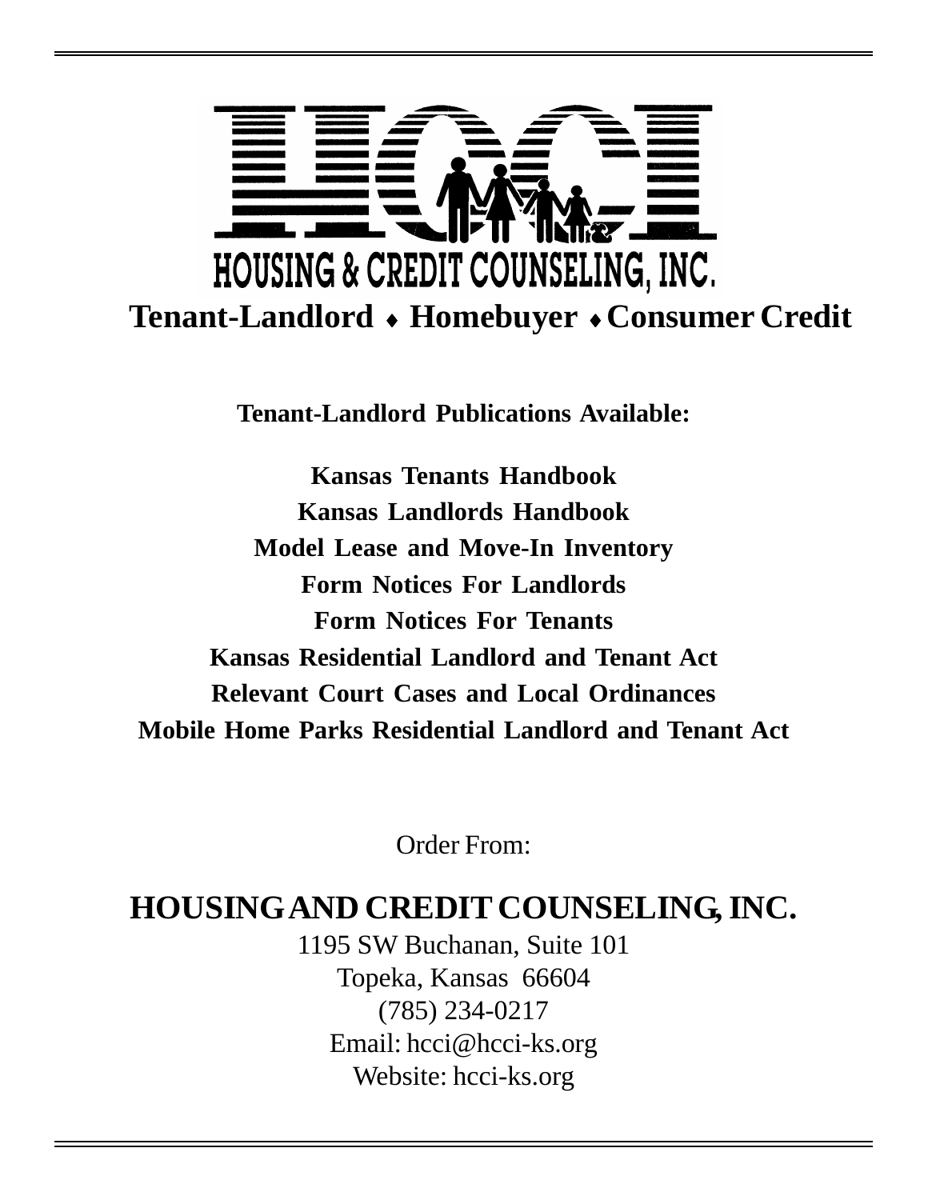# HOUSING & CREDIT COUNSELING, INC.

**Tenant-Landlord ♦ Homebuyer ♦ Consumer Credit**

**Tenant-Landlord Publications Available:**

**Kansas Tenants Handbook**
**Kansas Landlords Handbook**
**Model Lease and Move-In Inventory**
**Form Notices For Landlords**
**Form Notices For Tenants**
**Kansas Residential Landlord and Tenant Act**
**Relevant Court Cases and Local Ordinances**
**Mobile Home Parks Residential Landlord and Tenant Act**

Order From:

**HOUSING AND CREDIT COUNSELING, INC.**
1195 SW Buchanan, Suite 101
Topeka, Kansas 66604
(785) 234-0217
Email: hcci@hcci-ks.org
Website: hcci-ks.org